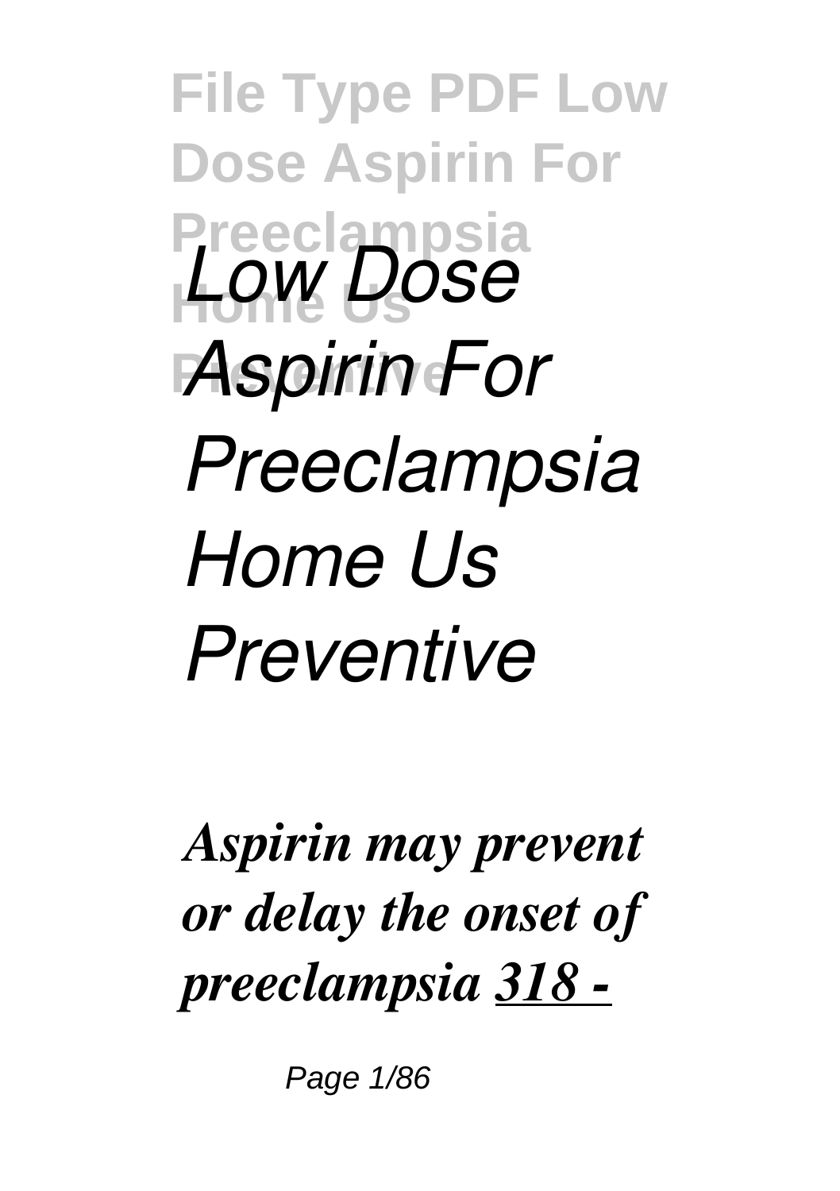# *Low Dose Aspirin For Preeclampsia Home Us Preventive*

***Aspirin may prevent or delay the onset of preeclampsia*** ***318 -***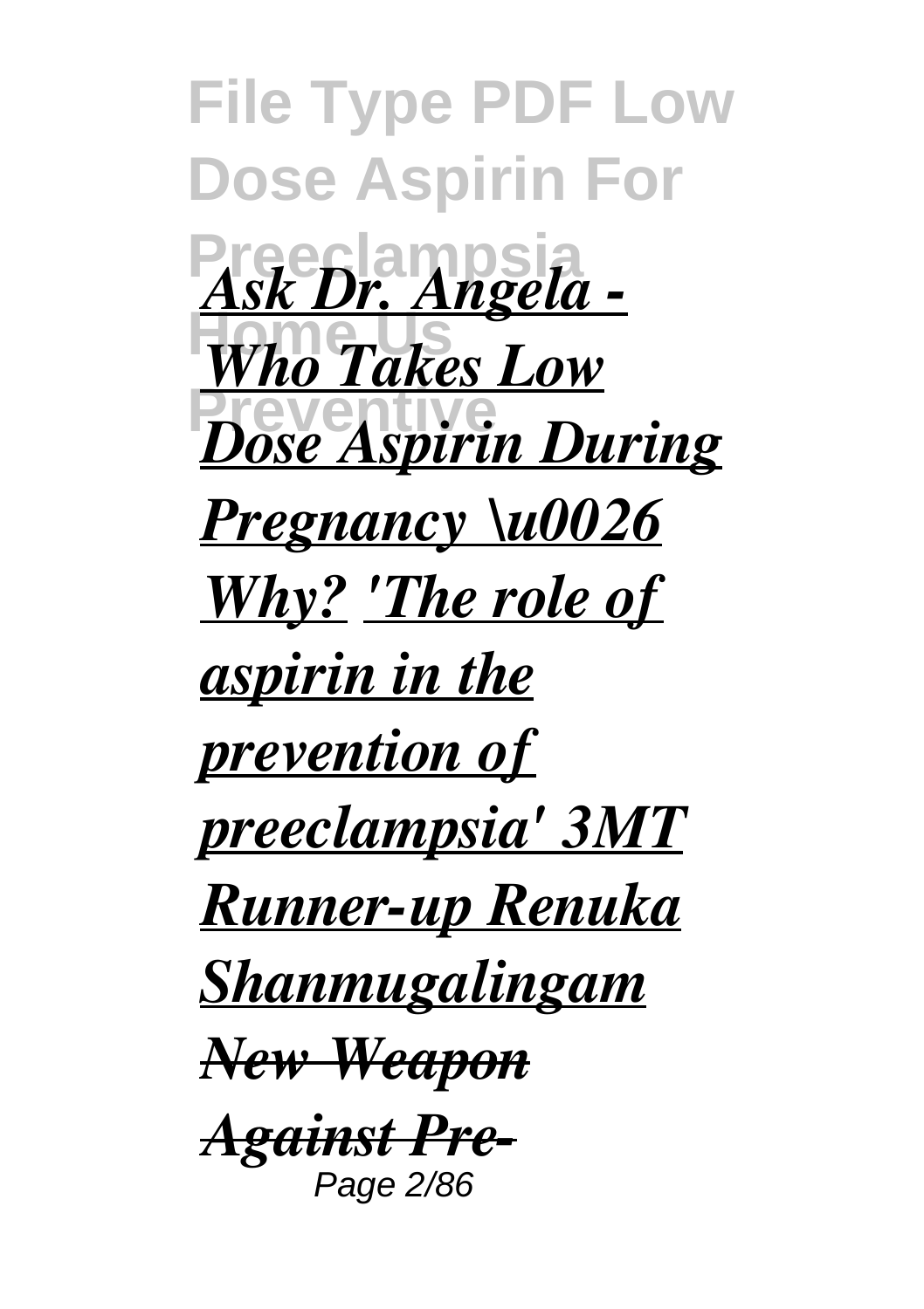*Ask Dr. Angela - Who Takes Low Dose Aspirin During Pregnancy \u0026 Why?* *'The role of aspirin in the prevention of preeclampsia' 3MT Runner-up Renuka Shanmugalingam* *New Weapon Against Pre-*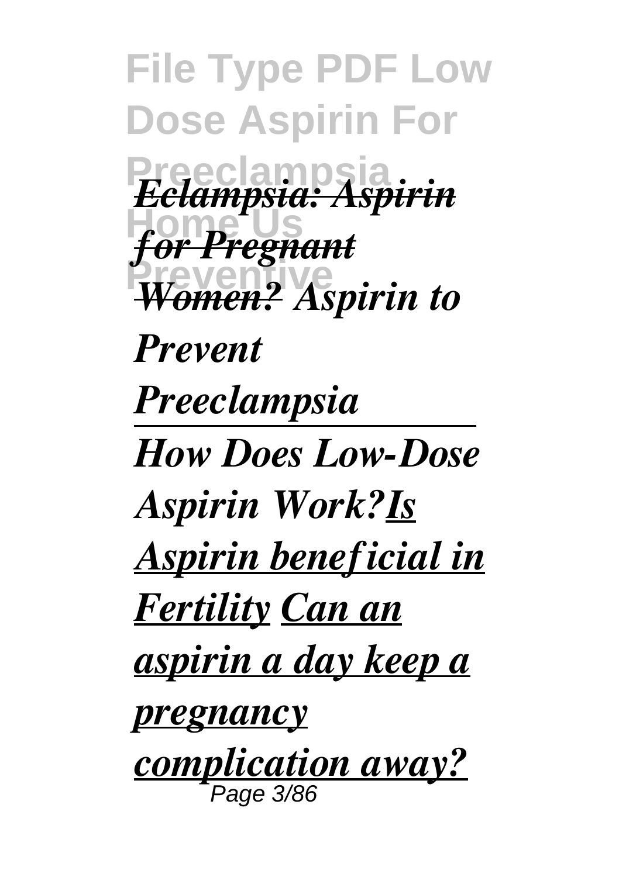*Eclampsia: Aspirin for Pregnant Women? Aspirin to Prevent Preeclampsia*

---

*How Does Low-Dose Aspirin Work?Is Aspirin beneficial in Fertility Can an aspirin a day keep a pregnancy complication away?*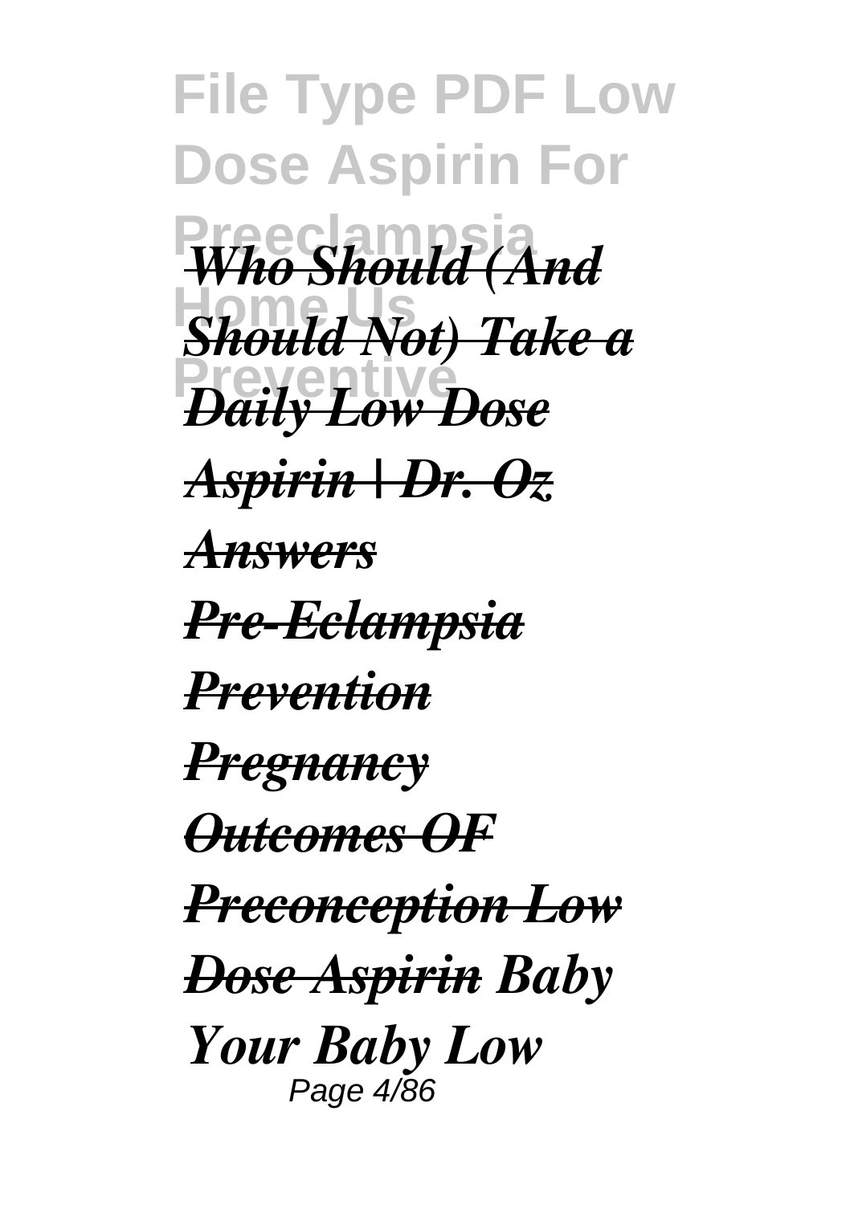*Who Should (And Should Not) Take a Daily Low Dose Aspirin | Dr. Oz Answers* *Pre-Eclampsia Prevention* *Pregnancy Outcomes OF Preconception Low Dose Aspirin* *Baby Your Baby Low*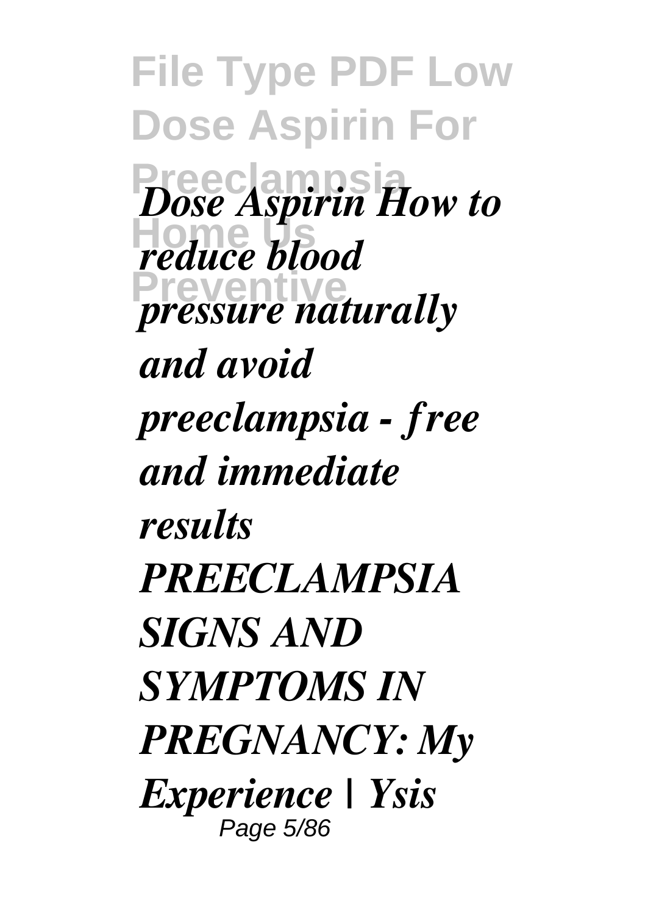*Dose Aspirin How to reduce blood pressure naturally and avoid preeclampsia - free and immediate results PREECLAMPSIA SIGNS AND SYMPTOMS IN PREGNANCY: My Experience | Ysis*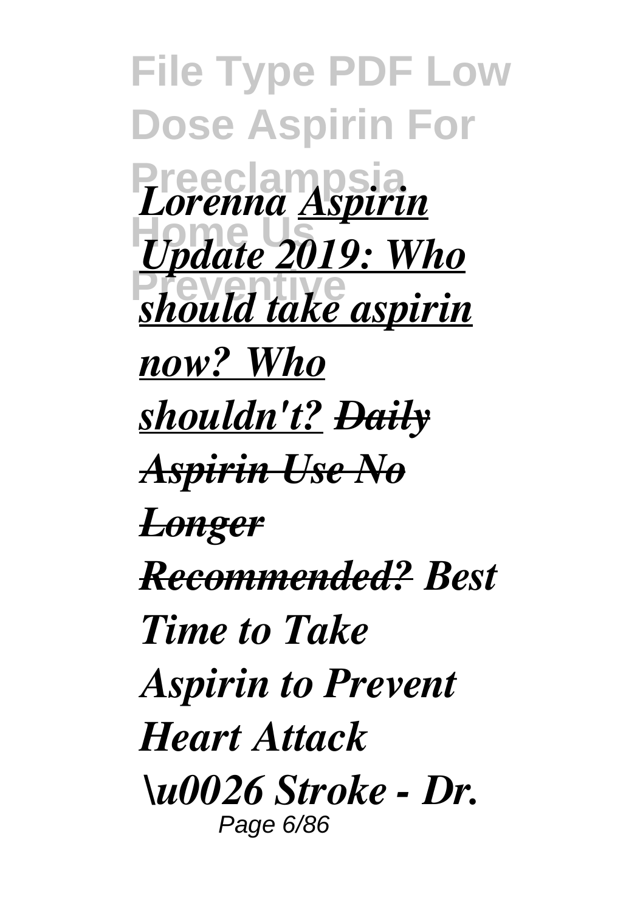*Lorenna* *Aspirin Update 2019: Who should take aspirin now? Who shouldn't?* ~~*Daily Aspirin Use No Longer Recommended?*~~ *Best Time to Take Aspirin to Prevent Heart Attack \u0026 Stroke - Dr.*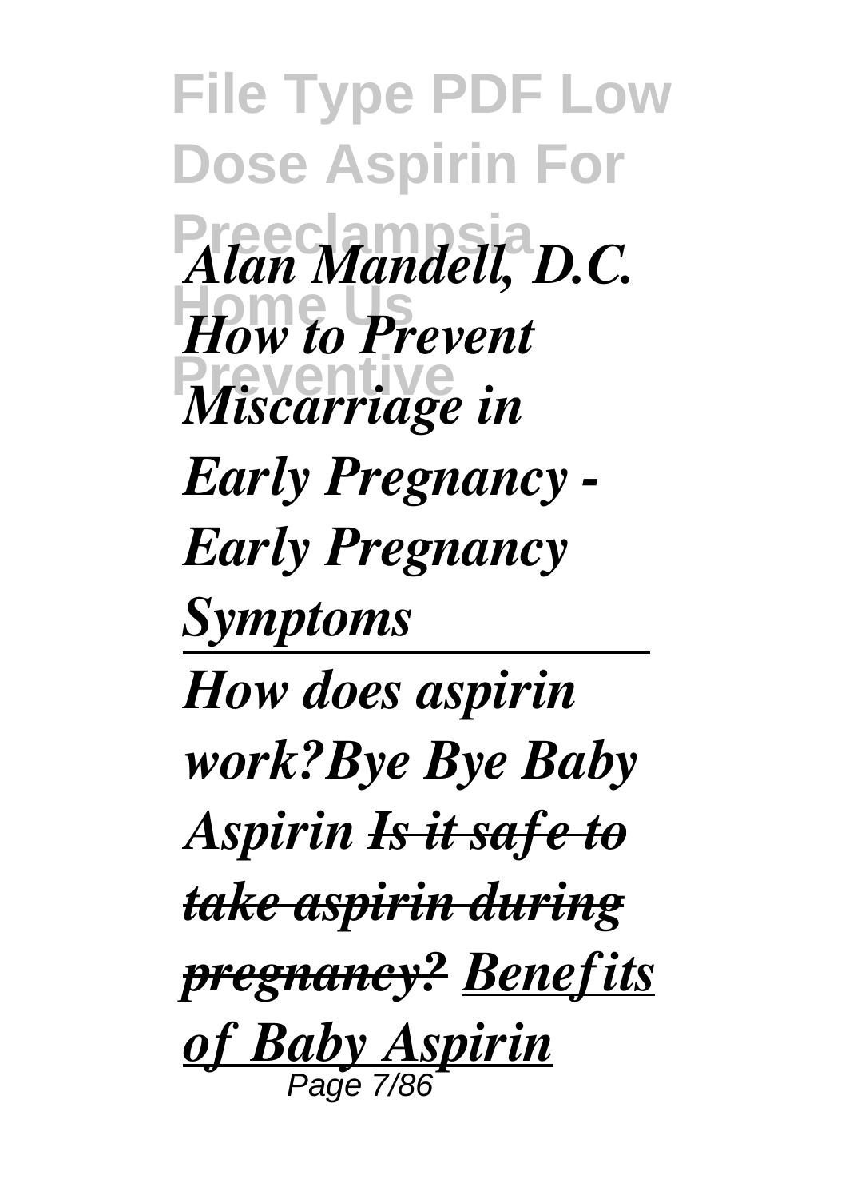*Alan Mandell, D.C. How to Prevent Miscarriage in Early Pregnancy - Early Pregnancy Symptoms*

---

*How does aspirin work?Bye Bye Baby Aspirin ~~Is it safe to take aspirin during pregnancy?~~ Benefits of Baby Aspirin*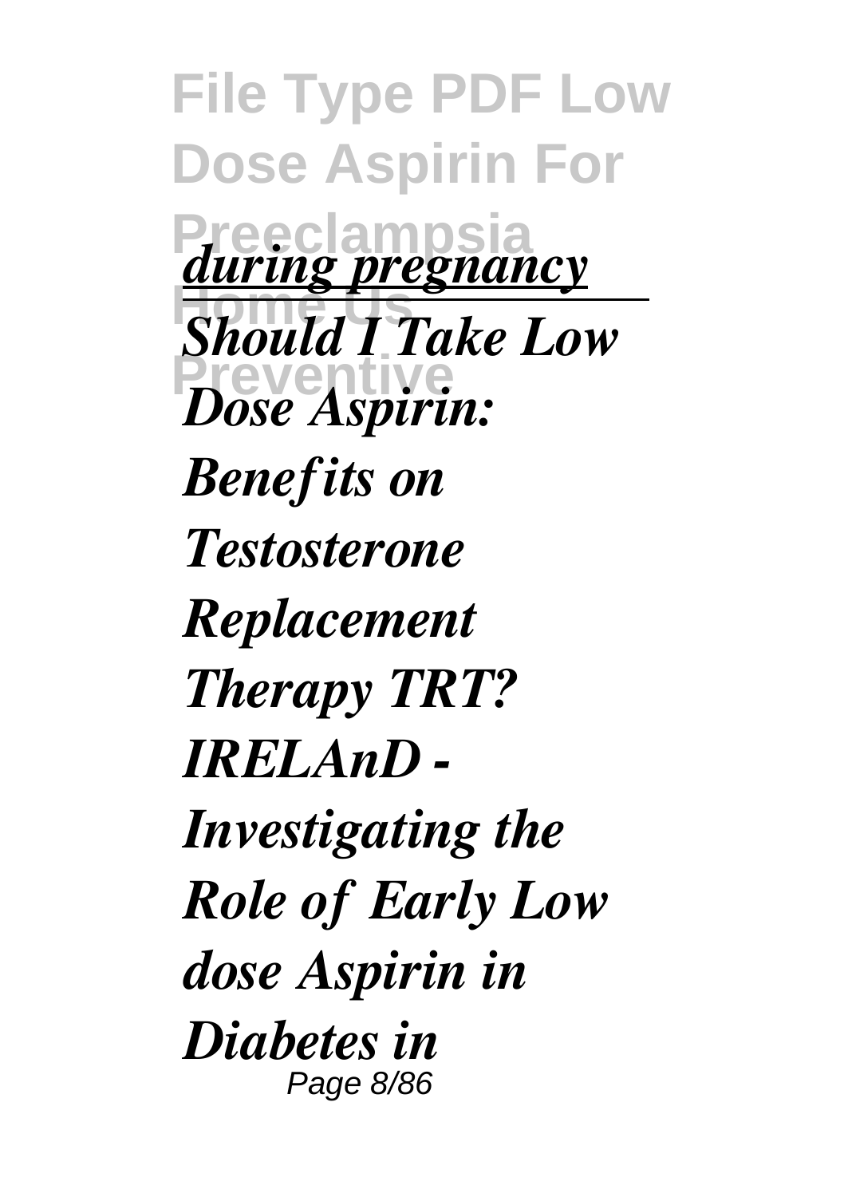*during pregnancy*

---

*Should I Take Low Dose Aspirin: Benefits on Testosterone Replacement Therapy TRT? IRELAnD - Investigating the Role of Early Low dose Aspirin in Diabetes in*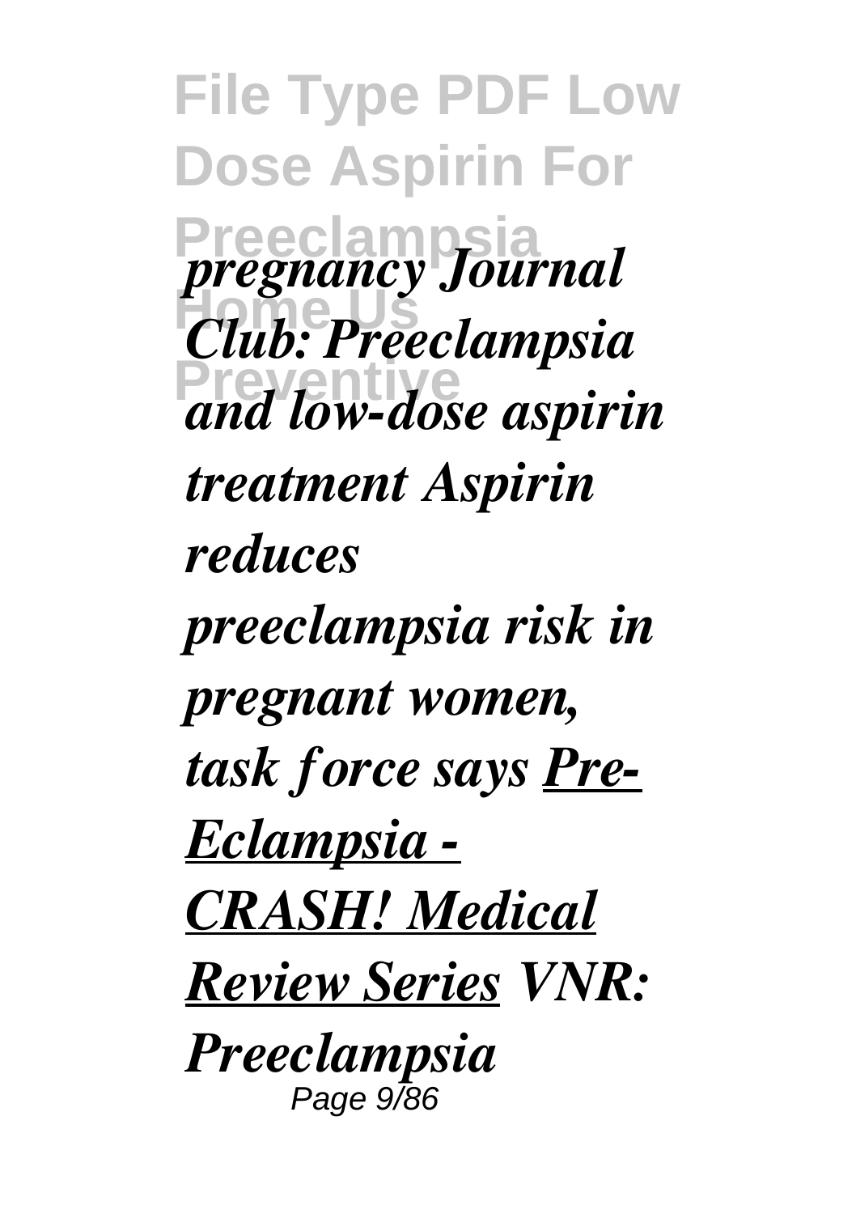*pregnancy Journal Club: Preeclampsia and low-dose aspirin treatment Aspirin reduces preeclampsia risk in pregnant women, task force says* ***Pre-Eclampsia - CRASH! Medical Review Series*** *VNR: Preeclampsia*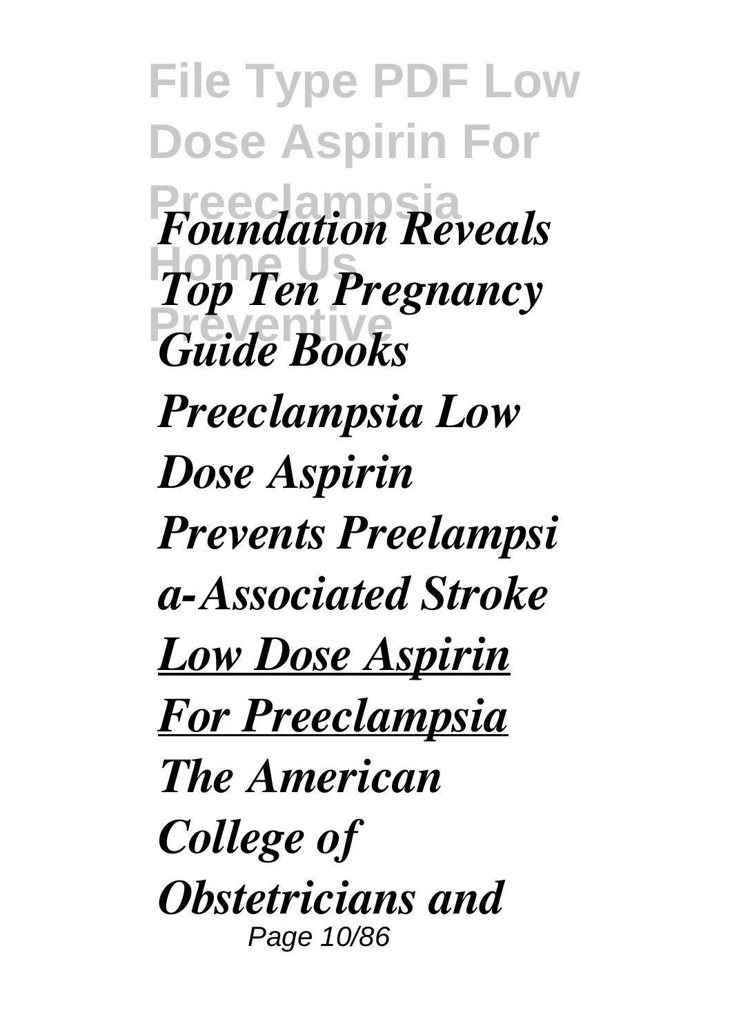*Foundation Reveals Top Ten Pregnancy Guide Books*

*Preeclampsia Low Dose Aspirin*

*Prevents Preelampsia-Associated Stroke*

***Low Dose Aspirin For Preeclampsia***

*The American College of Obstetricians and*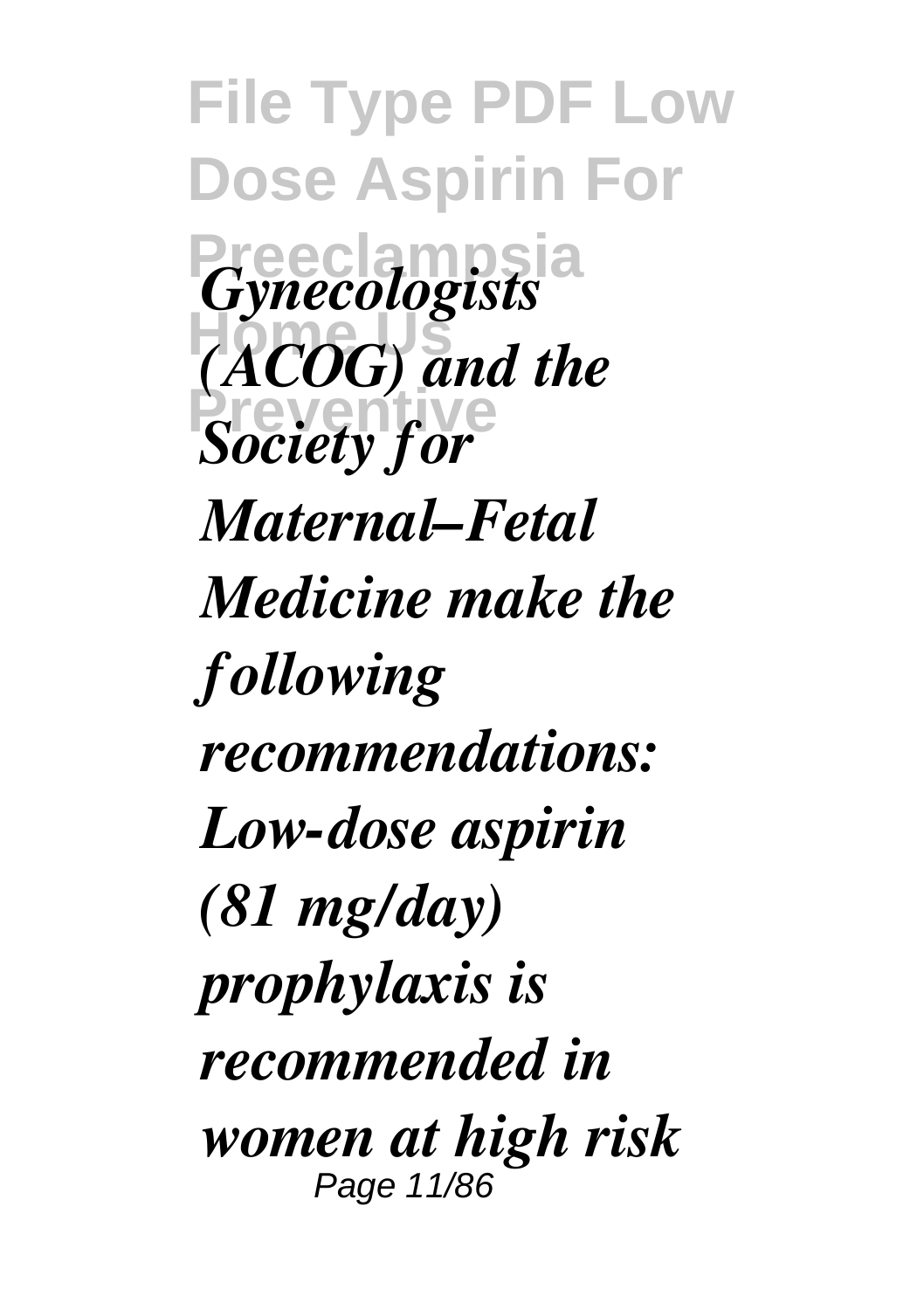*Gynecologists (ACOG) and the Society for Maternal–Fetal Medicine make the following recommendations: Low-dose aspirin (81 mg/day) prophylaxis is recommended in women at high risk*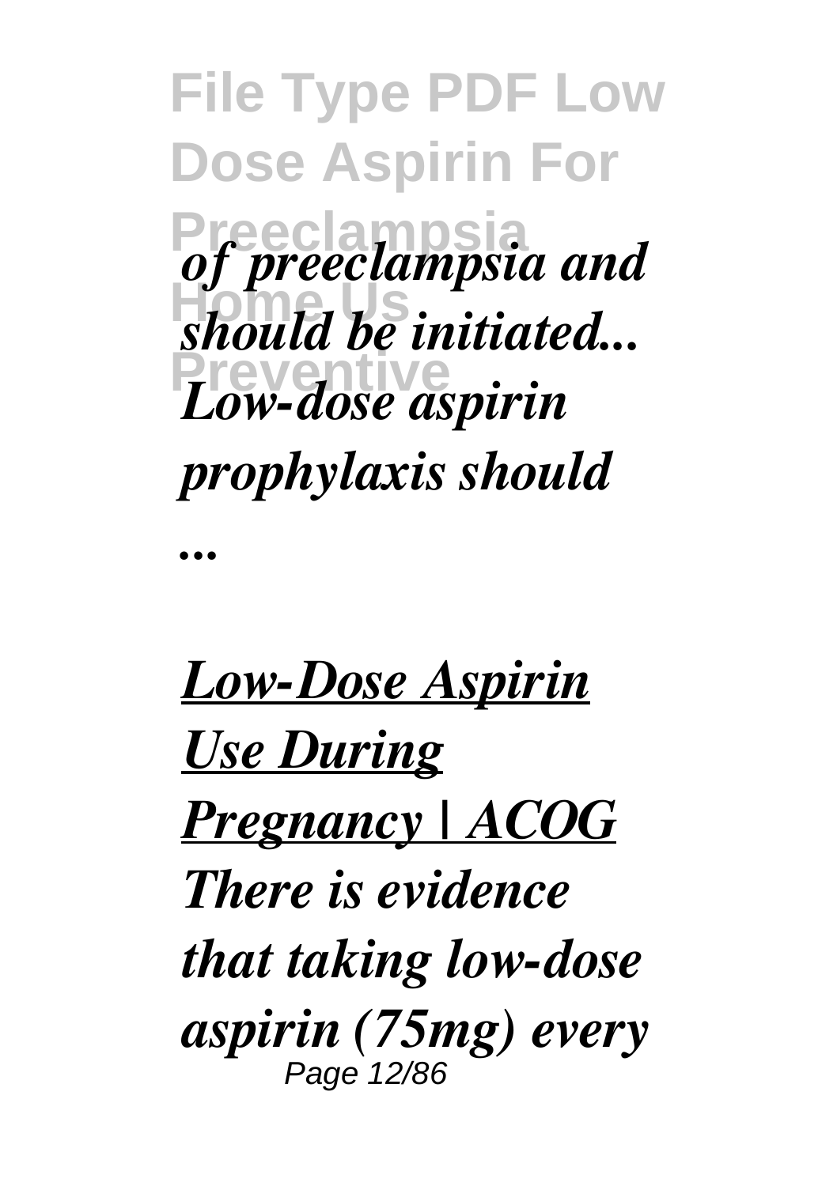*of preeclampsia and should be initiated... Low-dose aspirin prophylaxis should ...*

***Low-Dose Aspirin Use During Pregnancy | ACOG***

***There is evidence that taking low-dose aspirin (75mg) every***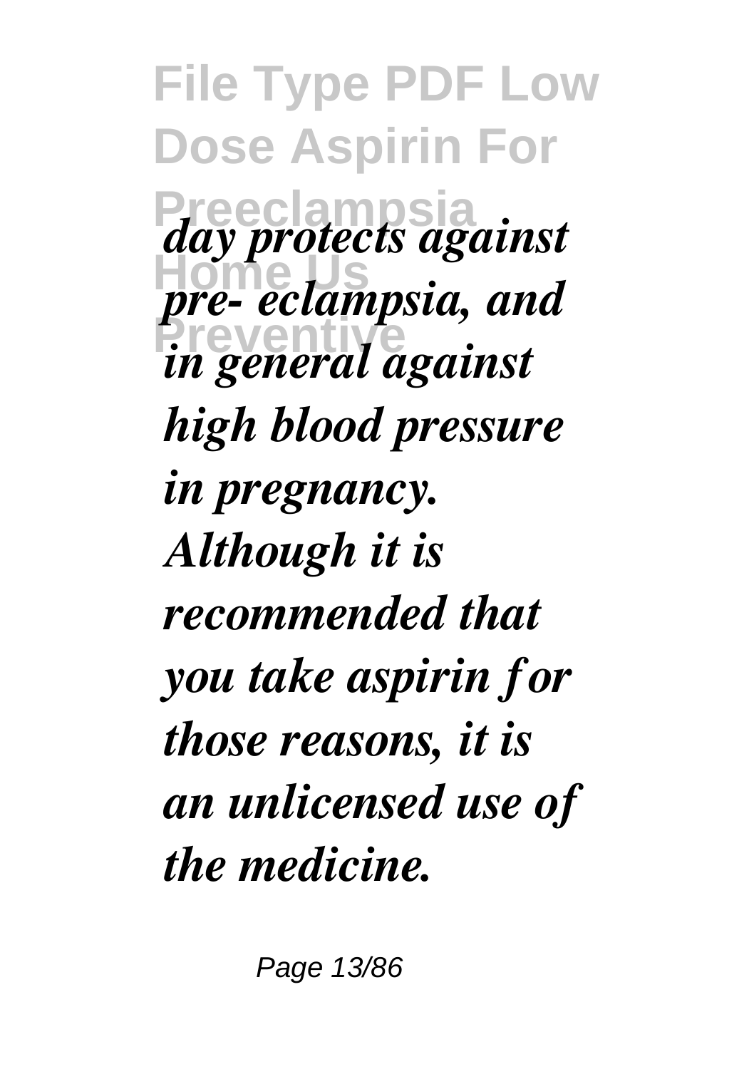*day protects against pre- eclampsia, and in general against high blood pressure in pregnancy. Although it is recommended that you take aspirin for those reasons, it is an unlicensed use of the medicine.*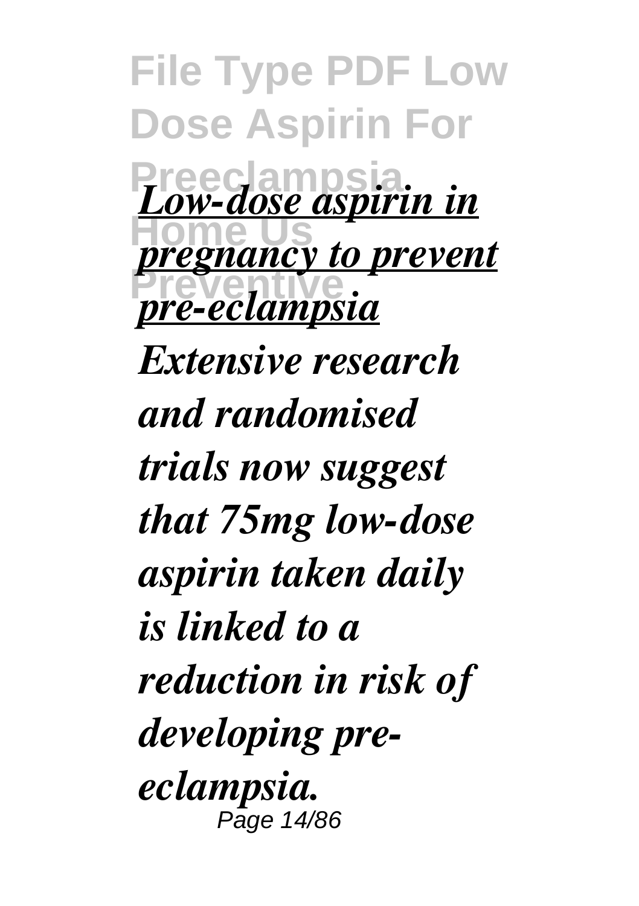*Low-dose aspirin in pregnancy to prevent pre-eclampsia*

*Extensive research and randomised trials now suggest that 75mg low-dose aspirin taken daily is linked to a reduction in risk of developing pre-eclampsia.*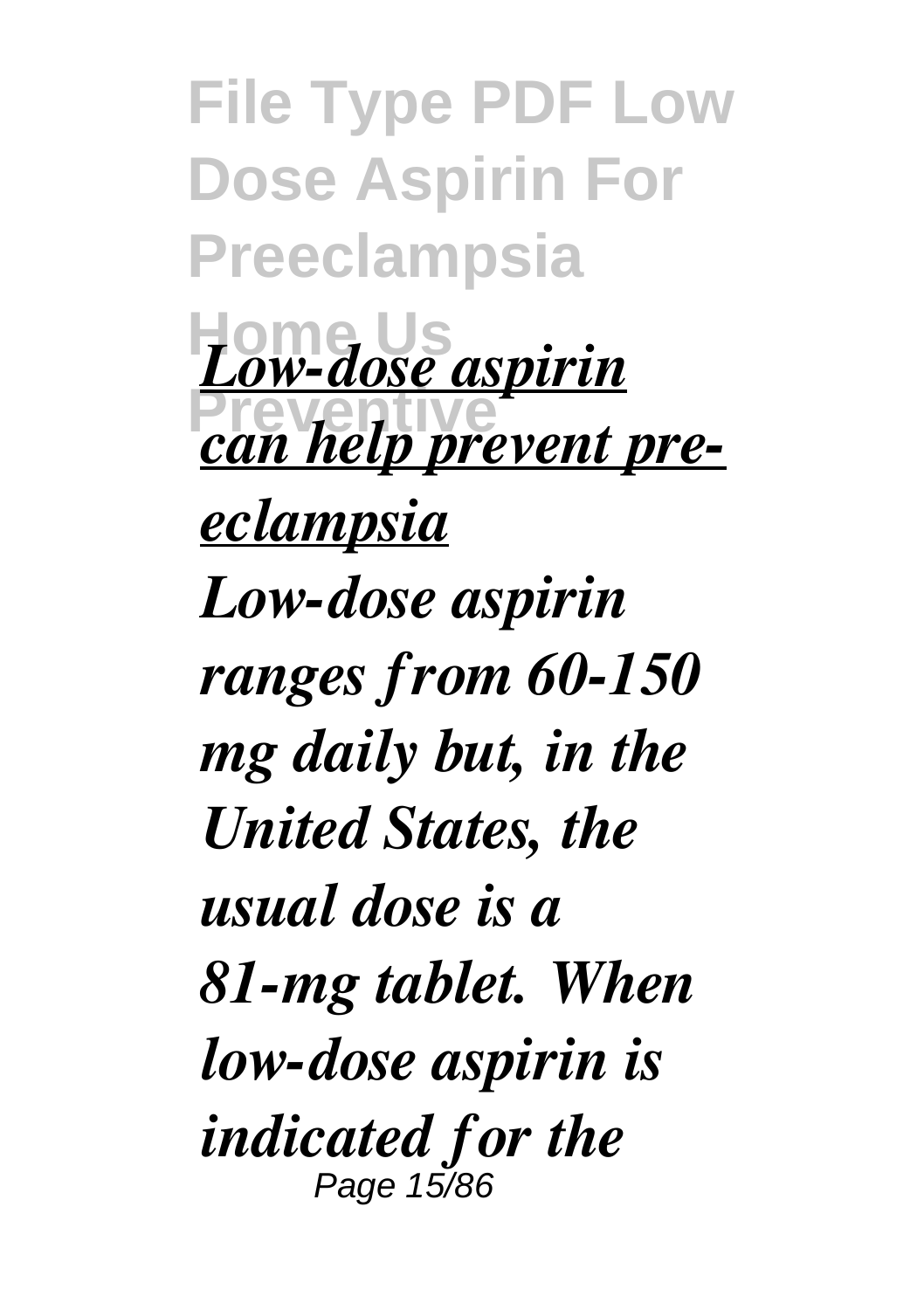*Low-dose aspirin can help prevent pre-eclampsia*

*Low-dose aspirin ranges from 60-150 mg daily but, in the United States, the usual dose is a 81-mg tablet. When low-dose aspirin is indicated for the*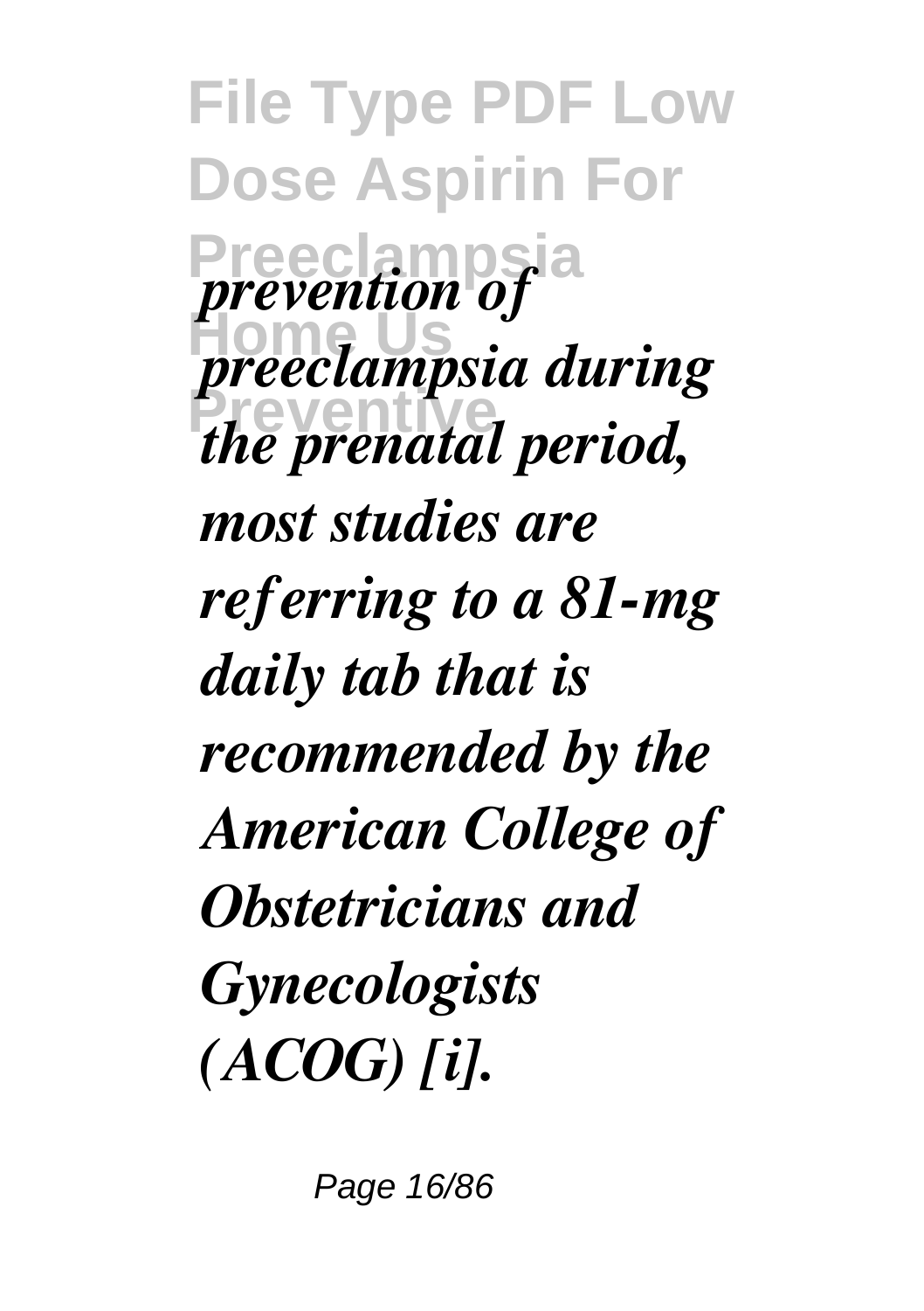*prevention of preeclampsia during the prenatal period, most studies are referring to a 81-mg daily tab that is recommended by the American College of Obstetricians and Gynecologists (ACOG) [i].*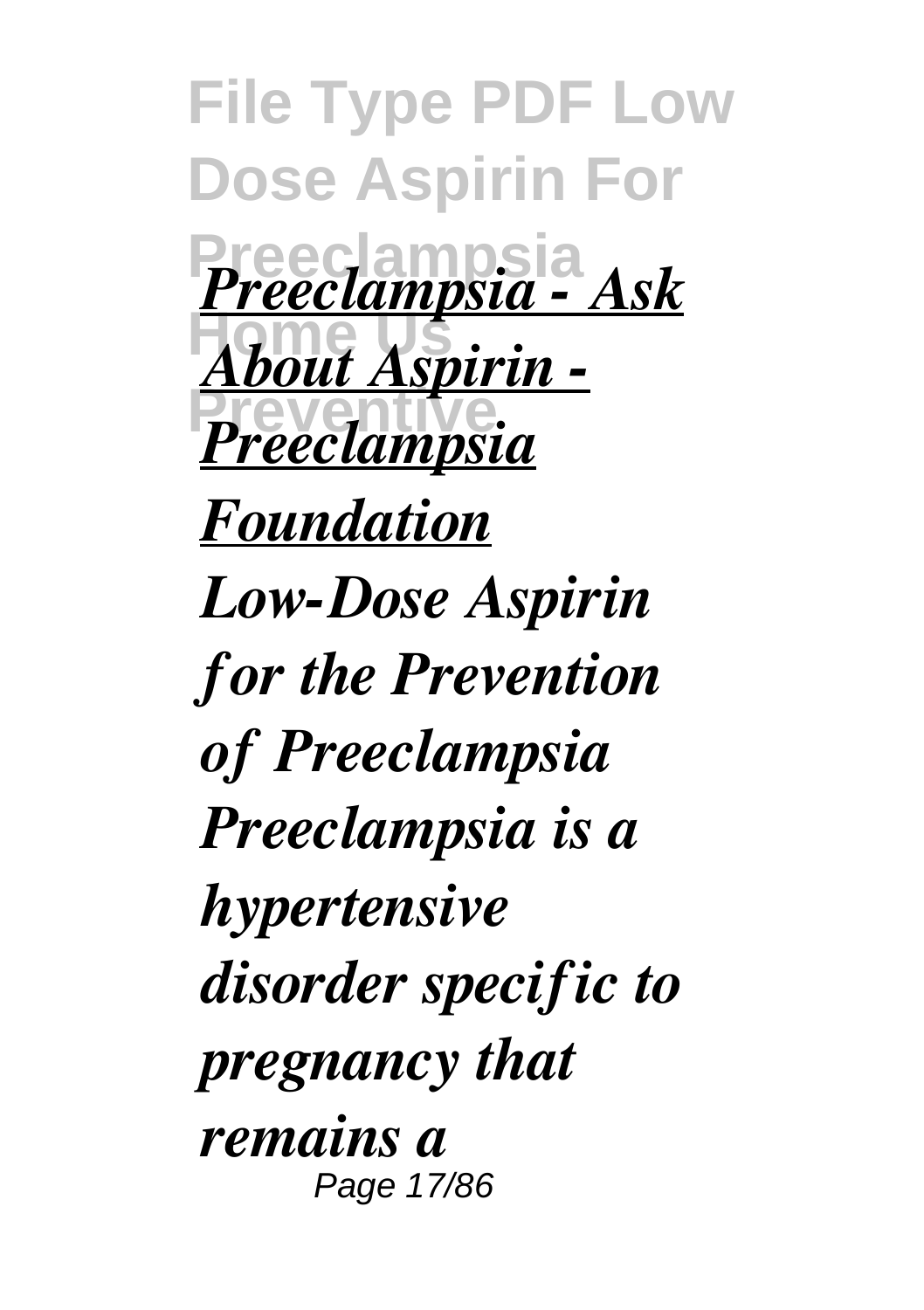*Preeclampsia - Ask About Aspirin - Preeclampsia Foundation*

*Low-Dose Aspirin for the Prevention of Preeclampsia Preeclampsia is a hypertensive disorder specific to pregnancy that remains a*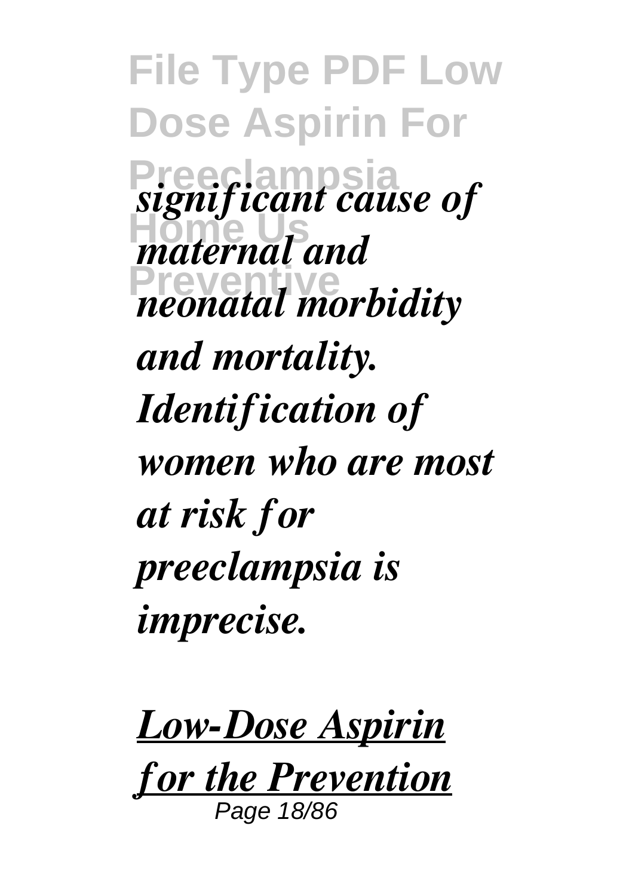*significant cause of maternal and neonatal morbidity and mortality. Identification of women who are most at risk for preeclampsia is imprecise.*

***Low-Dose Aspirin for the Prevention***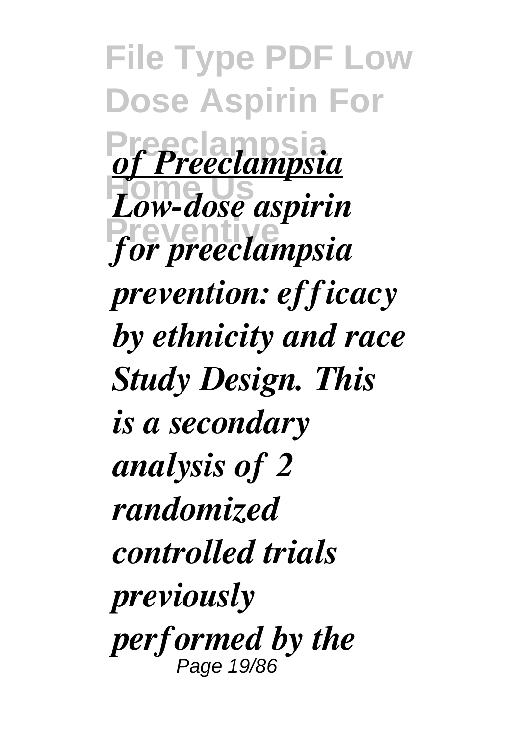*of Preeclampsia*

***Low-dose aspirin for preeclampsia prevention: efficacy by ethnicity and race Study Design. This is a secondary analysis of 2 randomized controlled trials previously performed by the***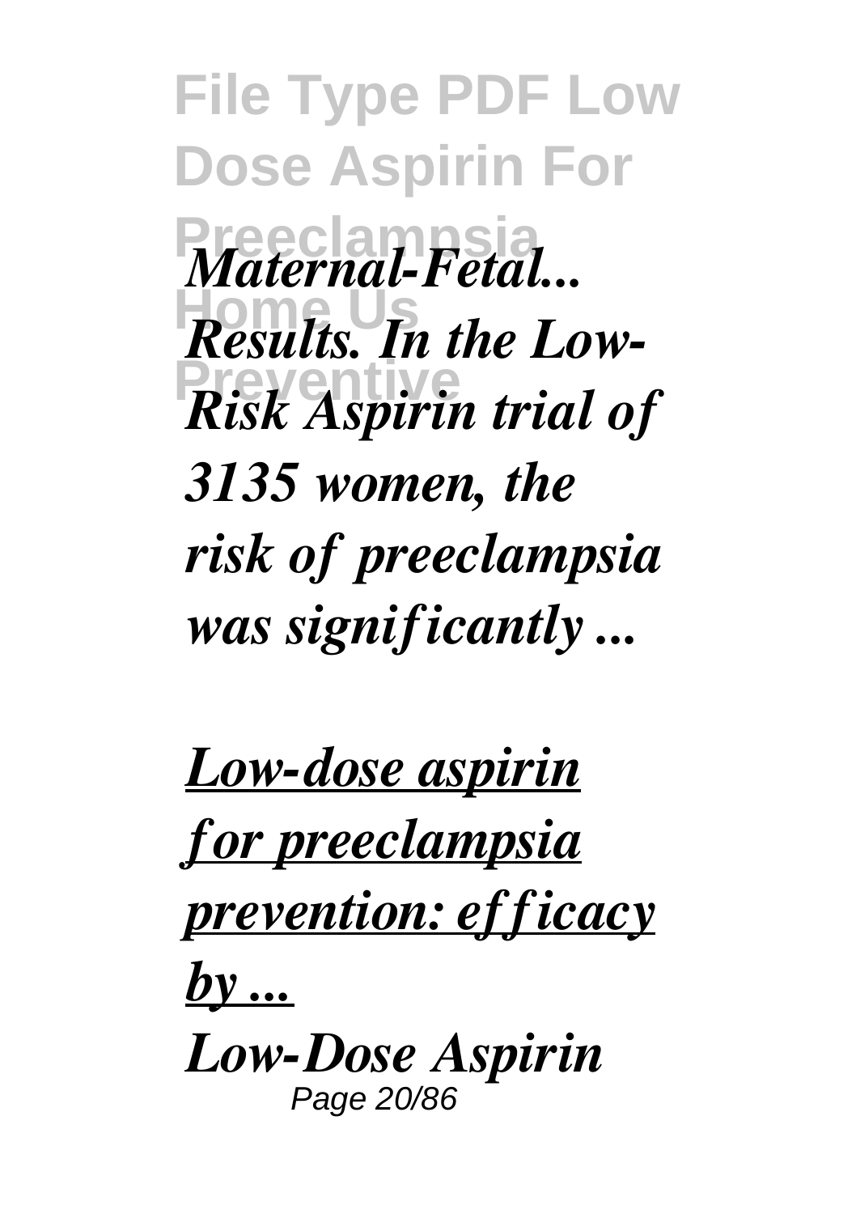*Maternal-Fetal... Results. In the Low-Risk Aspirin trial of 3135 women, the risk of preeclampsia was significantly ...*

***Low-dose aspirin for preeclampsia prevention: efficacy by ...***

***Low-Dose Aspirin***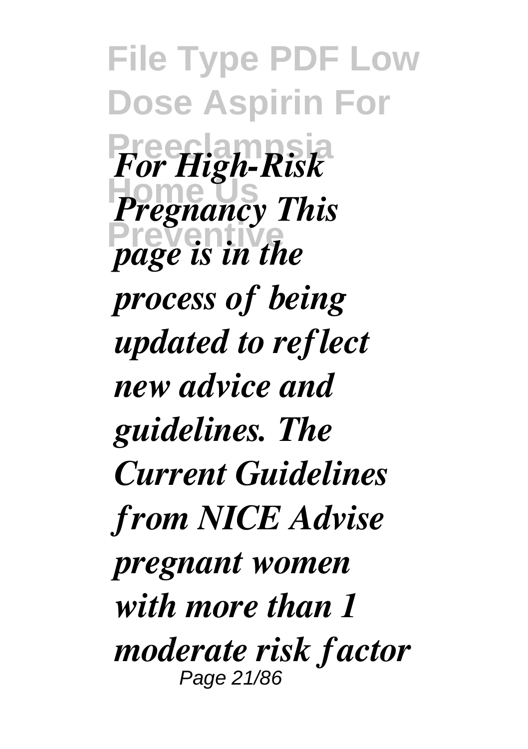*For High-Risk Pregnancy This page is in the process of being updated to reflect new advice and guidelines. The Current Guidelines from NICE Advise pregnant women with more than 1 moderate risk factor*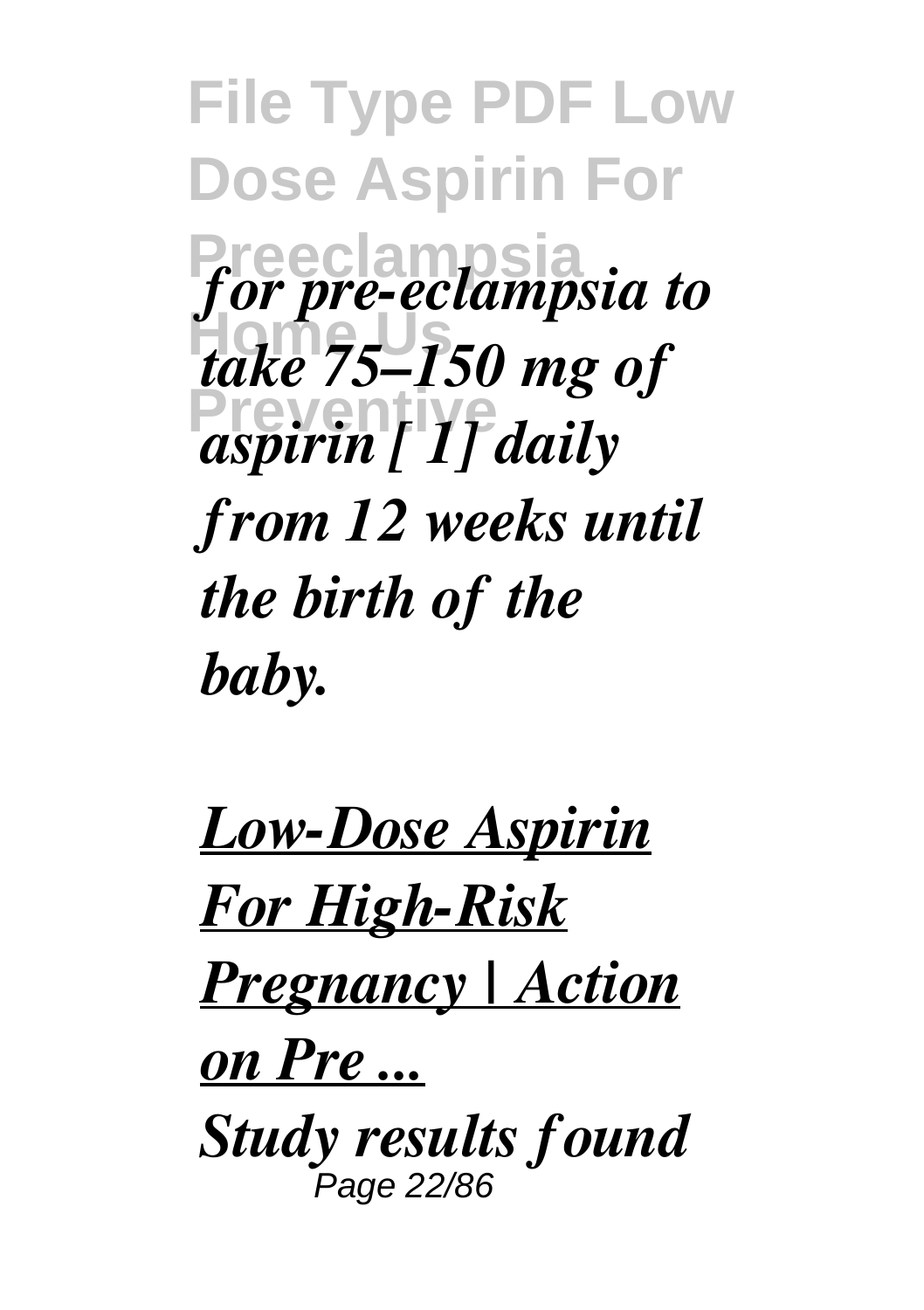*for pre-eclampsia to take 75–150 mg of aspirin [ 1] daily from 12 weeks until the birth of the baby.*

***Low-Dose Aspirin For High-Risk Pregnancy | Action on Pre ...***

***Study results found***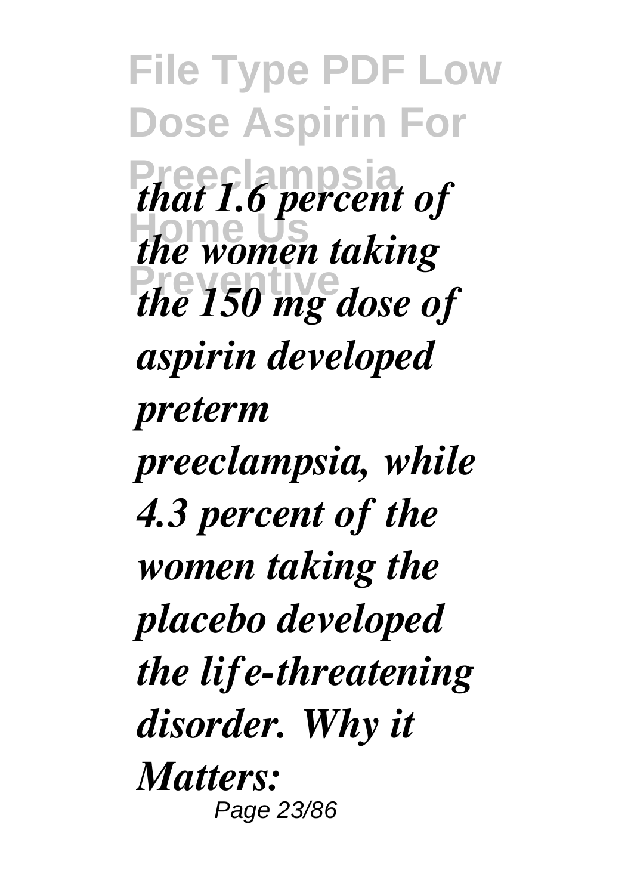*that 1.6 percent of the women taking the 150 mg dose of aspirin developed preterm preeclampsia, while 4.3 percent of the women taking the placebo developed the life-threatening disorder. Why it Matters:*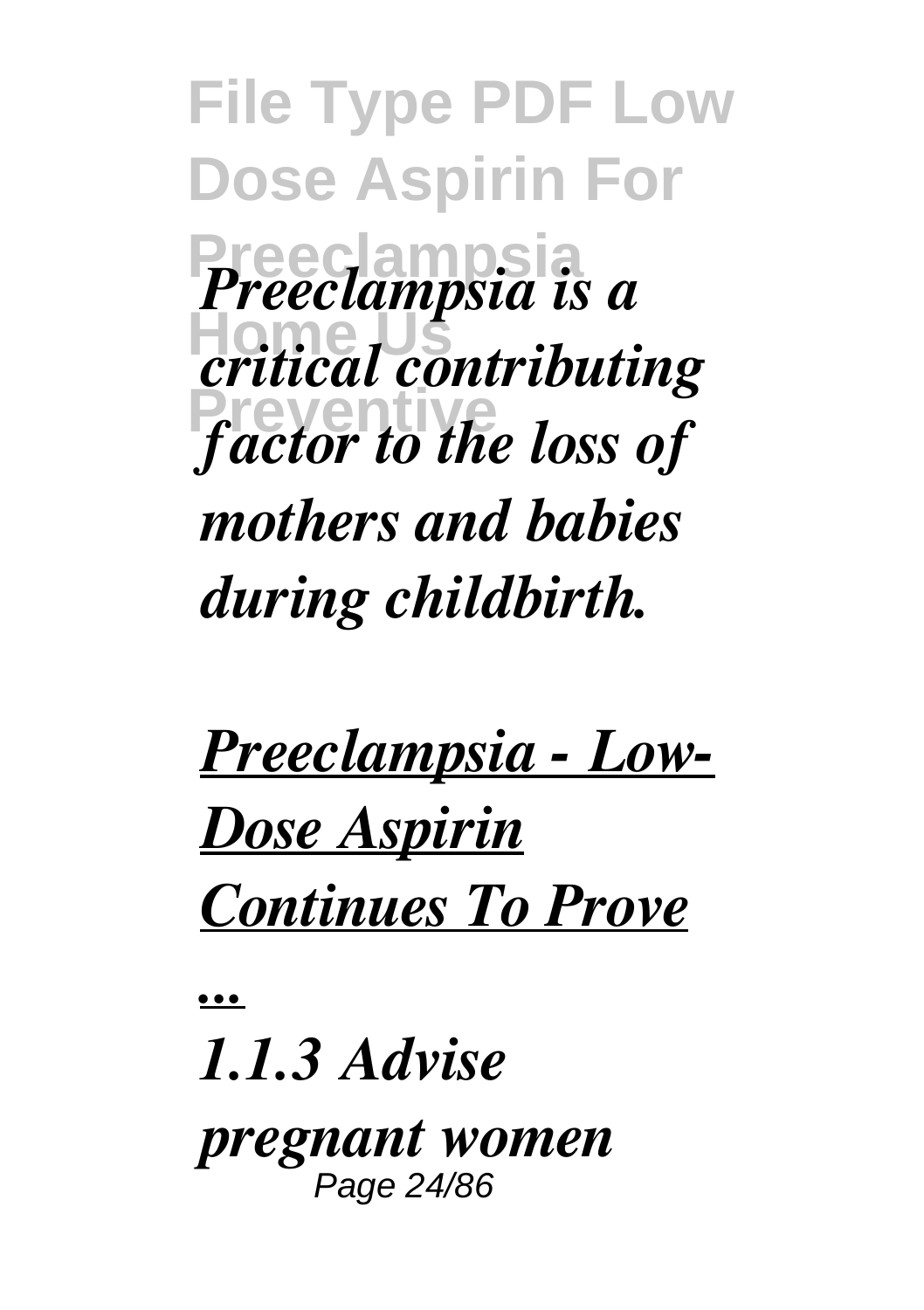*Preeclampsia is a critical contributing factor to the loss of mothers and babies during childbirth.*

***Preeclampsia - Low-Dose Aspirin Continues To Prove ...***

*1.1.3 Advise pregnant women*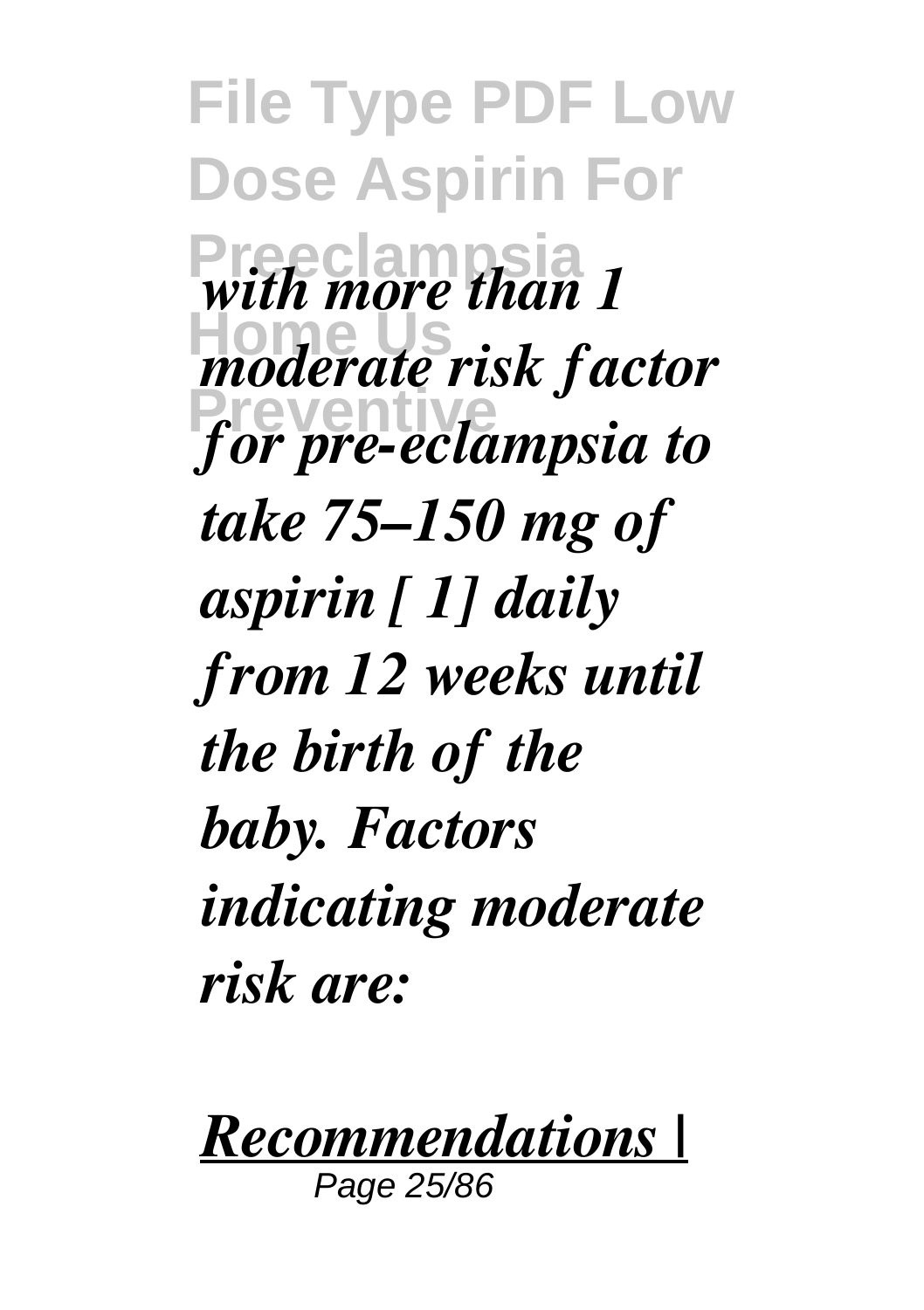*with more than 1 moderate risk factor for pre-eclampsia to take 75–150 mg of aspirin [ 1] daily from 12 weeks until the birth of the baby. Factors indicating moderate risk are:*

***Recommendations |***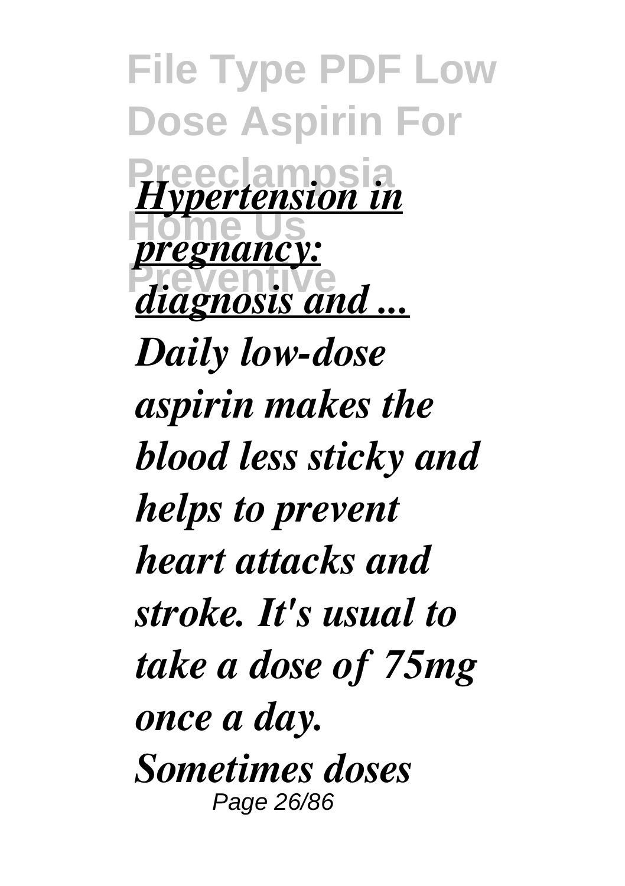*Hypertension in pregnancy: diagnosis and ...*

***Daily low-dose aspirin makes the blood less sticky and helps to prevent heart attacks and stroke. It's usual to take a dose of 75mg once a day. Sometimes doses***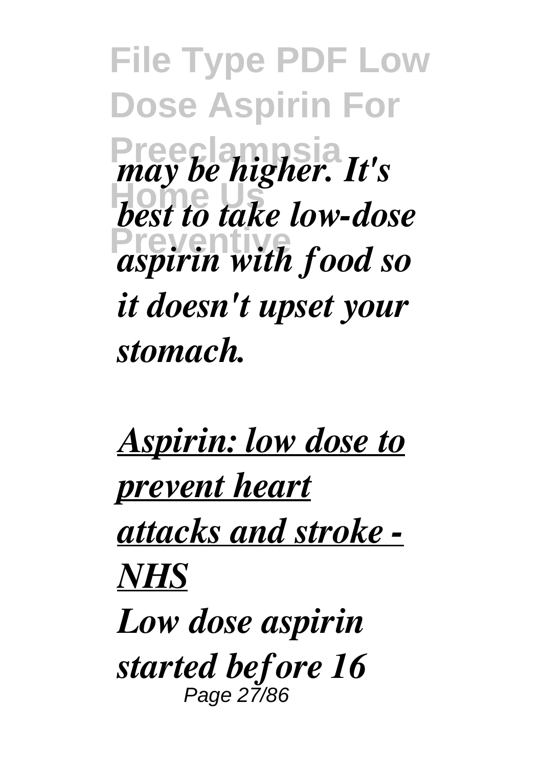*may be higher. It's best to take low-dose aspirin with food so it doesn't upset your stomach.*

***Aspirin: low dose to prevent heart attacks and stroke - NHS***

***Low dose aspirin started before 16***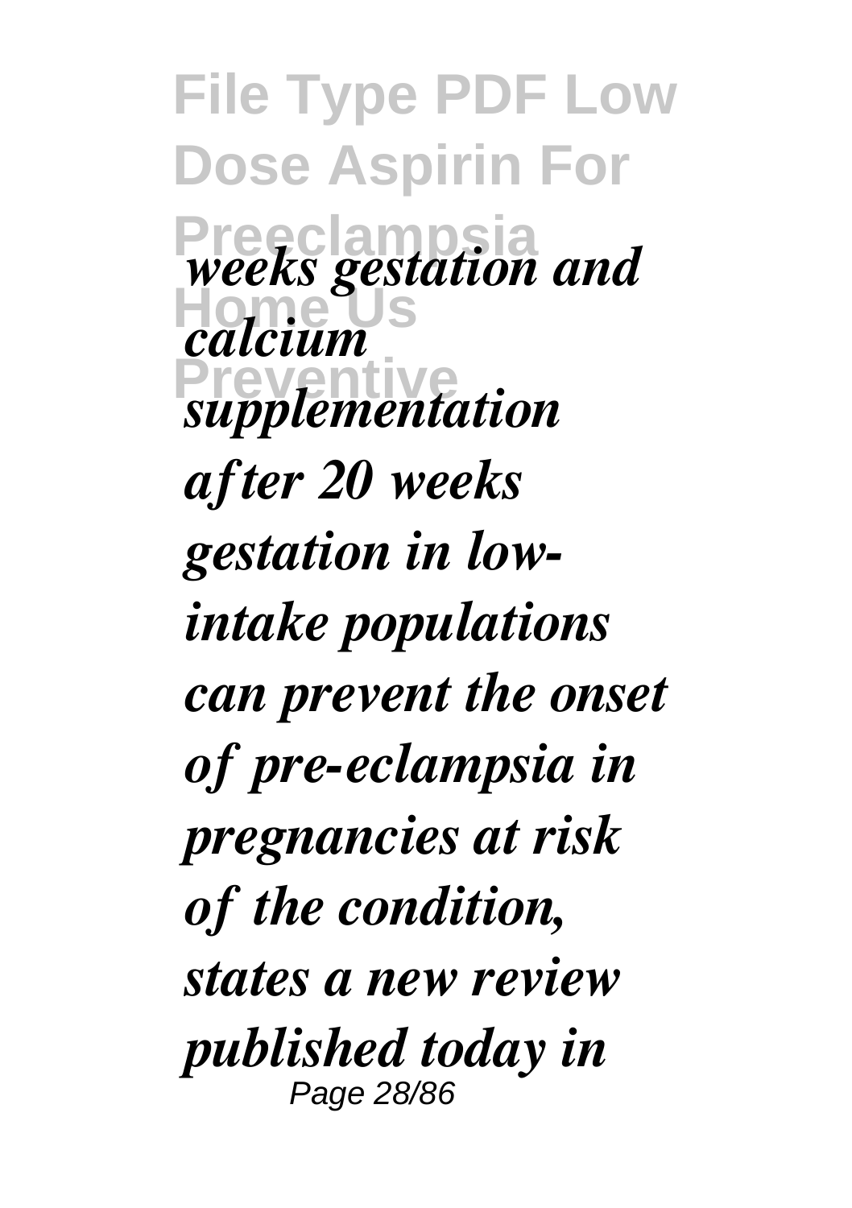*weeks gestation and calcium supplementation after 20 weeks gestation in low-intake populations can prevent the onset of pre-eclampsia in pregnancies at risk of the condition, states a new review published today in*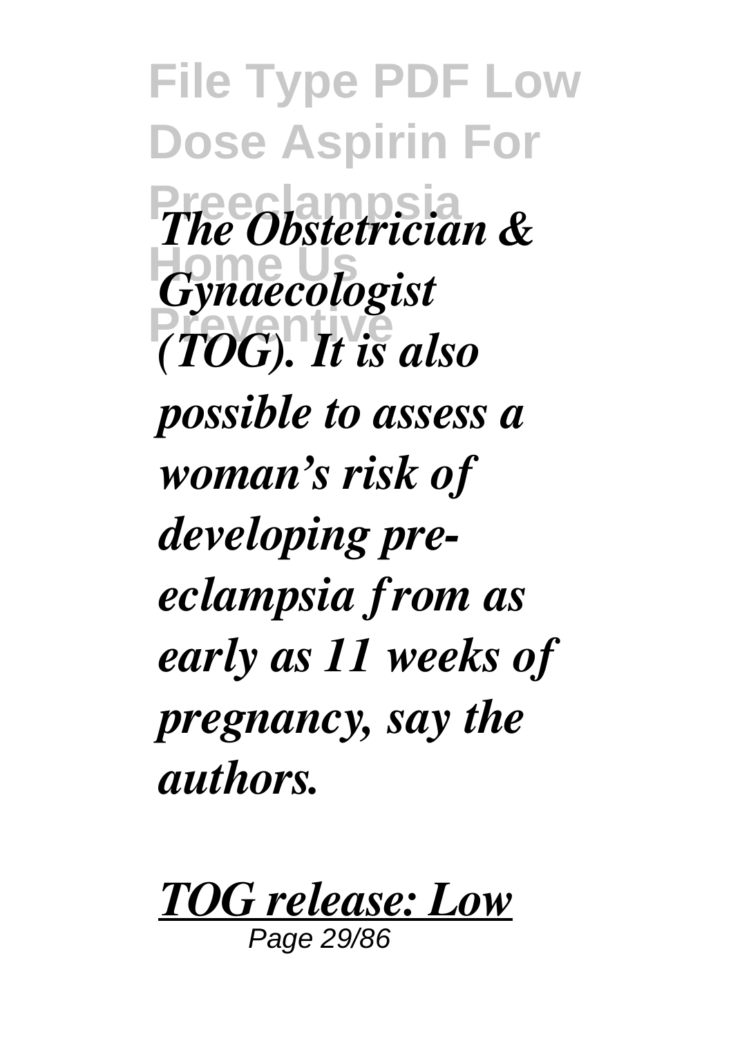*The Obstetrician & Gynaecologist (TOG). It is also possible to assess a woman's risk of developing pre-eclampsia from as early as 11 weeks of pregnancy, say the authors.*

***TOG release: Low***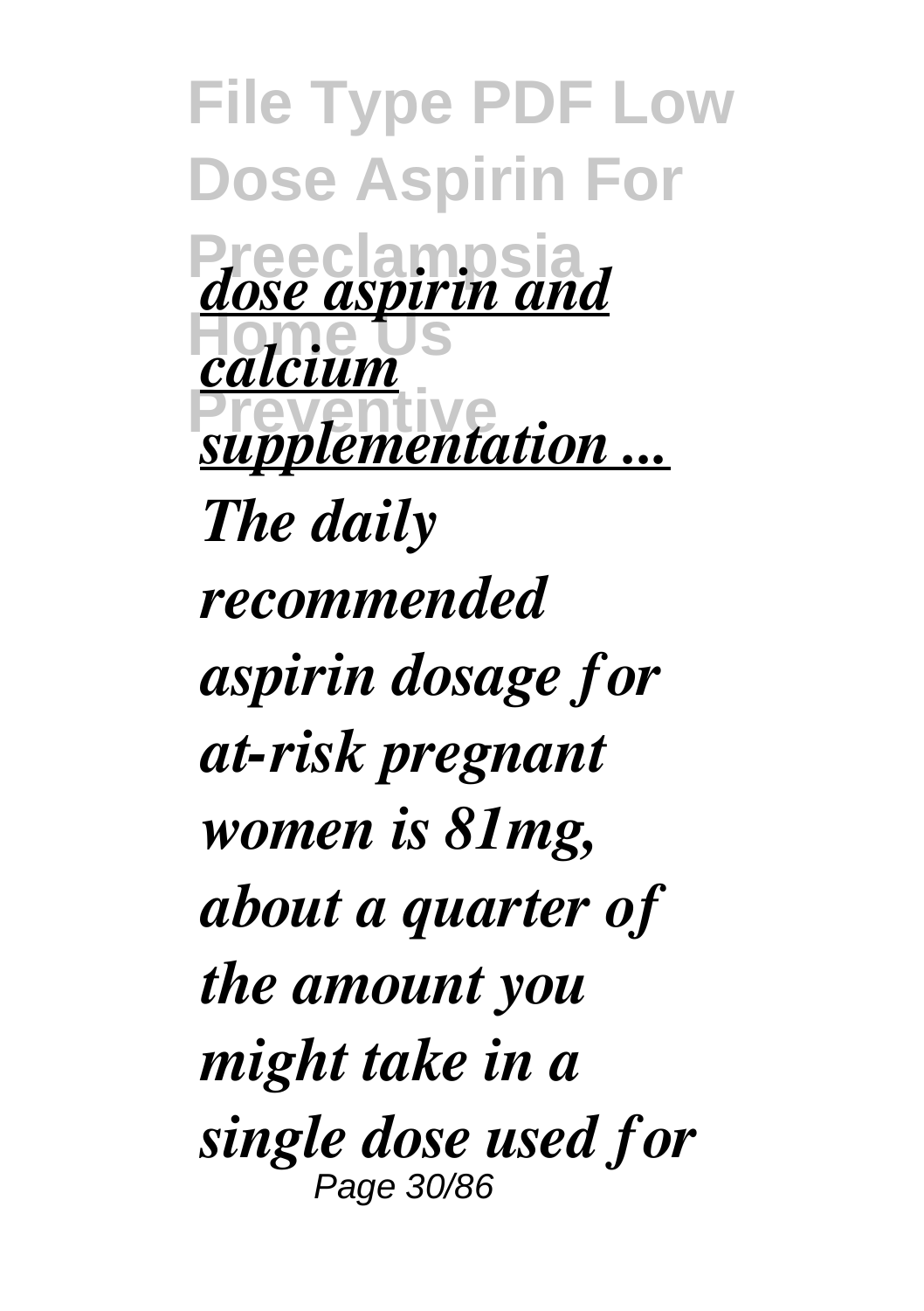*dose aspirin and calcium supplementation ...*

***The daily recommended aspirin dosage for at-risk pregnant women is 81mg, about a quarter of the amount you might take in a single dose used for***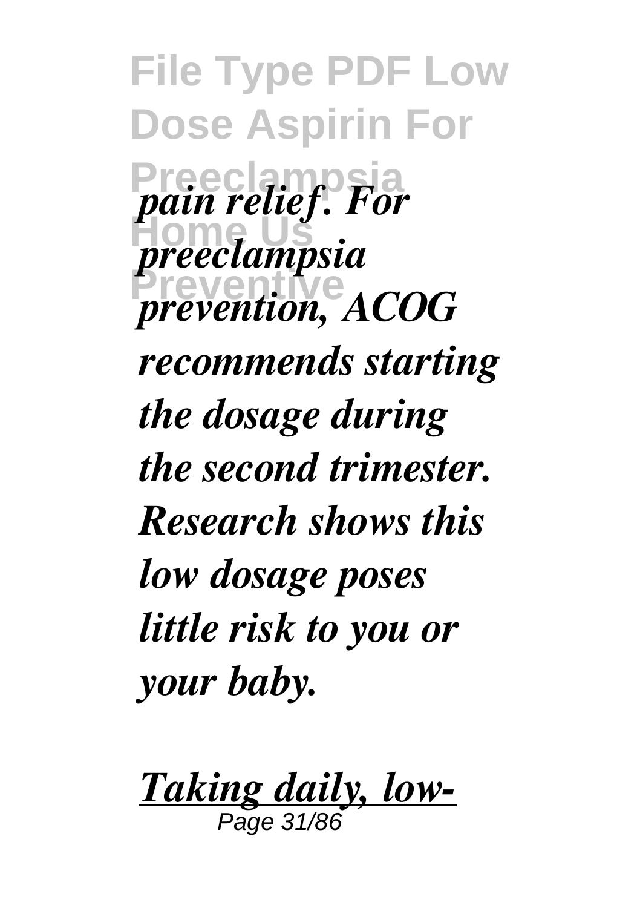*pain relief. For preeclampsia prevention, ACOG recommends starting the dosage during the second trimester. Research shows this low dosage poses little risk to you or your baby.*

***Taking daily, low-***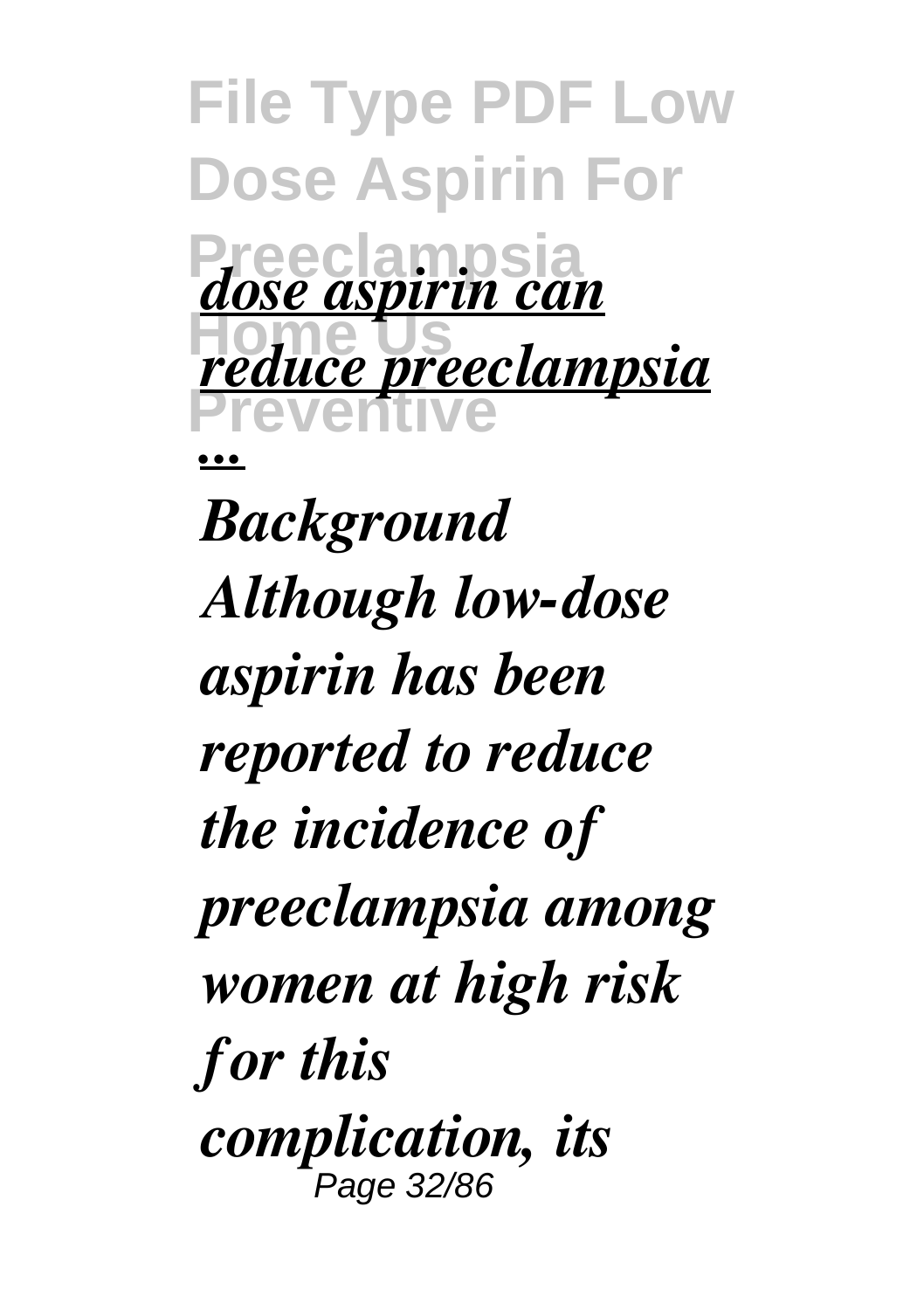*dose aspirin can reduce preeclampsia ...*

*Background Although low-dose aspirin has been reported to reduce the incidence of preeclampsia among women at high risk for this complication, its*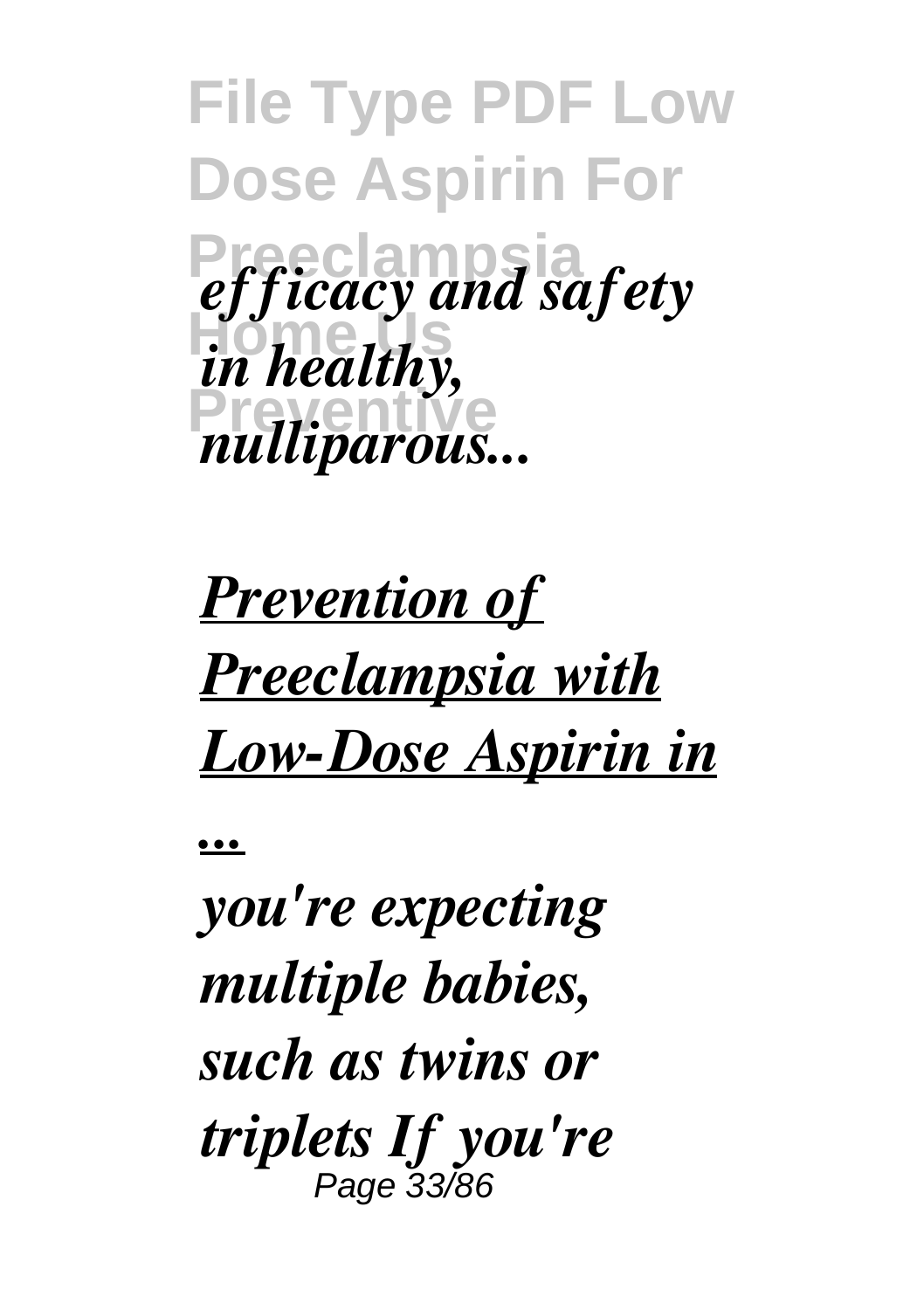*efficacy and safety in healthy, nulliparous...*

## *Prevention of Preeclampsia with Low-Dose Aspirin in ...*

***you're expecting multiple babies, such as twins or triplets If you're***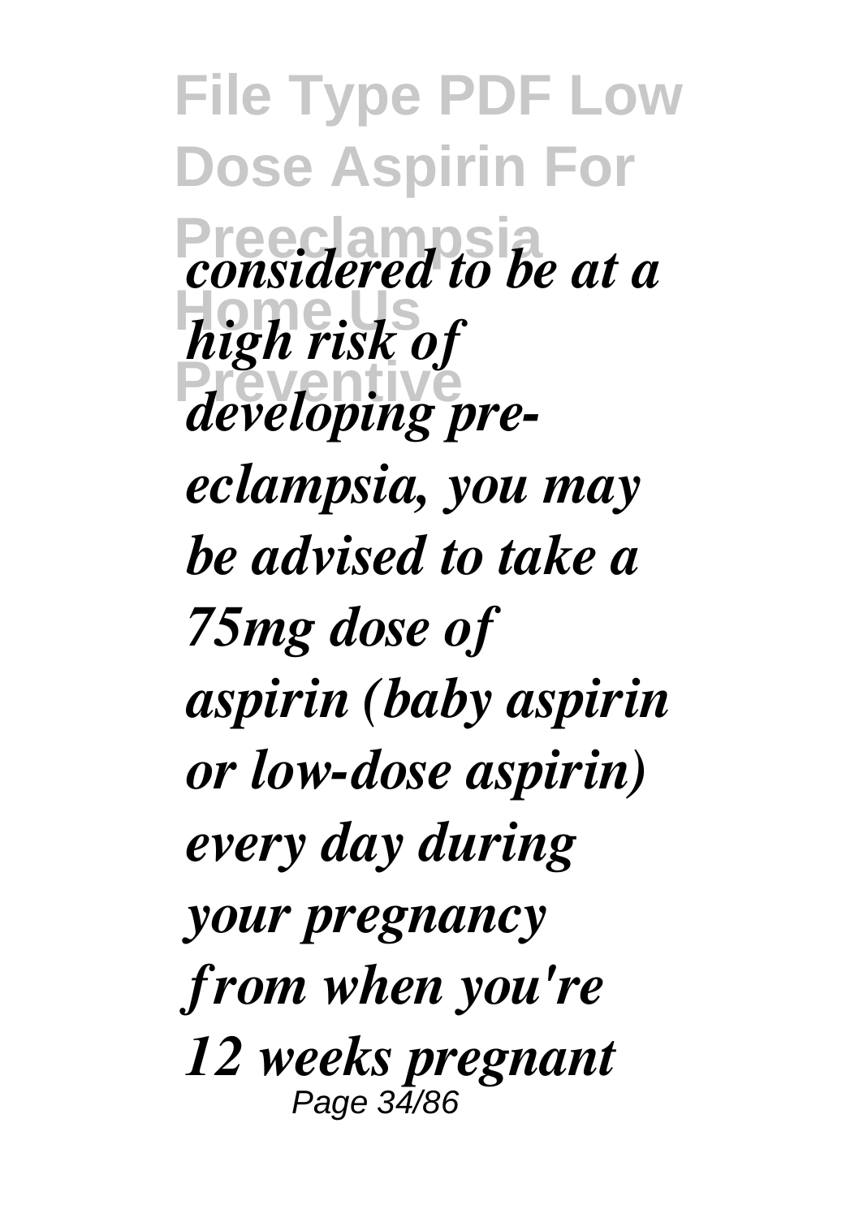*considered to be at a high risk of developing pre-eclampsia, you may be advised to take a 75mg dose of aspirin (baby aspirin or low-dose aspirin) every day during your pregnancy from when you're 12 weeks pregnant*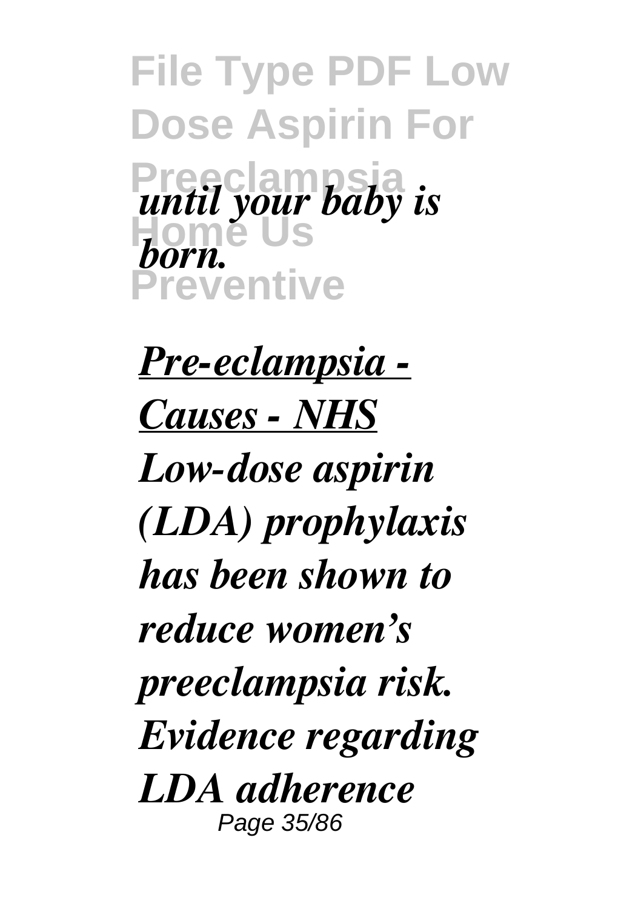*until your baby is born.*

***Pre-eclampsia - Causes - NHS***

***Low-dose aspirin (LDA) prophylaxis has been shown to reduce women's preeclampsia risk. Evidence regarding LDA adherence***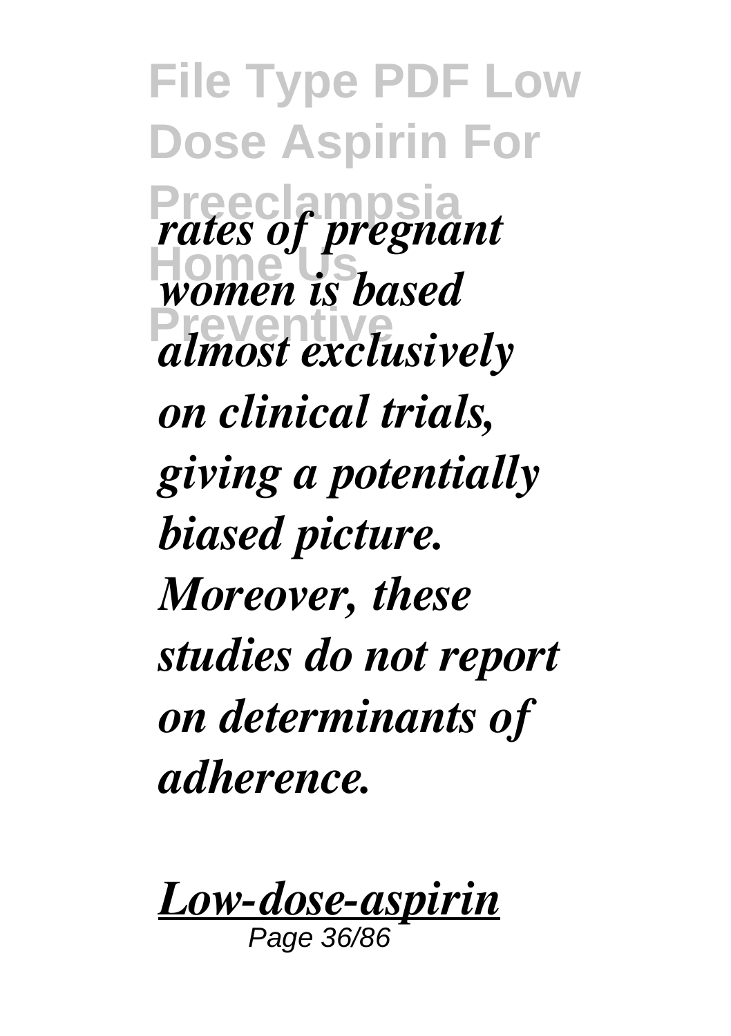*rates of pregnant women is based almost exclusively on clinical trials, giving a potentially biased picture. Moreover, these studies do not report on determinants of adherence.*

***Low-dose-aspirin***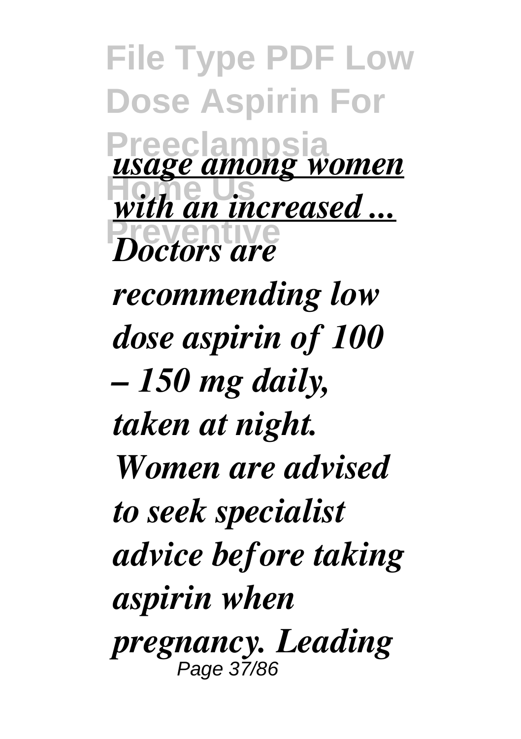*usage among women with an increased ...*

*Doctors are recommending low dose aspirin of 100 – 150 mg daily, taken at night. Women are advised to seek specialist advice before taking aspirin when pregnancy. Leading*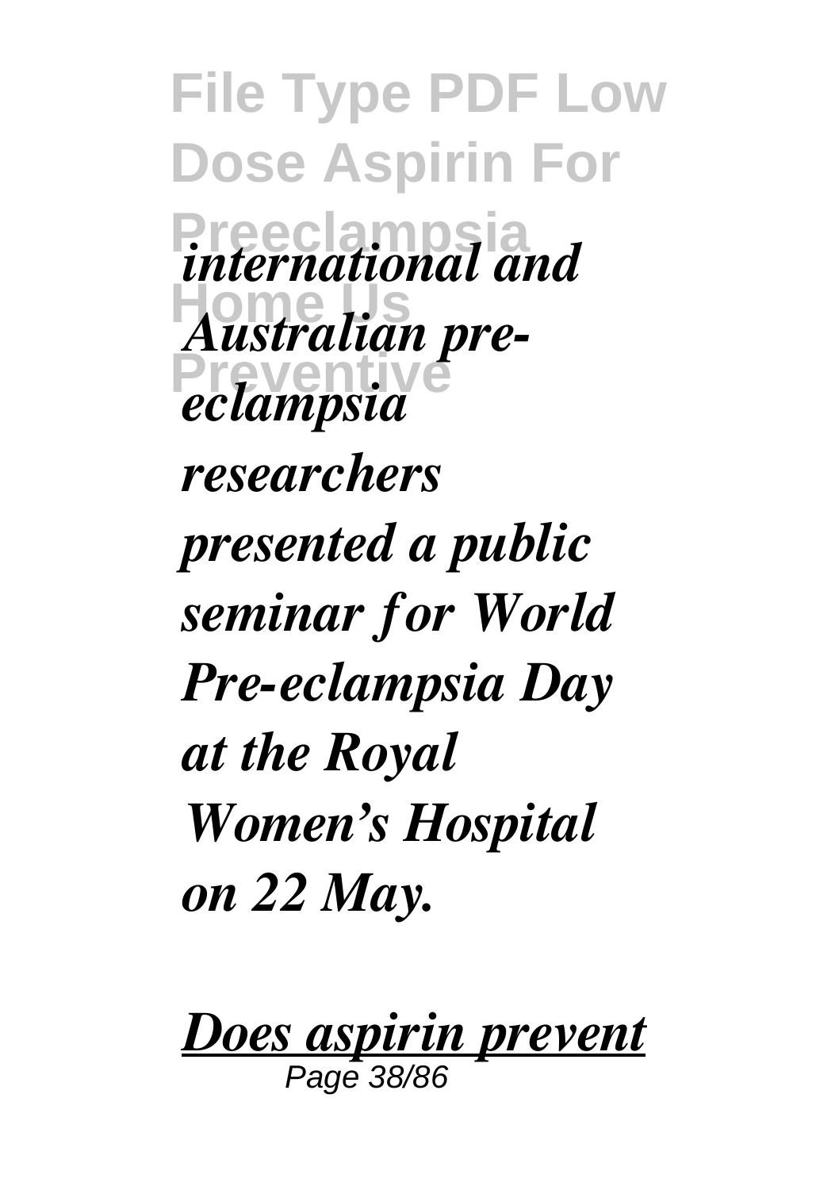*international and Australian pre-eclampsia researchers presented a public seminar for World Pre-eclampsia Day at the Royal Women's Hospital on 22 May.*

***Does aspirin prevent***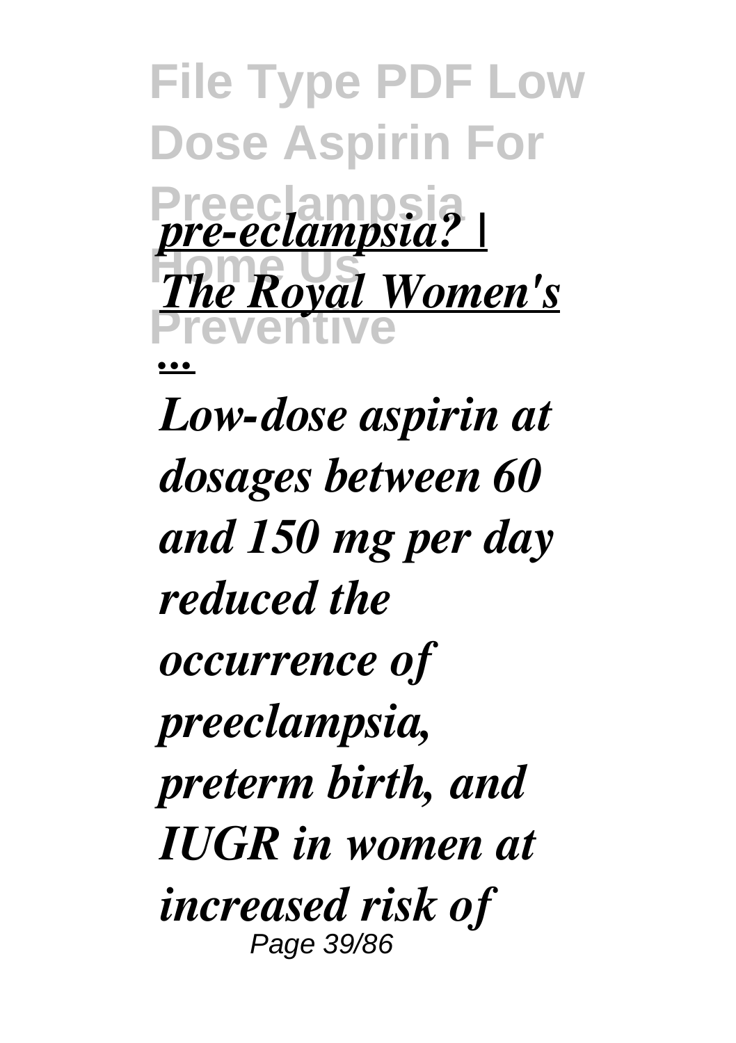*pre-eclampsia? | The Royal Women's ...*

*Low-dose aspirin at dosages between 60 and 150 mg per day reduced the occurrence of preeclampsia, preterm birth, and IUGR in women at increased risk of*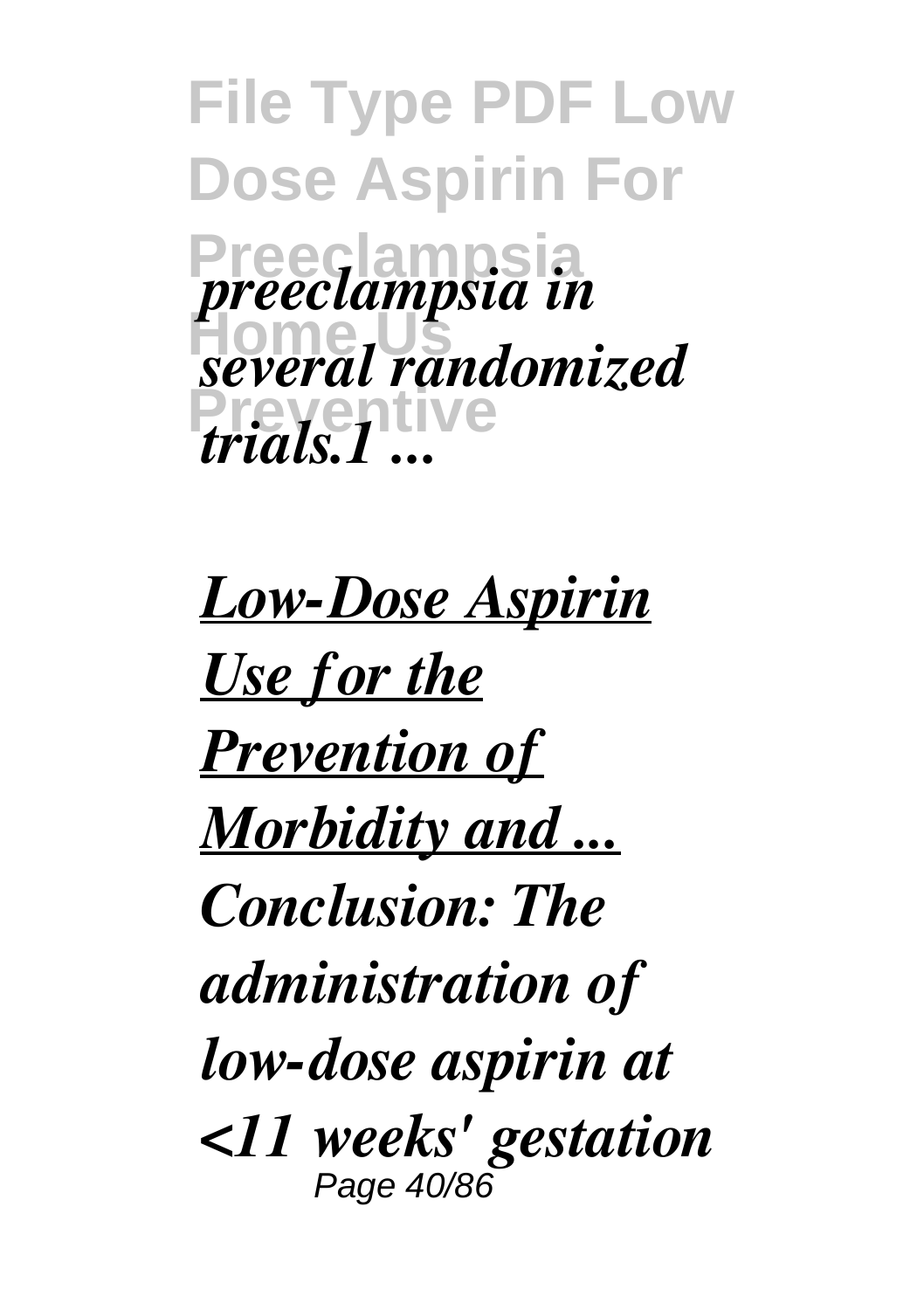*preeclampsia in several randomized trials.1 ...*

***Low-Dose Aspirin Use for the Prevention of Morbidity and ...***

***Conclusion: The administration of low-dose aspirin at <11 weeks' gestation***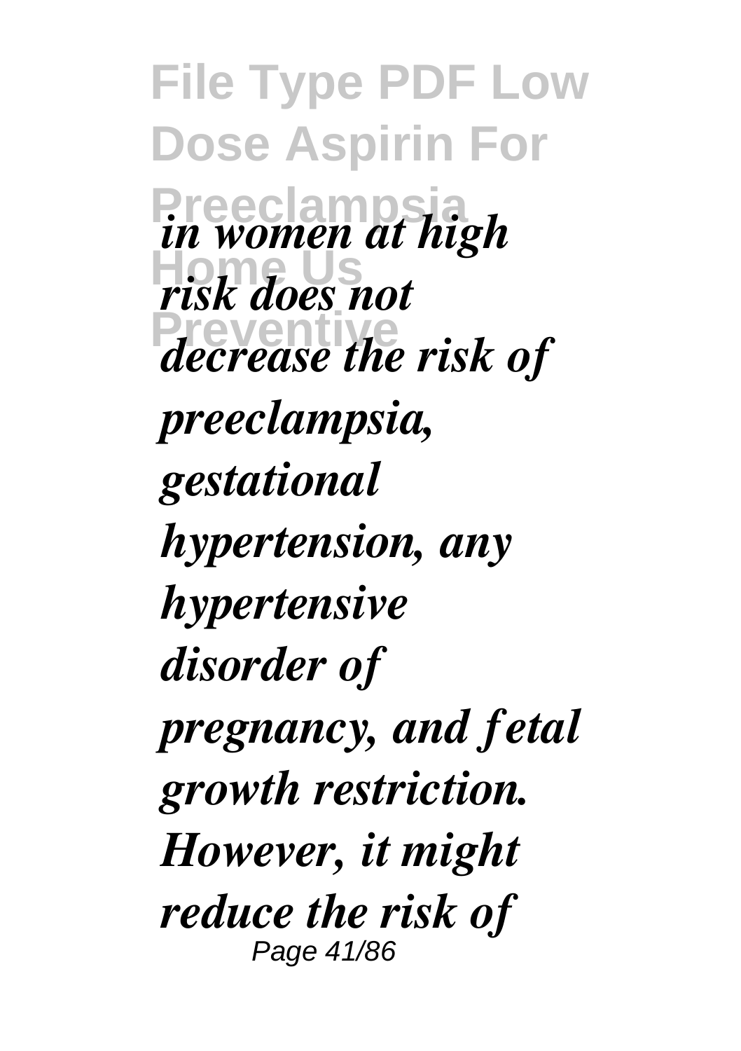*in women at high risk does not decrease the risk of preeclampsia, gestational hypertension, any hypertensive disorder of pregnancy, and fetal growth restriction. However, it might reduce the risk of*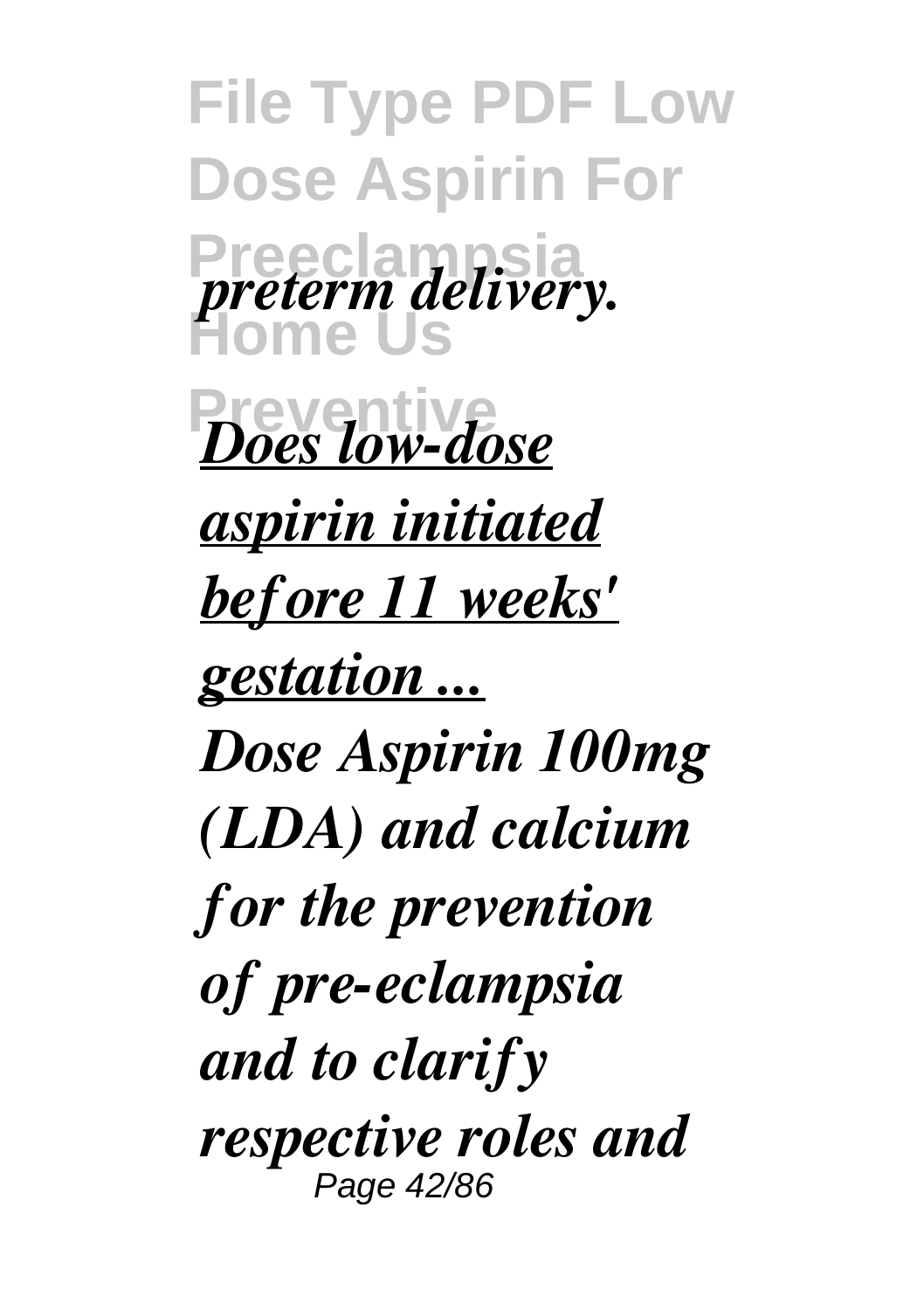*preterm delivery.*

*Does low-dose aspirin initiated before 11 weeks' gestation ...*

*Dose Aspirin 100mg (LDA) and calcium for the prevention of pre-eclampsia and to clarify respective roles and*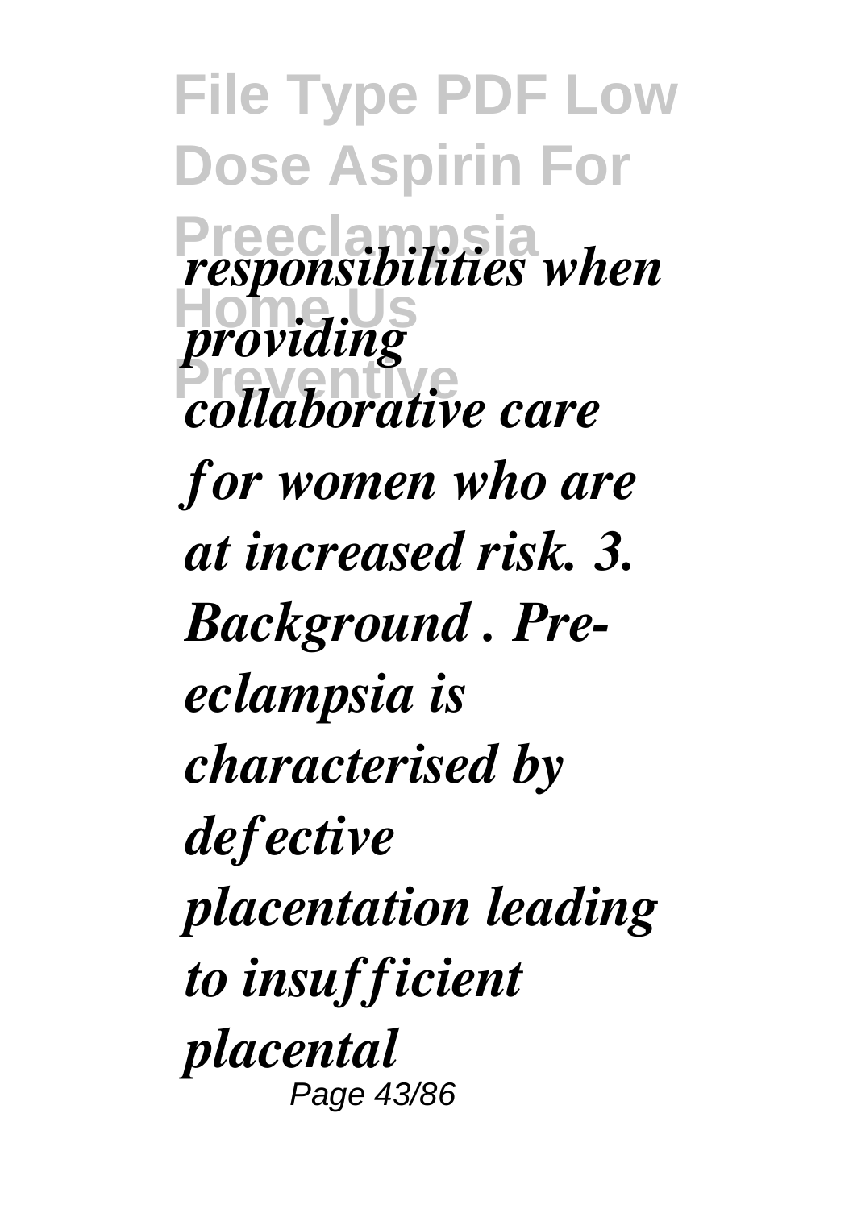*responsibilities when providing collaborative care for women who are at increased risk. 3. Background . Pre-eclampsia is characterised by defective placentation leading to insufficient placental*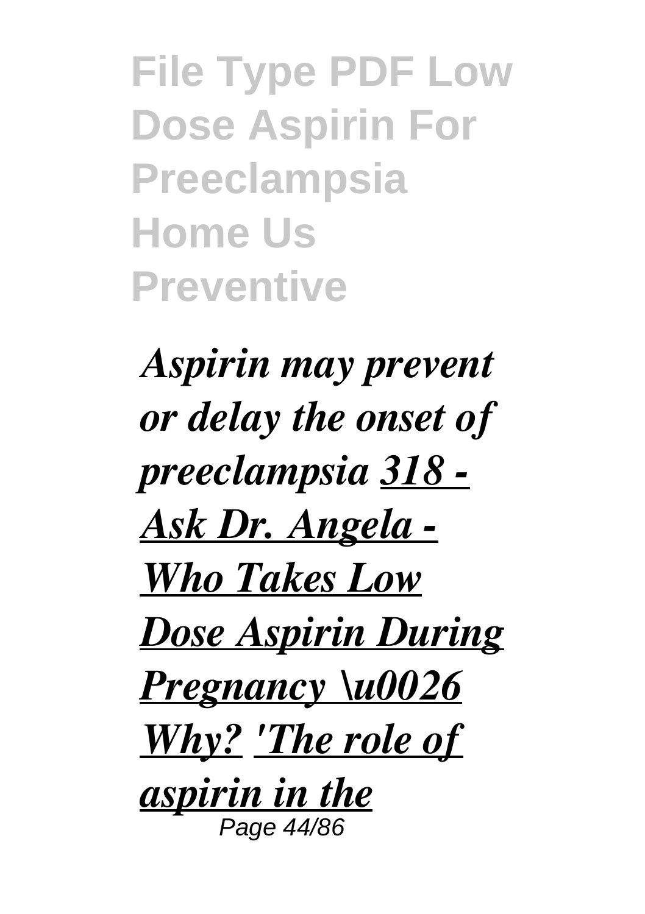***Aspirin may prevent or delay the onset of preeclampsia*** ***318 - Ask Dr. Angela - Who Takes Low Dose Aspirin During Pregnancy \u0026 Why?*** ***'The role of aspirin in the***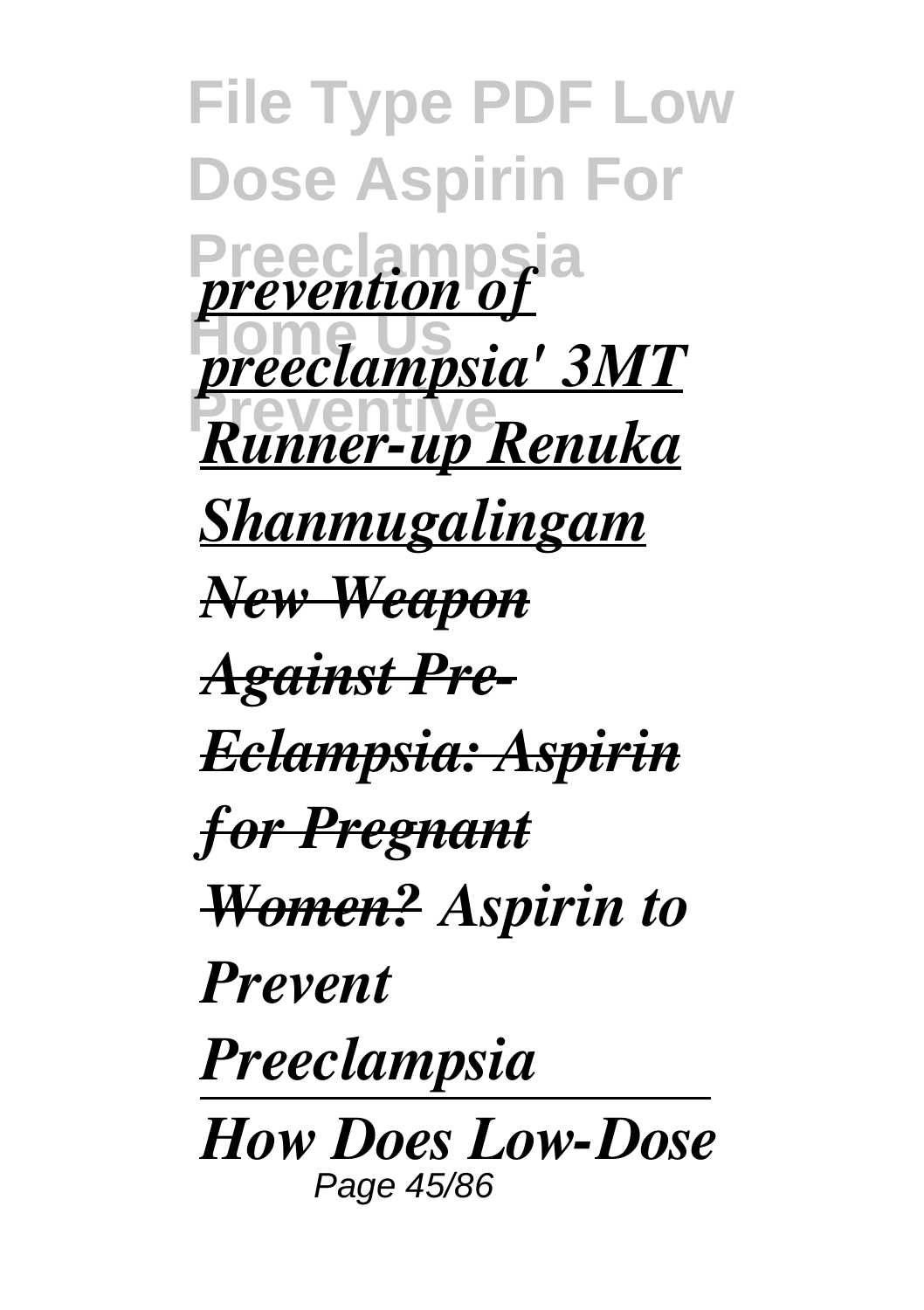*prevention of preeclampsia' 3MT Runner-up Renuka Shanmugalingam* *New Weapon Against Pre-Eclampsia: Aspirin for Pregnant Women?* *Aspirin to Prevent Preeclampsia*

*How Does Low-Dose*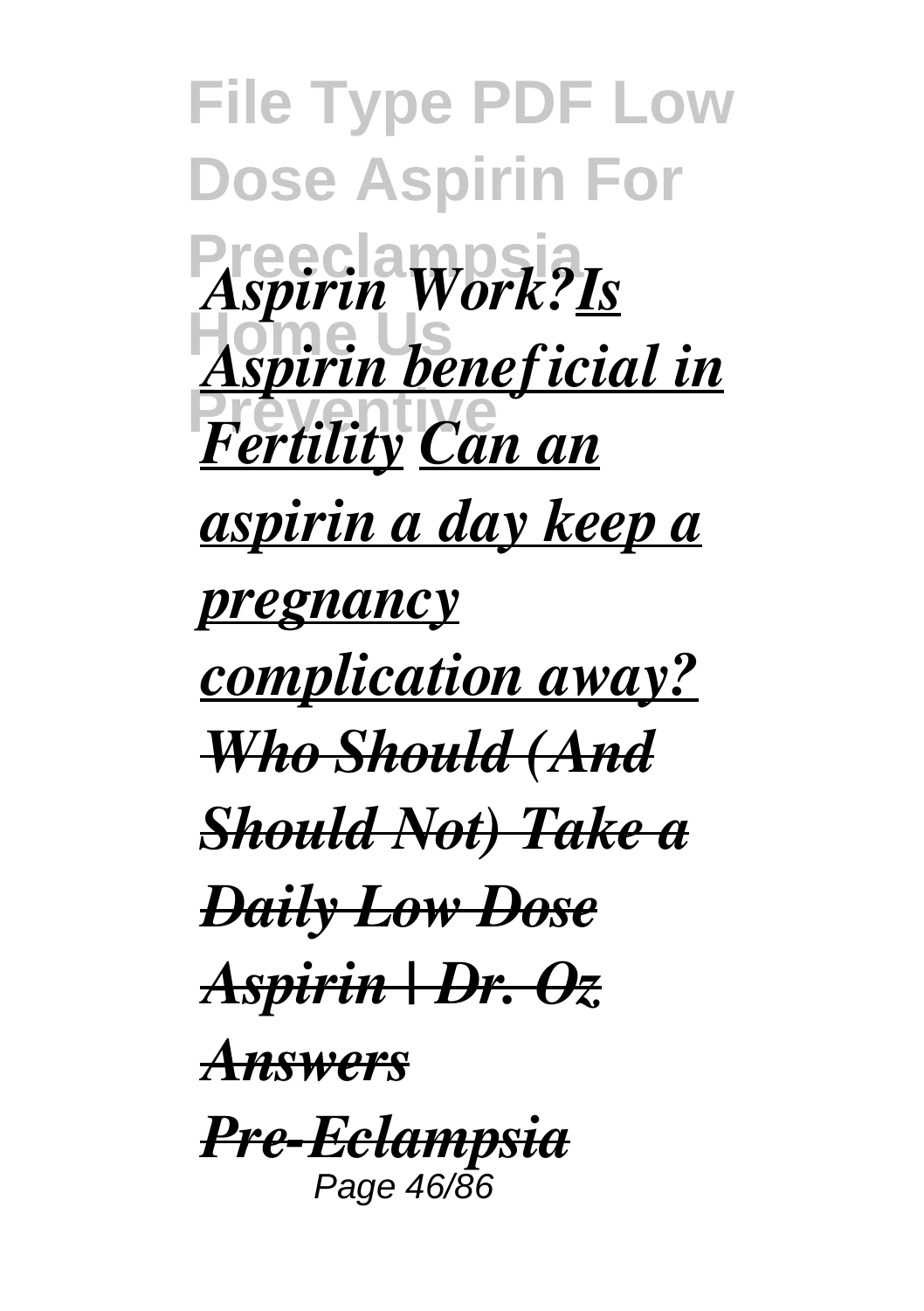*Aspirin Work?**Is Aspirin beneficial in Fertility** **Can an aspirin a day keep a pregnancy complication away?** ***Who Should (And Should Not) Take a Daily Low Dose Aspirin | Dr. Oz Answers*** ***Pre-Eclampsia***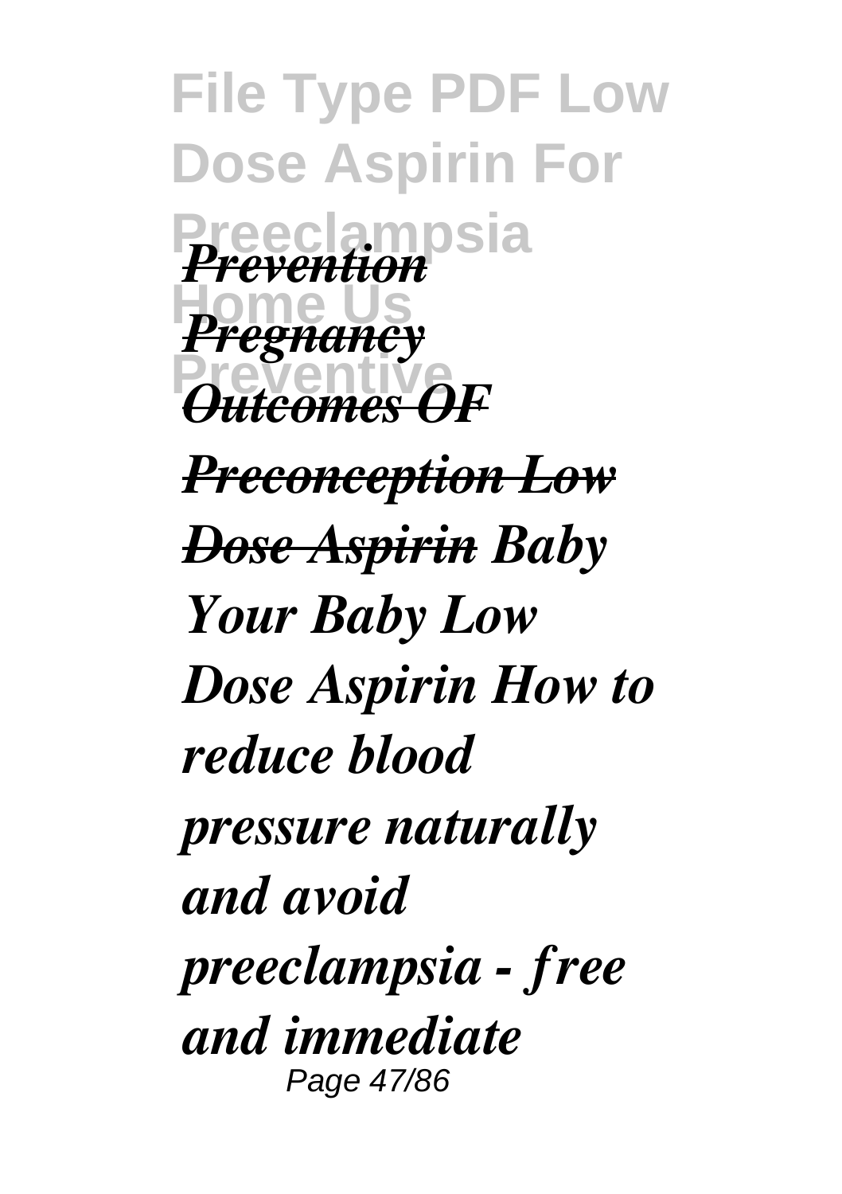*~~Prevention Pregnancy Outcomes OF Preconception Low Dose Aspirin~~* ***Baby Your Baby Low Dose Aspirin How to reduce blood pressure naturally and avoid preeclampsia - free and immediate***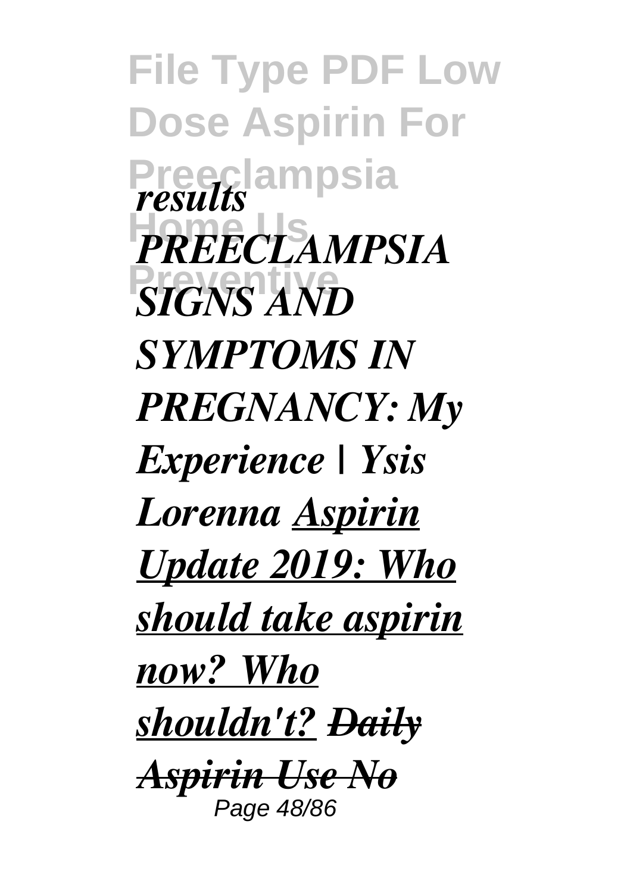*results PREECLAMPSIA SIGNS AND SYMPTOMS IN PREGNANCY: My Experience | Ysis Lorenna* ***Aspirin Update 2019: Who should take aspirin now? Who shouldn't?*** ~~***Daily Aspirin Use No***~~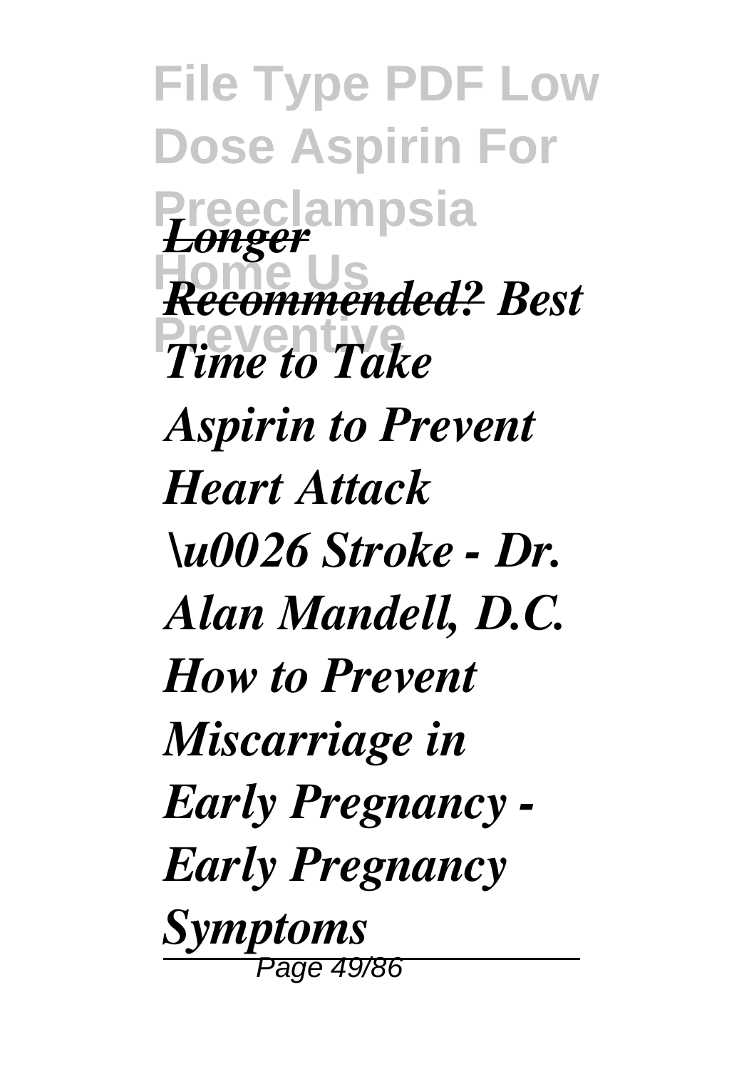*Longer Recommended? Best Time to Take Aspirin to Prevent Heart Attack \u0026 Stroke - Dr. Alan Mandell, D.C. How to Prevent Miscarriage in Early Pregnancy - Early Pregnancy Symptoms*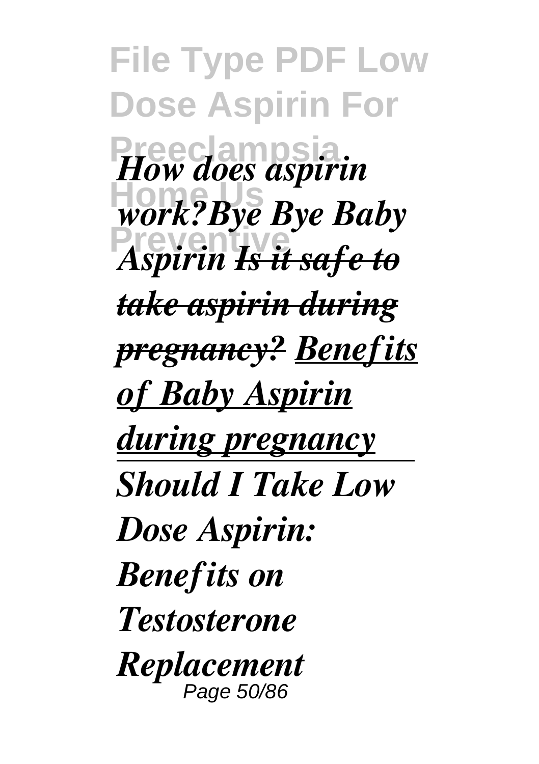*How does aspirin work?Bye Bye Baby Aspirin ~~Is it safe to take aspirin during pregnancy?~~ Benefits of Baby Aspirin during pregnancy*

---

*Should I Take Low Dose Aspirin: Benefits on Testosterone Replacement*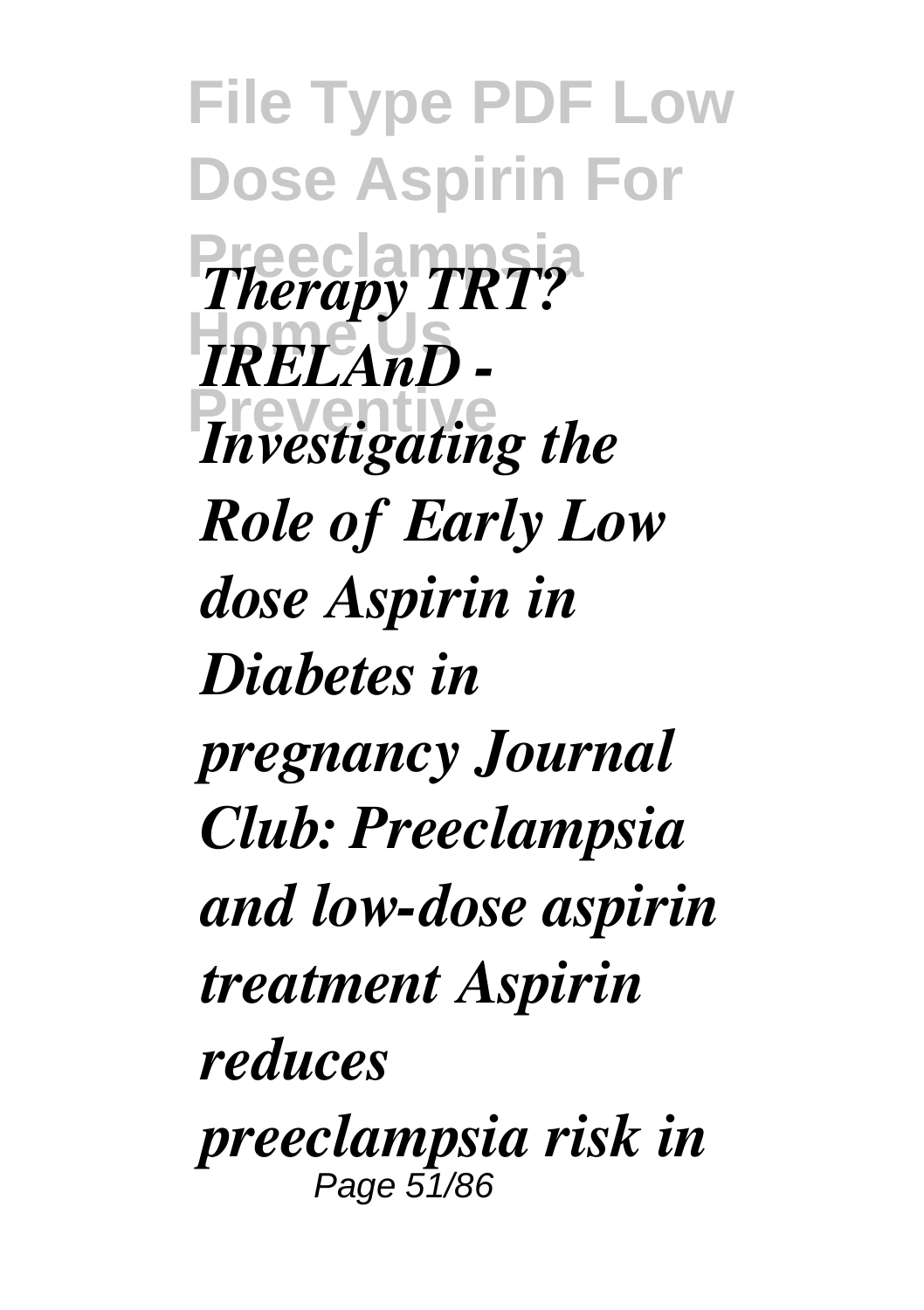*Therapy TRT? IRELAnD - Investigating the Role of Early Low dose Aspirin in Diabetes in pregnancy Journal Club: Preeclampsia and low-dose aspirin treatment Aspirin reduces preeclampsia risk in*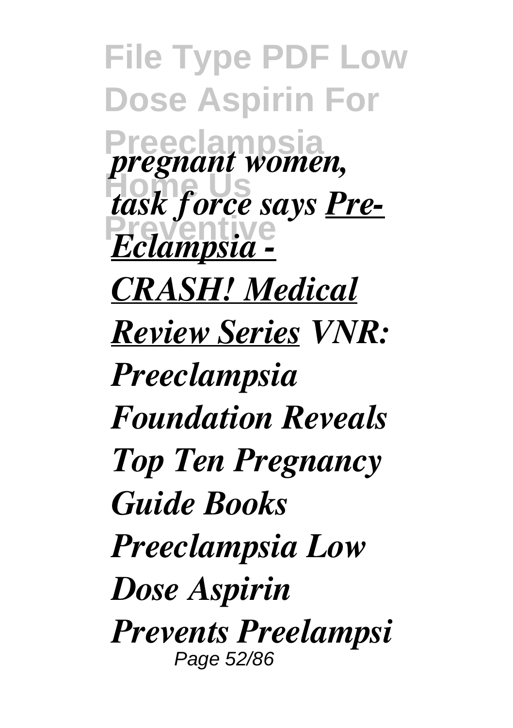*pregnant women, task force says* *__Pre-Eclampsia - CRASH! Medical Review Series__* *VNR: Preeclampsia Foundation Reveals Top Ten Pregnancy Guide Books Preeclampsia Low Dose Aspirin Prevents Preelampsi*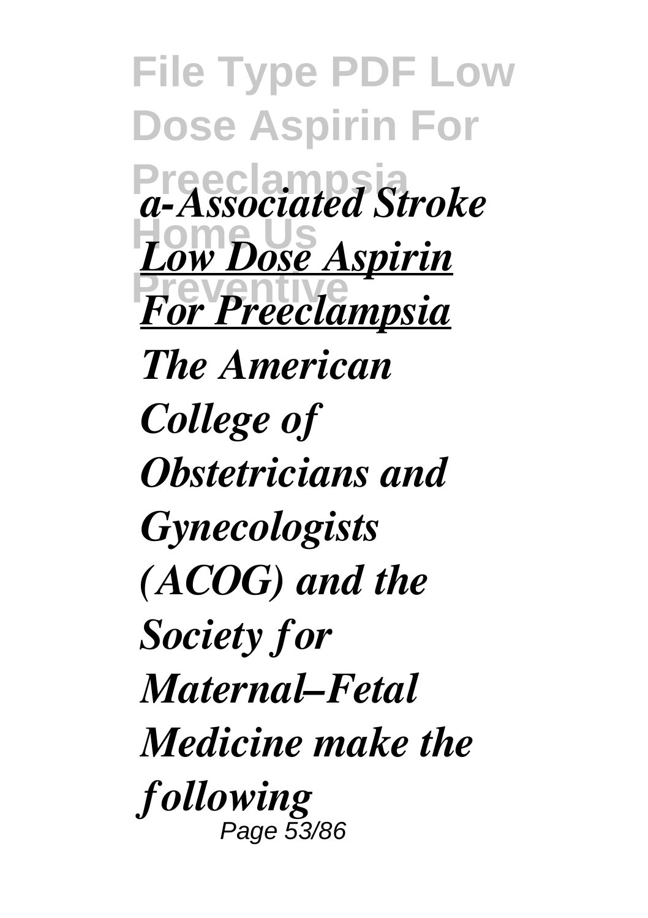*a-Associated Stroke*

***Low Dose Aspirin For Preeclampsia***

***The American College of Obstetricians and Gynecologists (ACOG) and the Society for Maternal–Fetal Medicine make the following***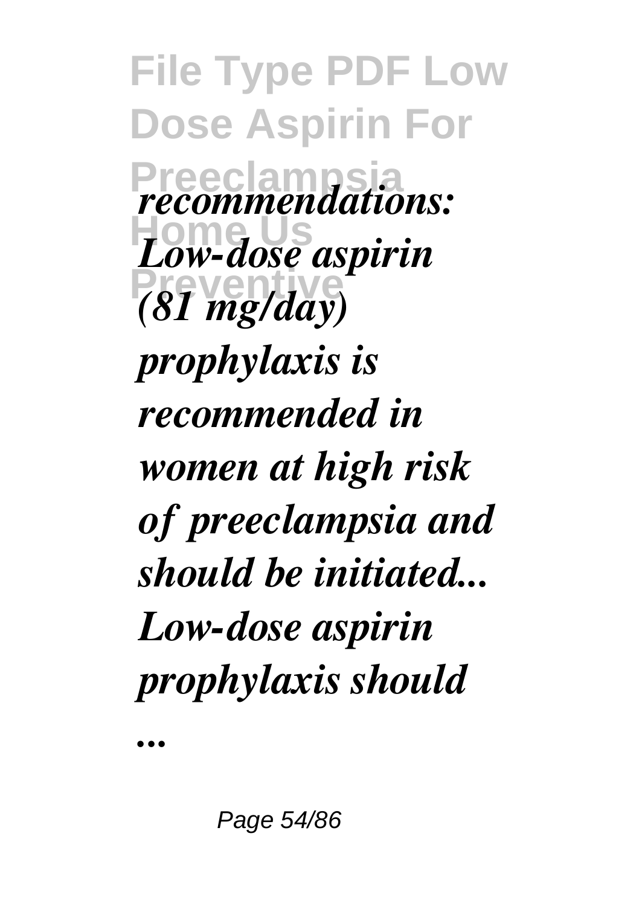*recommendations: Low-dose aspirin (81 mg/day) prophylaxis is recommended in women at high risk of preeclampsia and should be initiated... Low-dose aspirin prophylaxis should ...*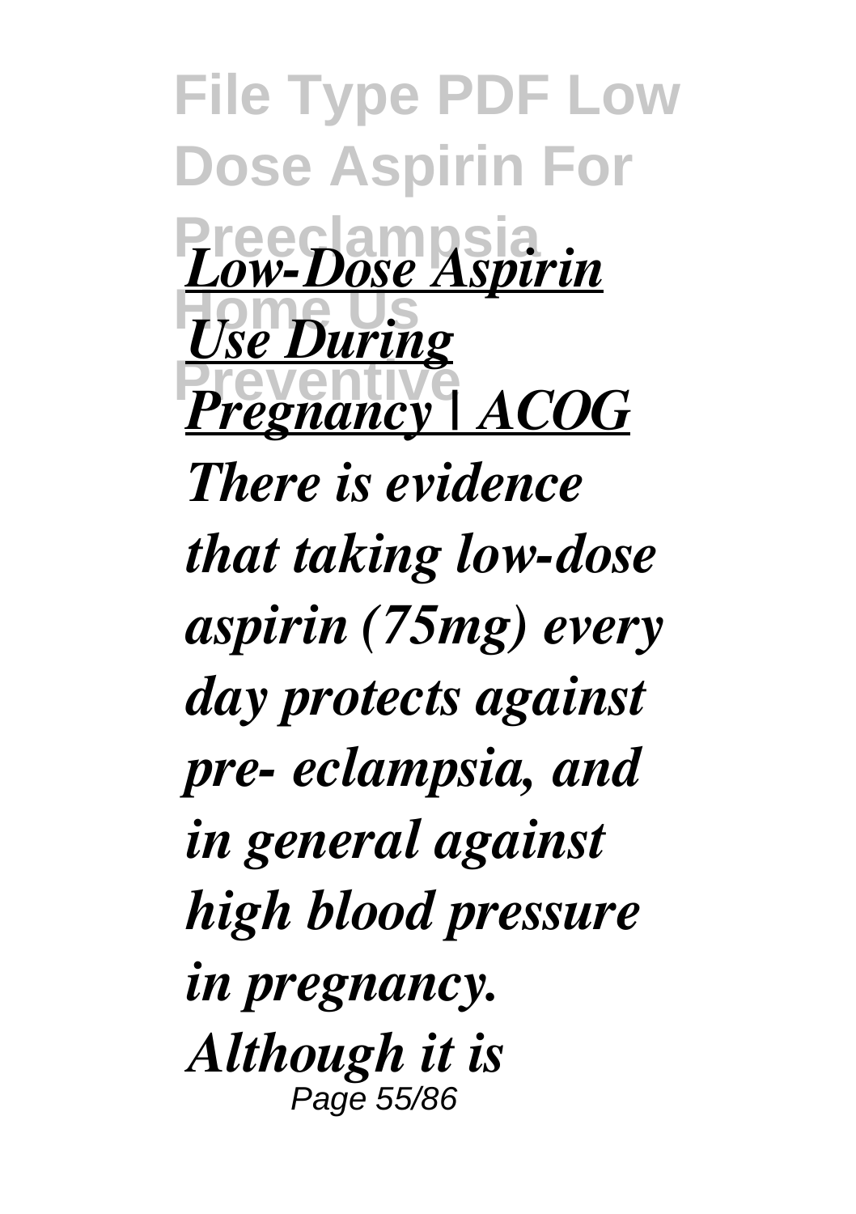*[Low-Dose Aspirin Use During Pregnancy | ACOG](#)*

*There is evidence that taking low-dose aspirin (75mg) every day protects against pre- eclampsia, and in general against high blood pressure in pregnancy. Although it is*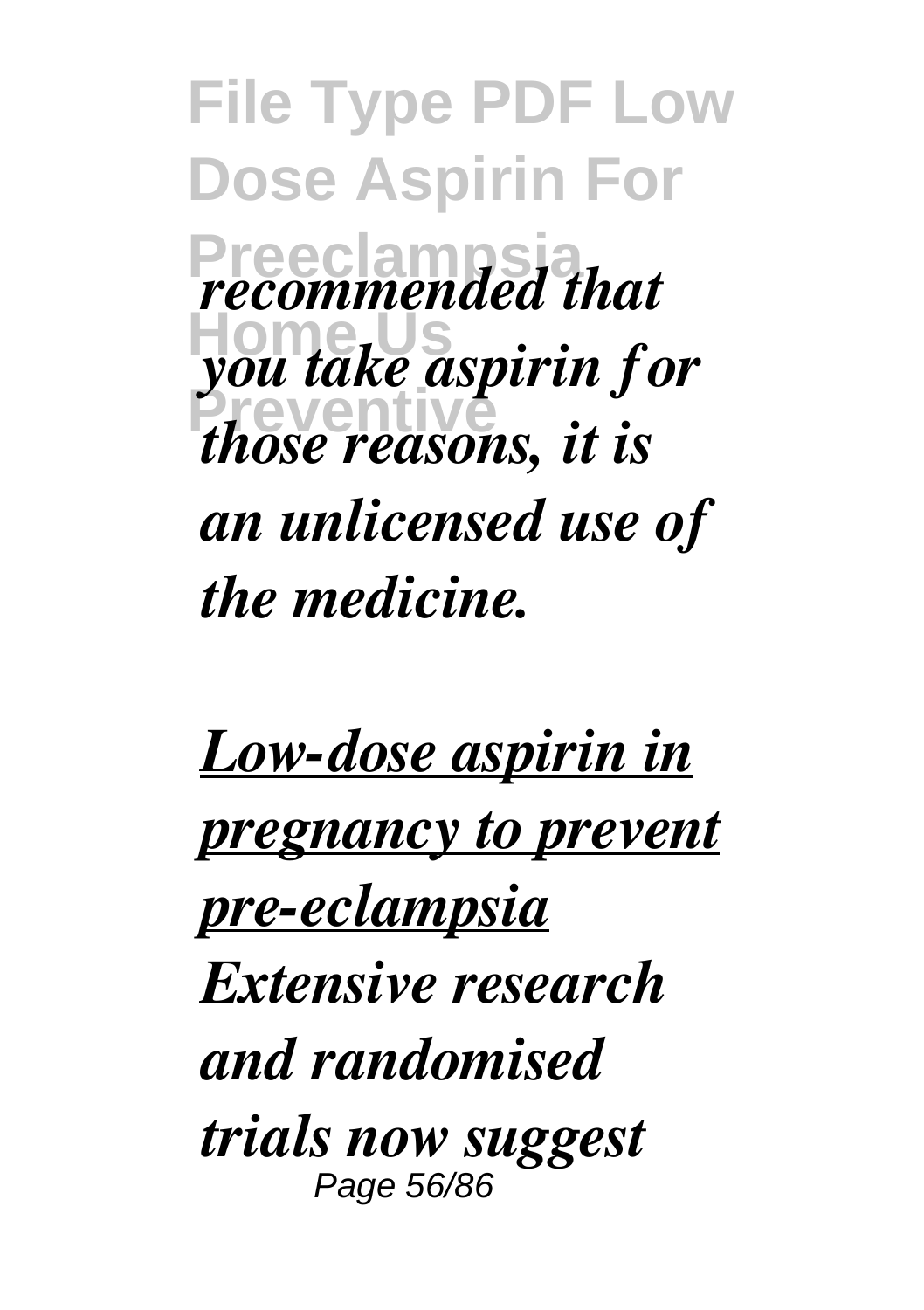*recommended that you take aspirin for those reasons, it is an unlicensed use of the medicine.*

***Low-dose aspirin in pregnancy to prevent pre-eclampsia***

*Extensive research and randomised trials now suggest*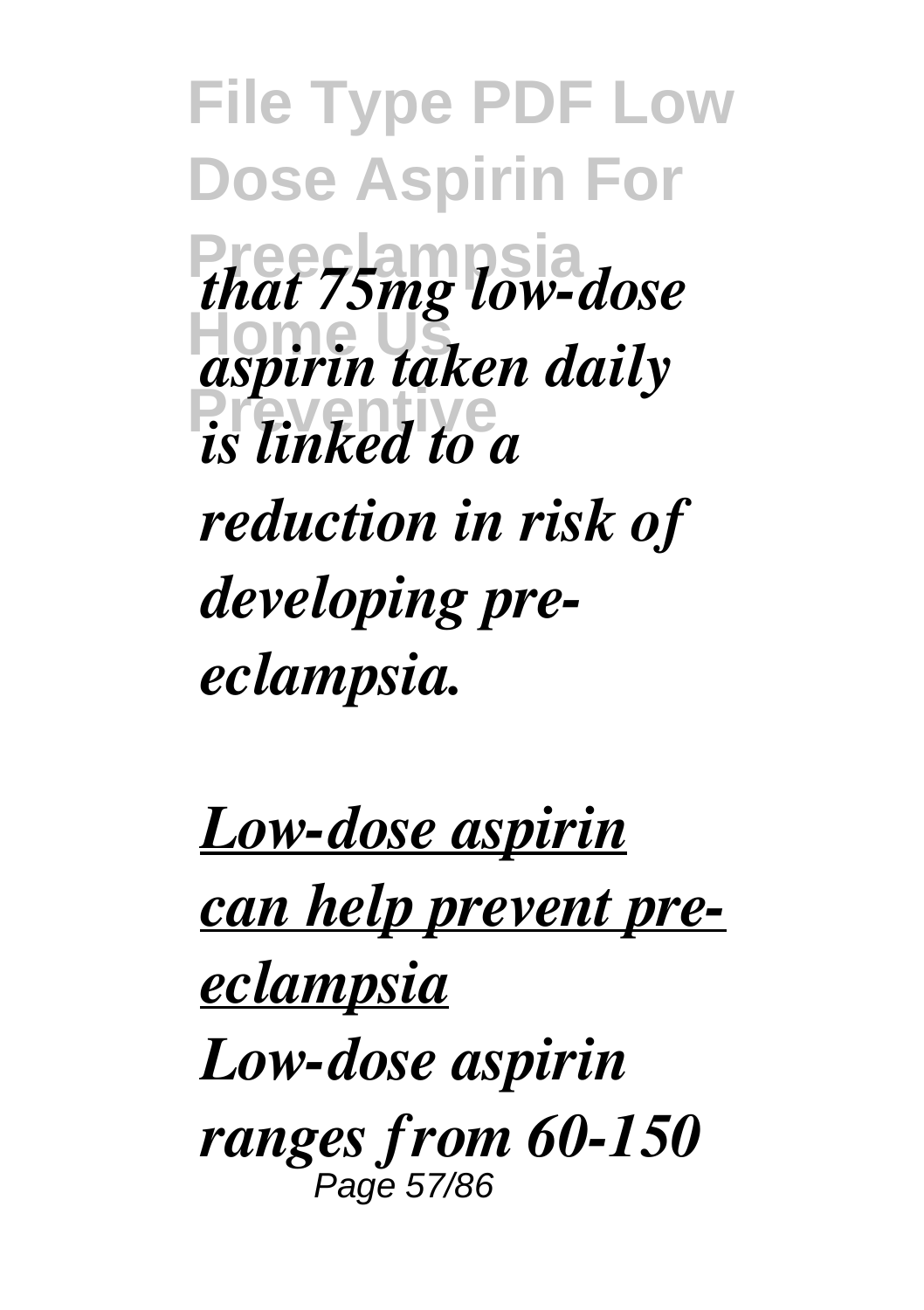*that 75mg low-dose aspirin taken daily is linked to a reduction in risk of developing pre-eclampsia.*

***Low-dose aspirin can help prevent pre-eclampsia***

*Low-dose aspirin ranges from 60-150*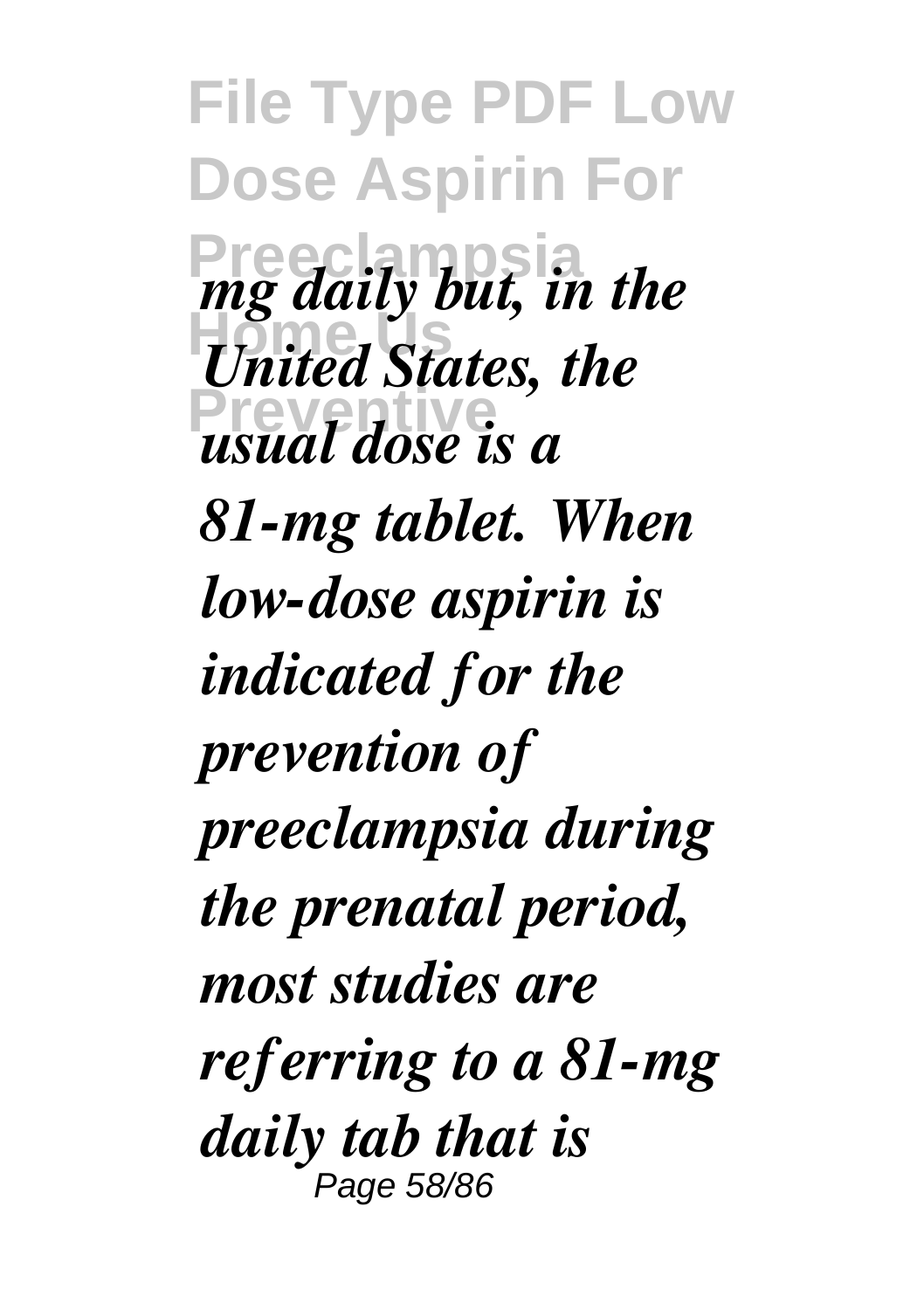*mg daily but, in the United States, the usual dose is a 81-mg tablet. When low-dose aspirin is indicated for the prevention of preeclampsia during the prenatal period, most studies are referring to a 81-mg daily tab that is*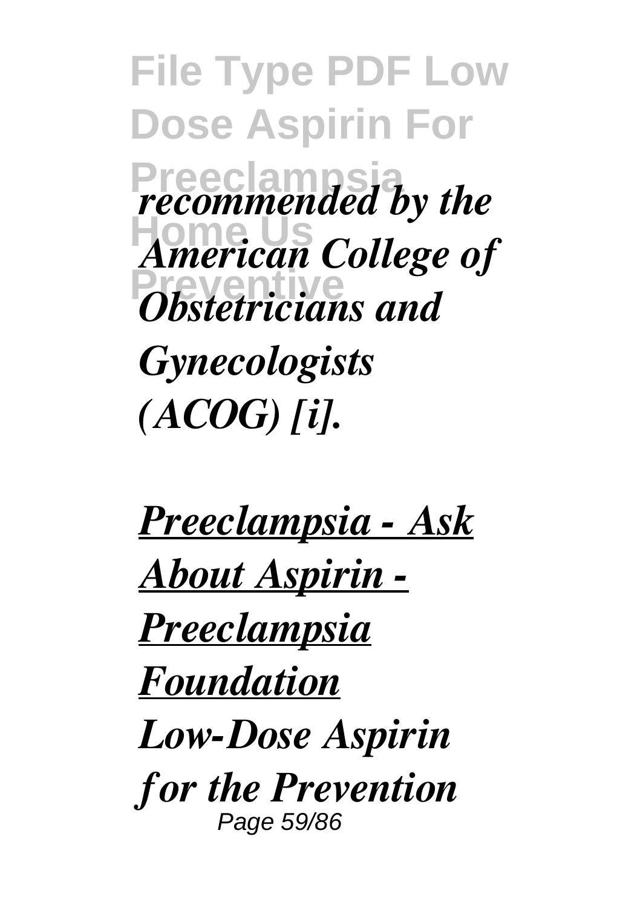*recommended by the American College of Obstetricians and Gynecologists (ACOG) [i].*

***Preeclampsia - Ask About Aspirin - Preeclampsia Foundation***

*Low-Dose Aspirin for the Prevention*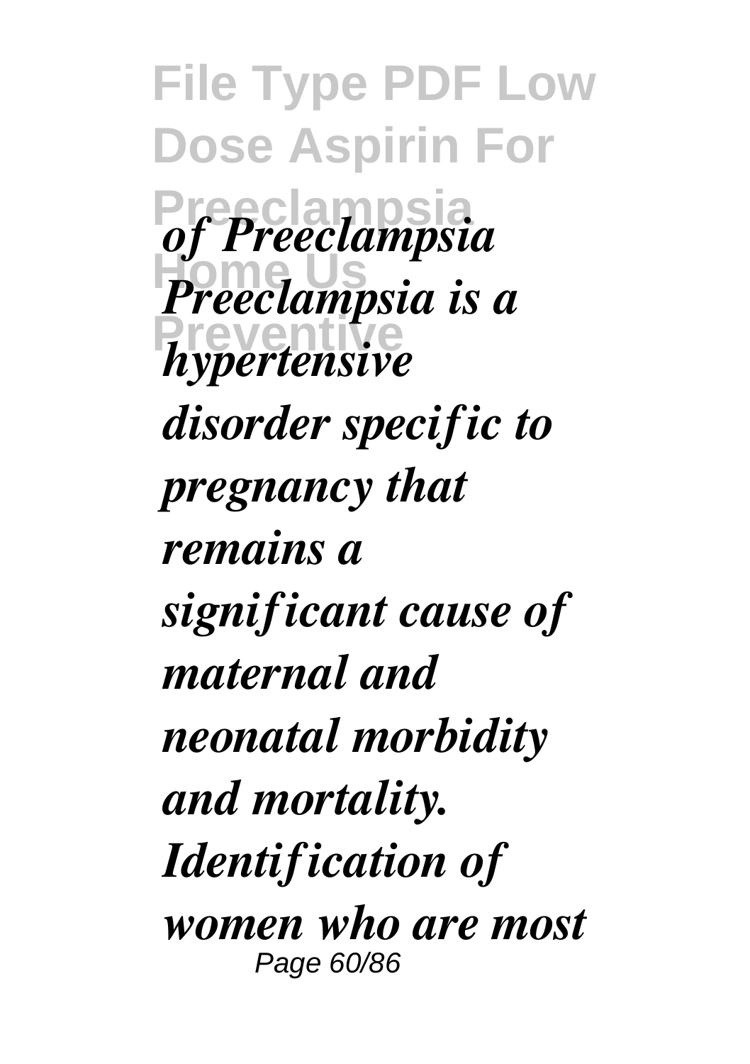*of Preeclampsia Preeclampsia is a hypertensive disorder specific to pregnancy that remains a significant cause of maternal and neonatal morbidity and mortality. Identification of women who are most*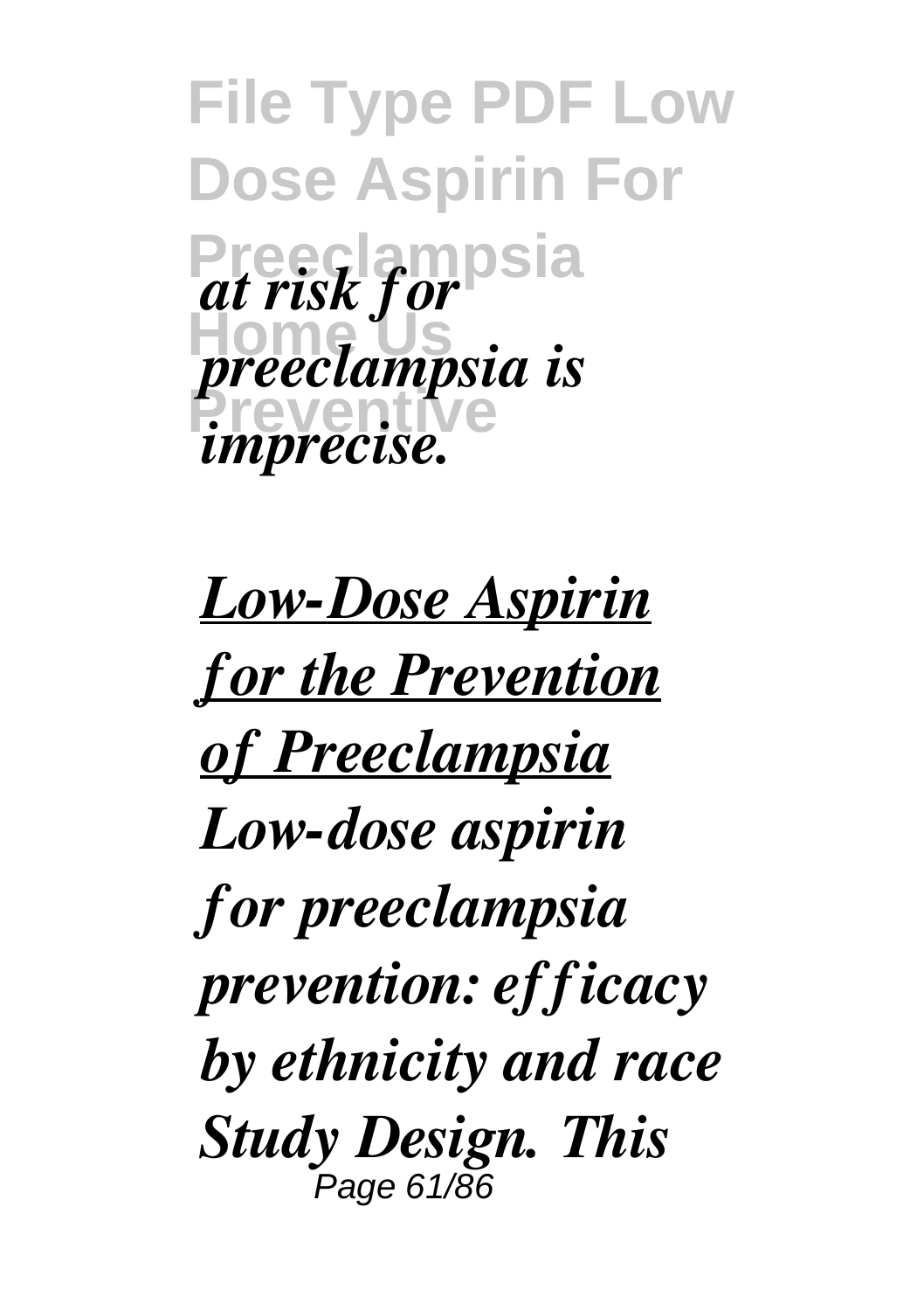*at risk for preeclampsia is imprecise.*

***Low-Dose Aspirin for the Prevention of Preeclampsia***

***Low-dose aspirin for preeclampsia prevention: efficacy by ethnicity and race Study Design. This***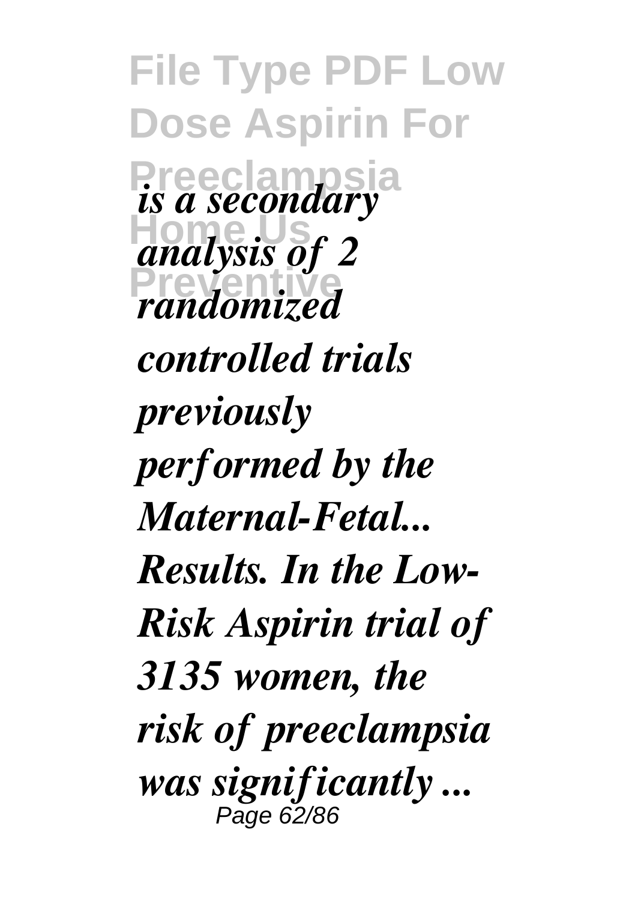*is a secondary analysis of 2 randomized controlled trials previously performed by the Maternal-Fetal... Results. In the Low-Risk Aspirin trial of 3135 women, the risk of preeclampsia was significantly ...*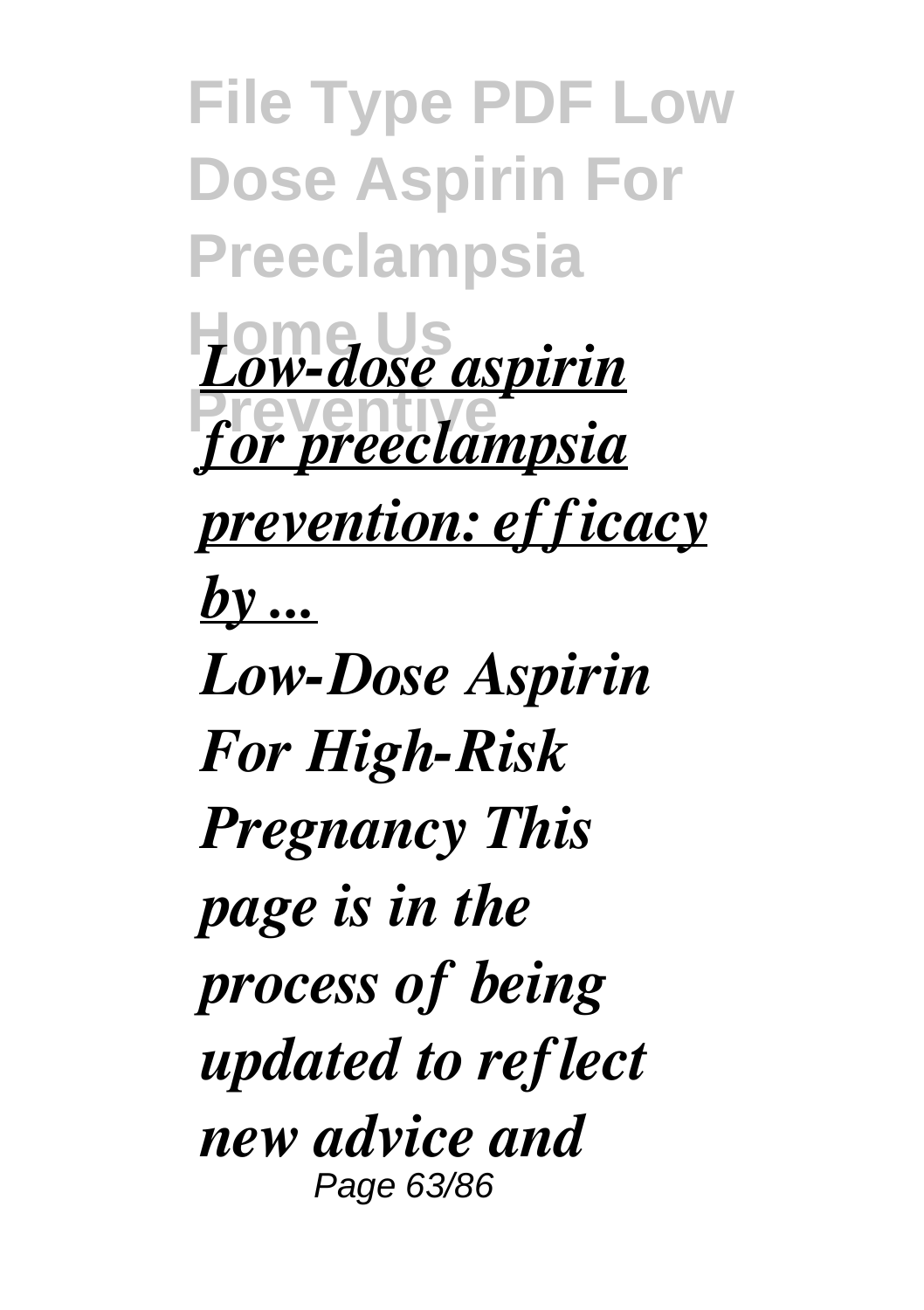*Low-dose aspirin for preeclampsia prevention: efficacy by ...*

***Low-Dose Aspirin For High-Risk Pregnancy This page is in the process of being updated to reflect new advice and***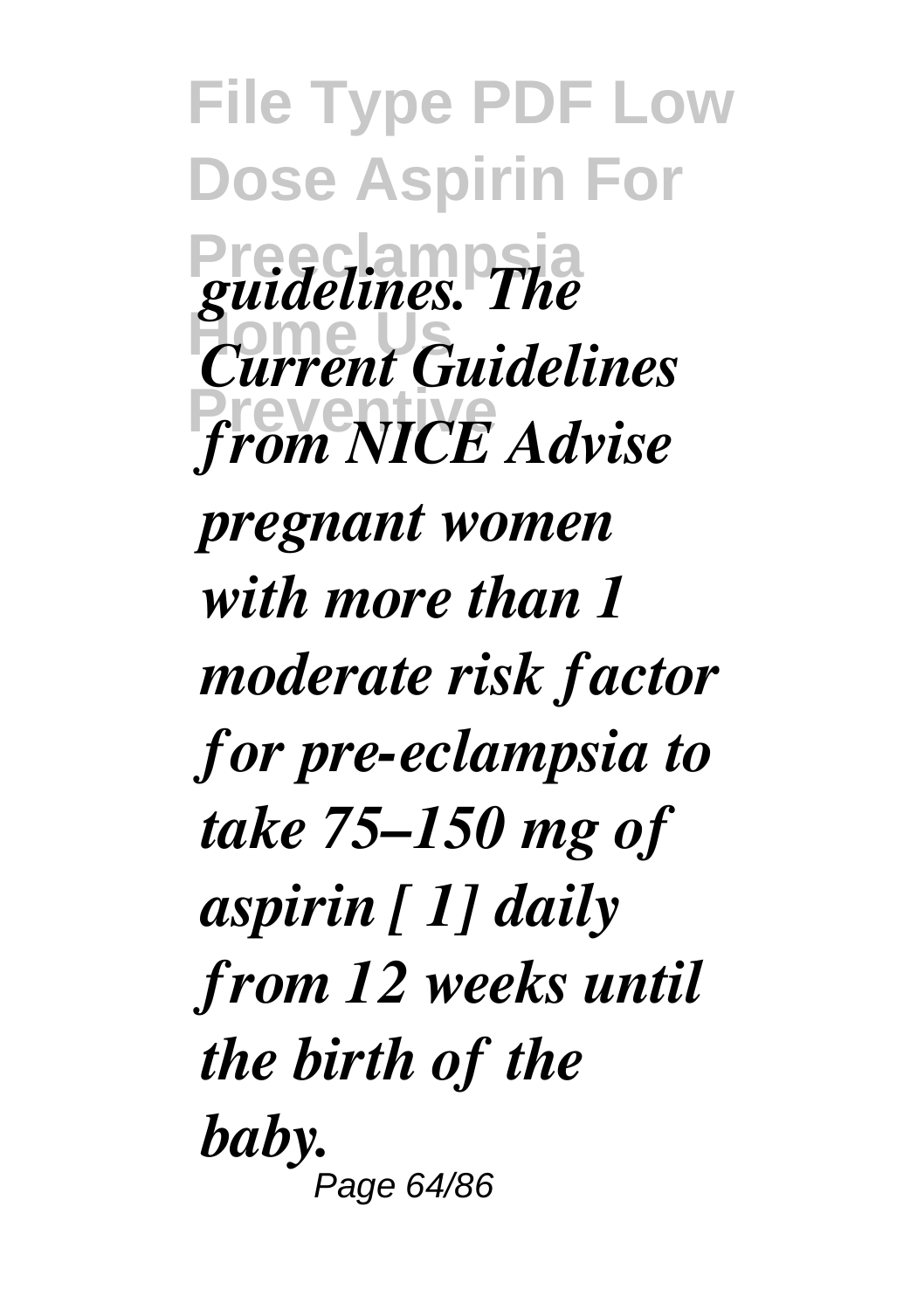*guidelines. The Current Guidelines from NICE Advise pregnant women with more than 1 moderate risk factor for pre-eclampsia to take 75–150 mg of aspirin [ 1] daily from 12 weeks until the birth of the baby.*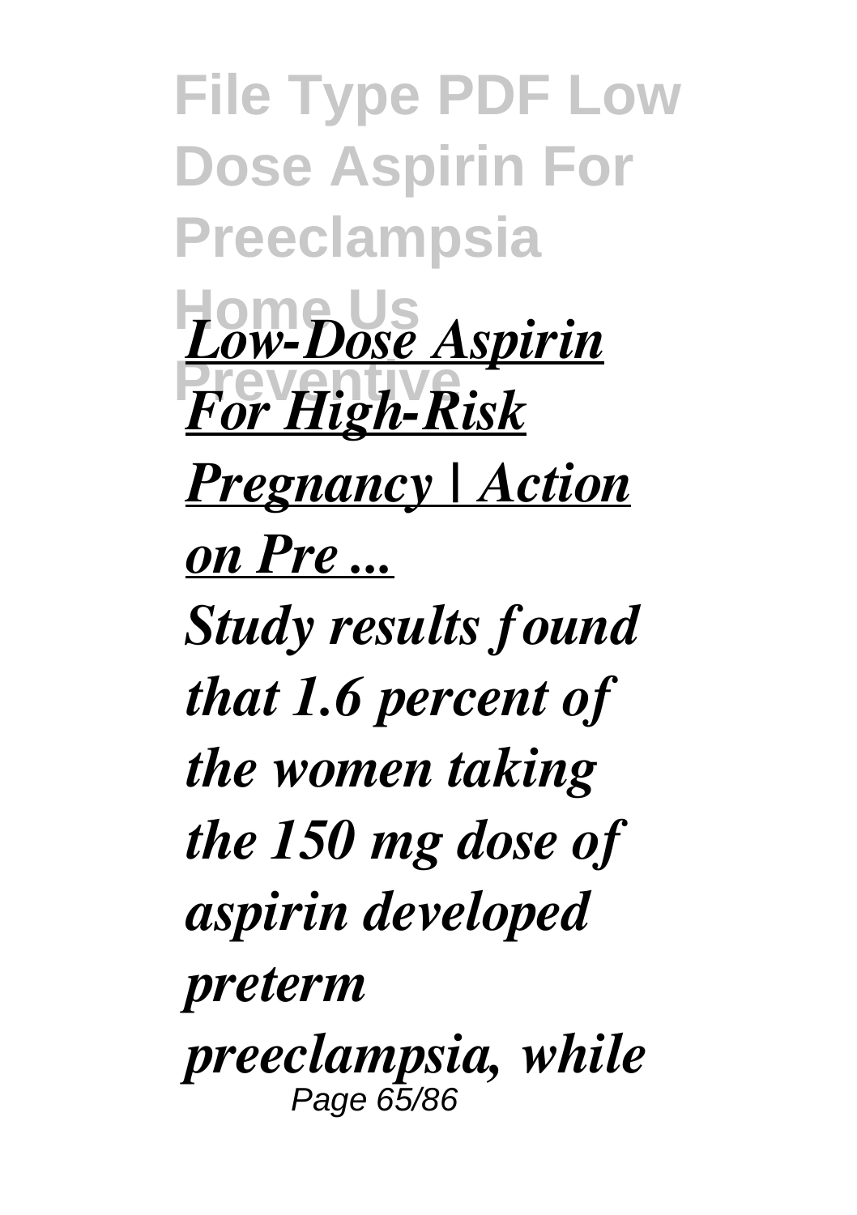*Low-Dose Aspirin For High-Risk Pregnancy | Action on Pre ...*

*Study results found that 1.6 percent of the women taking the 150 mg dose of aspirin developed preterm preeclampsia, while*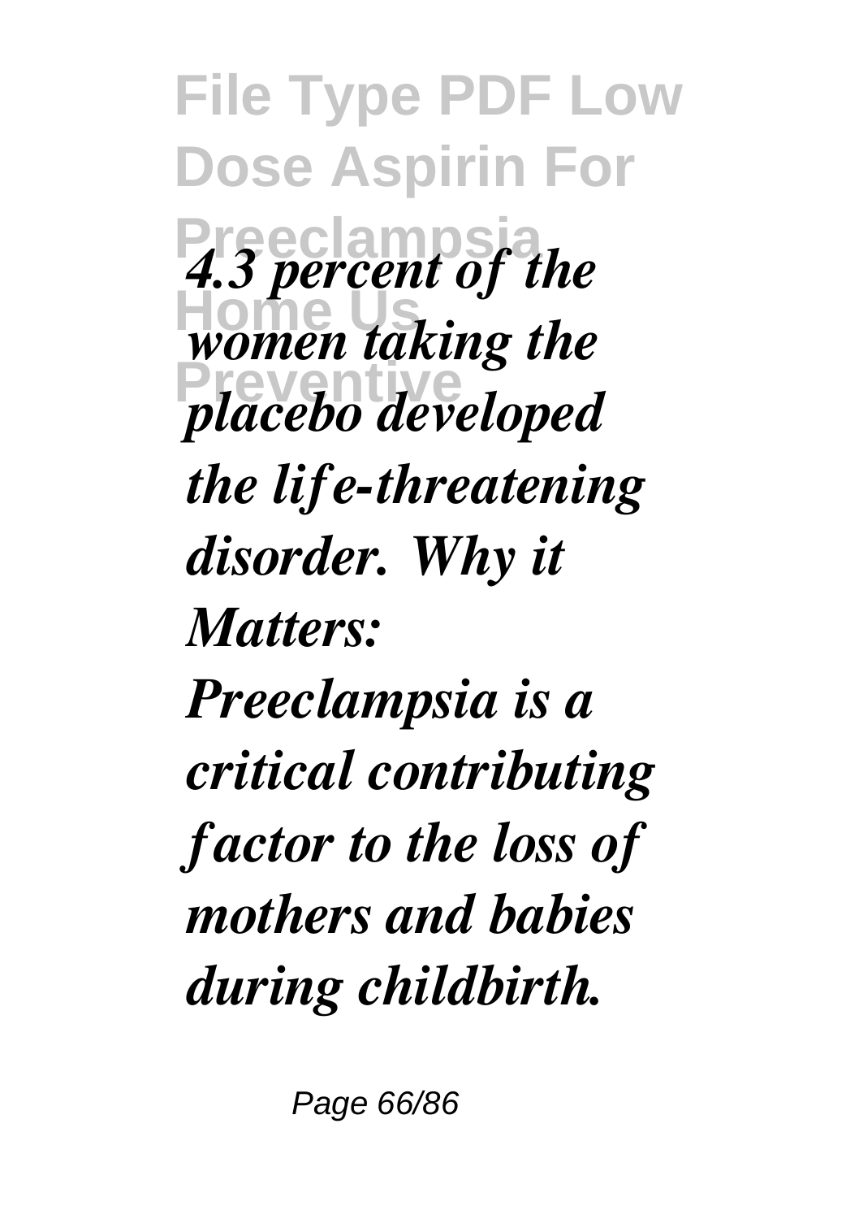*4.3 percent of the women taking the placebo developed the life-threatening disorder. Why it Matters: Preeclampsia is a critical contributing factor to the loss of mothers and babies during childbirth.*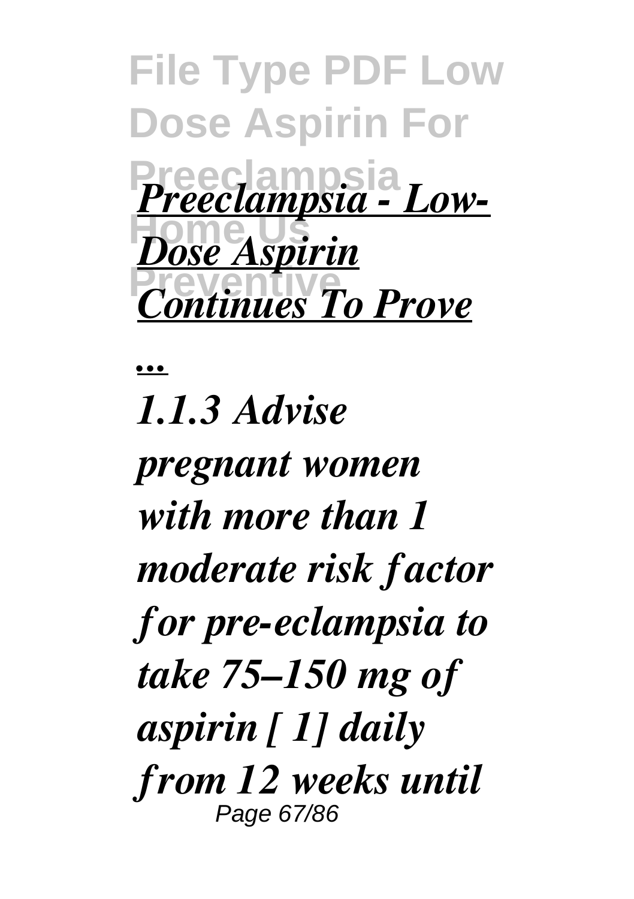*Preeclampsia - Low-Dose Aspirin Continues To Prove ...*

*1.1.3 Advise pregnant women with more than 1 moderate risk factor for pre-eclampsia to take 75–150 mg of aspirin [ 1] daily from 12 weeks until*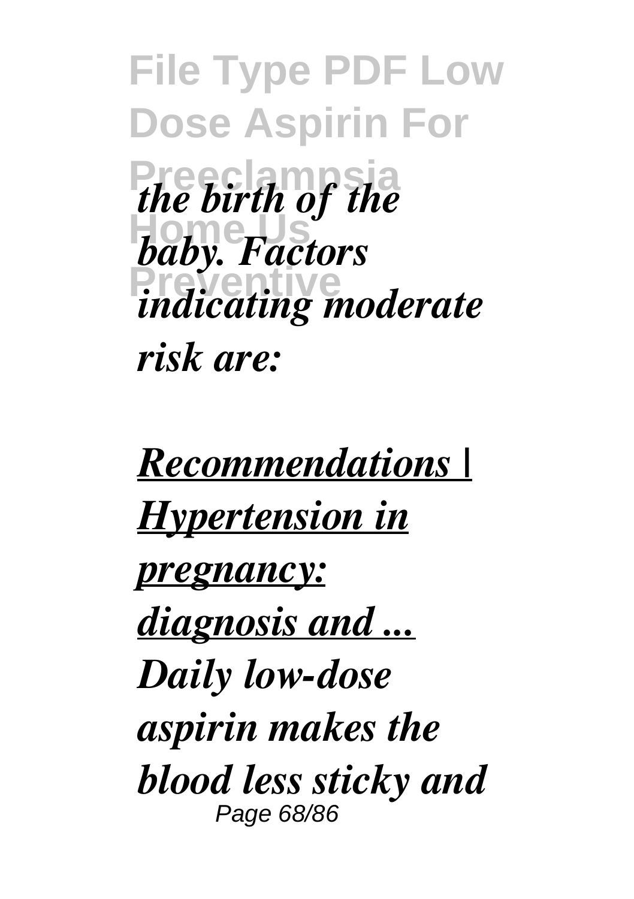*the birth of the baby. Factors indicating moderate risk are:*

***[Recommendations | Hypertension in pregnancy: diagnosis and ...]()***

***Daily low-dose aspirin makes the blood less sticky and***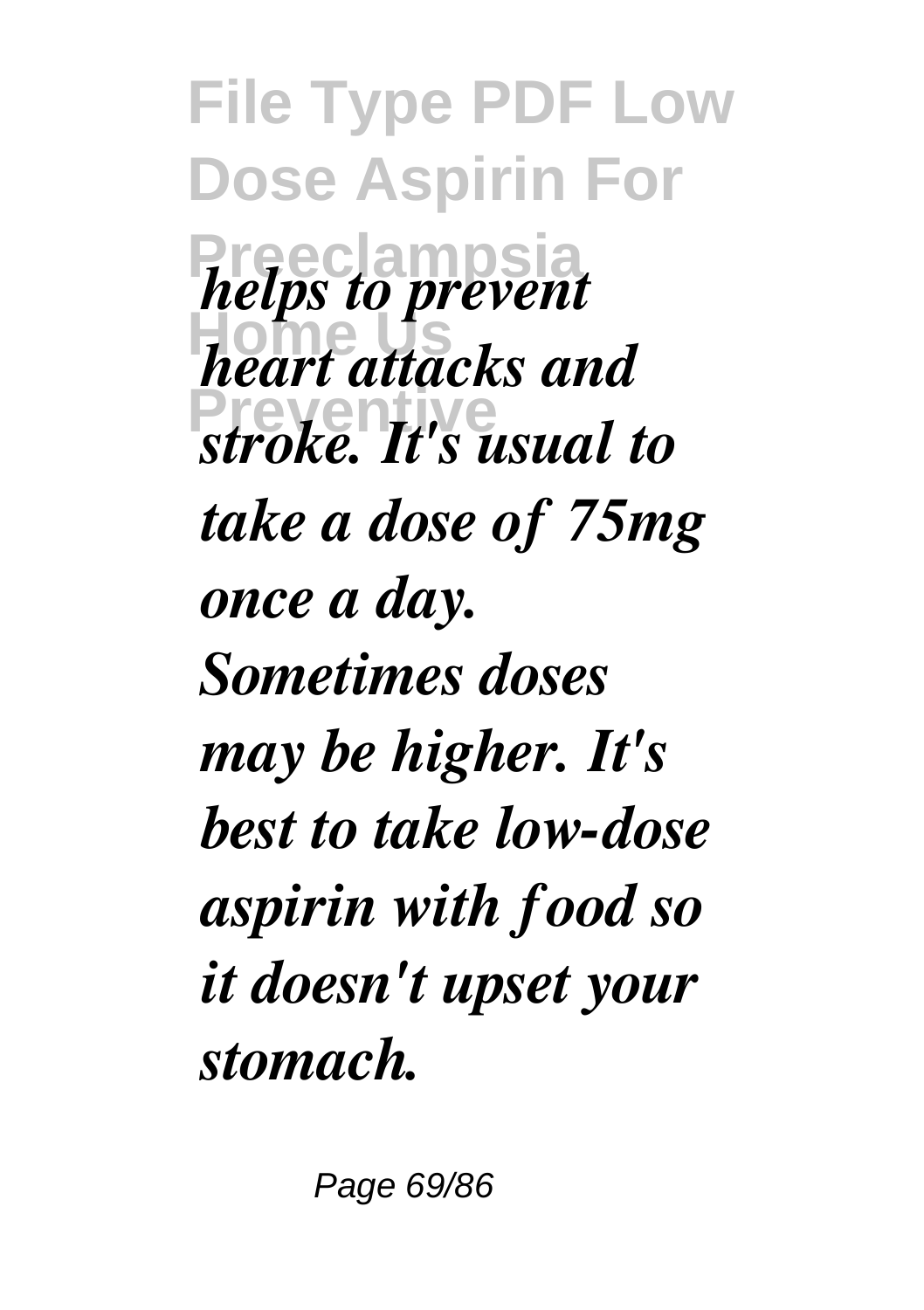*helps to prevent heart attacks and stroke. It's usual to take a dose of 75mg once a day. Sometimes doses may be higher. It's best to take low-dose aspirin with food so it doesn't upset your stomach.*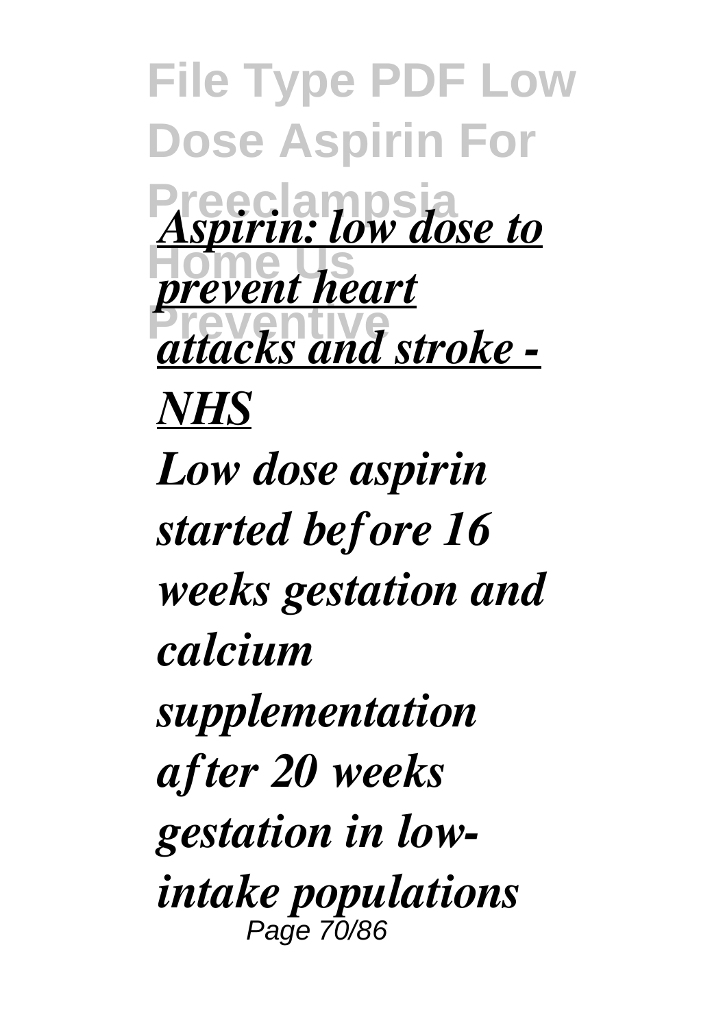*Aspirin: low dose to prevent heart attacks and stroke - NHS*

***Low dose aspirin started before 16 weeks gestation and calcium supplementation after 20 weeks gestation in low-intake populations***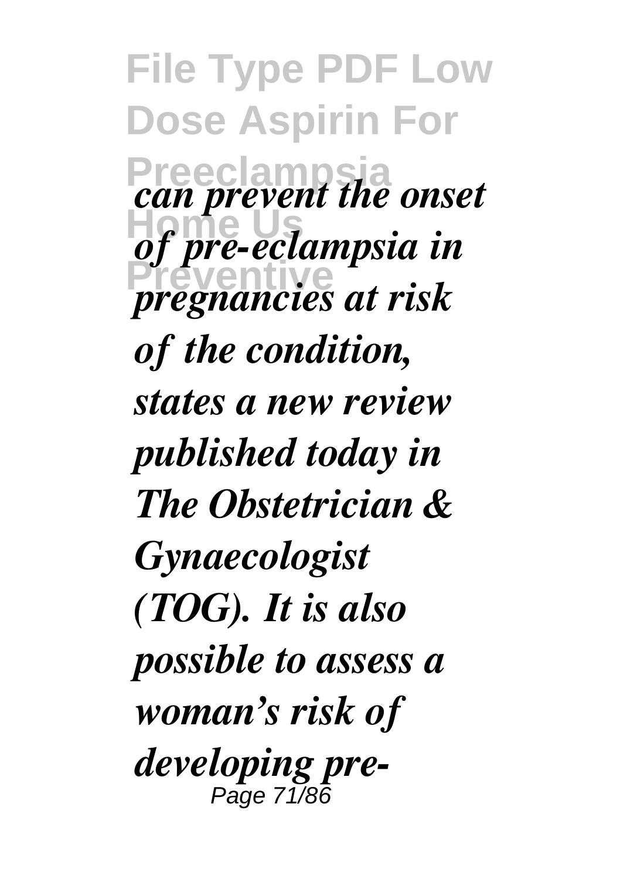*can prevent the onset of pre-eclampsia in pregnancies at risk of the condition, states a new review published today in The Obstetrician & Gynaecologist (TOG). It is also possible to assess a woman's risk of developing pre-*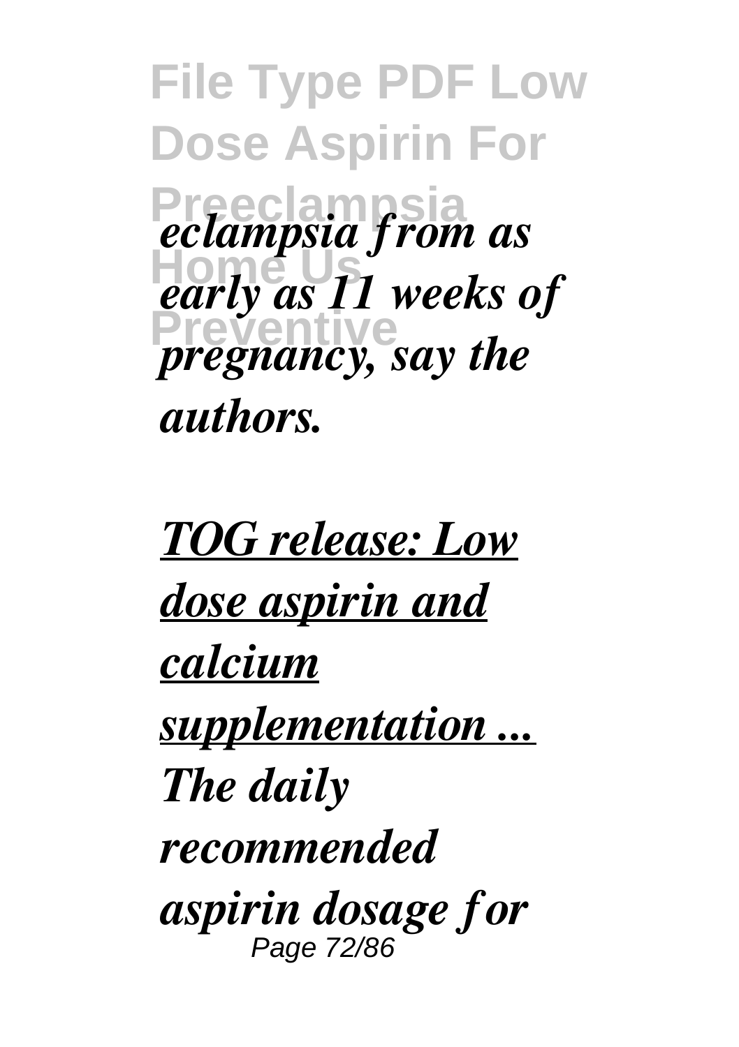*eclampsia from as early as 11 weeks of pregnancy, say the authors.*

***TOG release: Low dose aspirin and calcium supplementation ...***

***The daily recommended aspirin dosage for***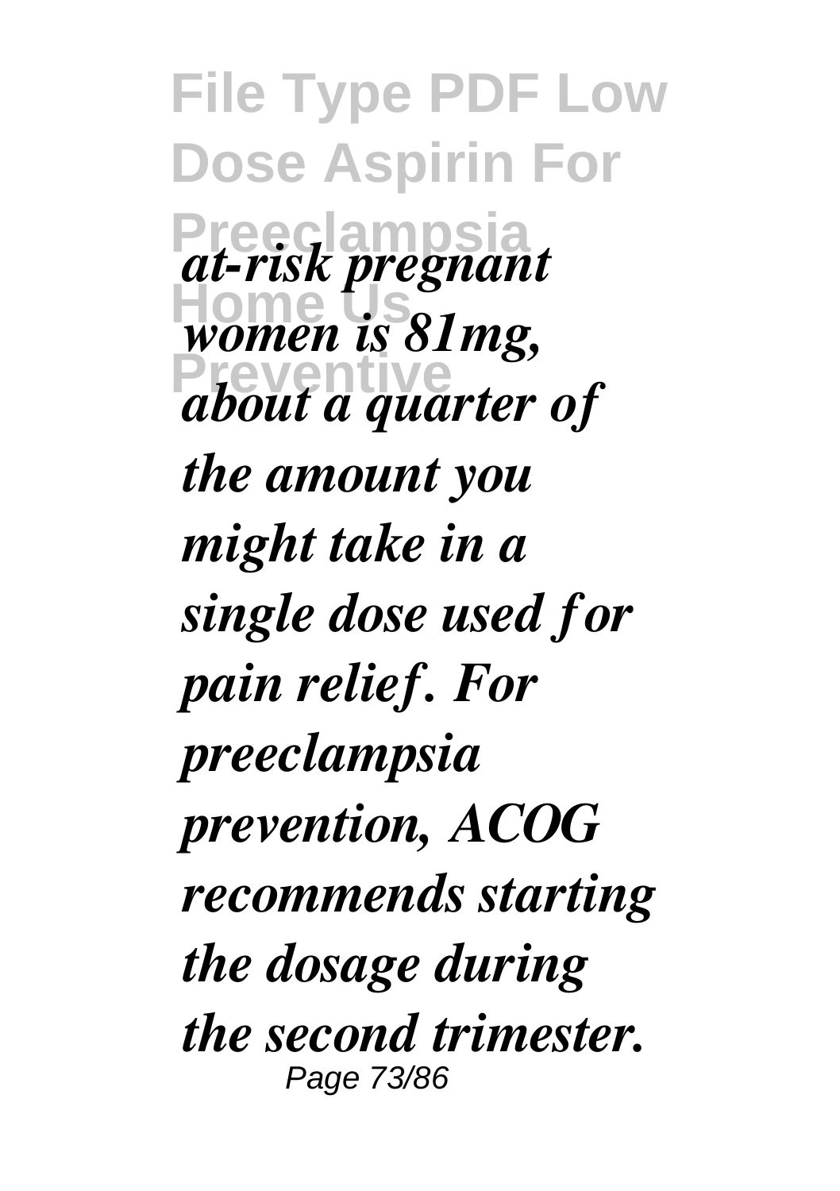*at-risk pregnant women is 81mg, about a quarter of the amount you might take in a single dose used for pain relief. For preeclampsia prevention, ACOG recommends starting the dosage during the second trimester.*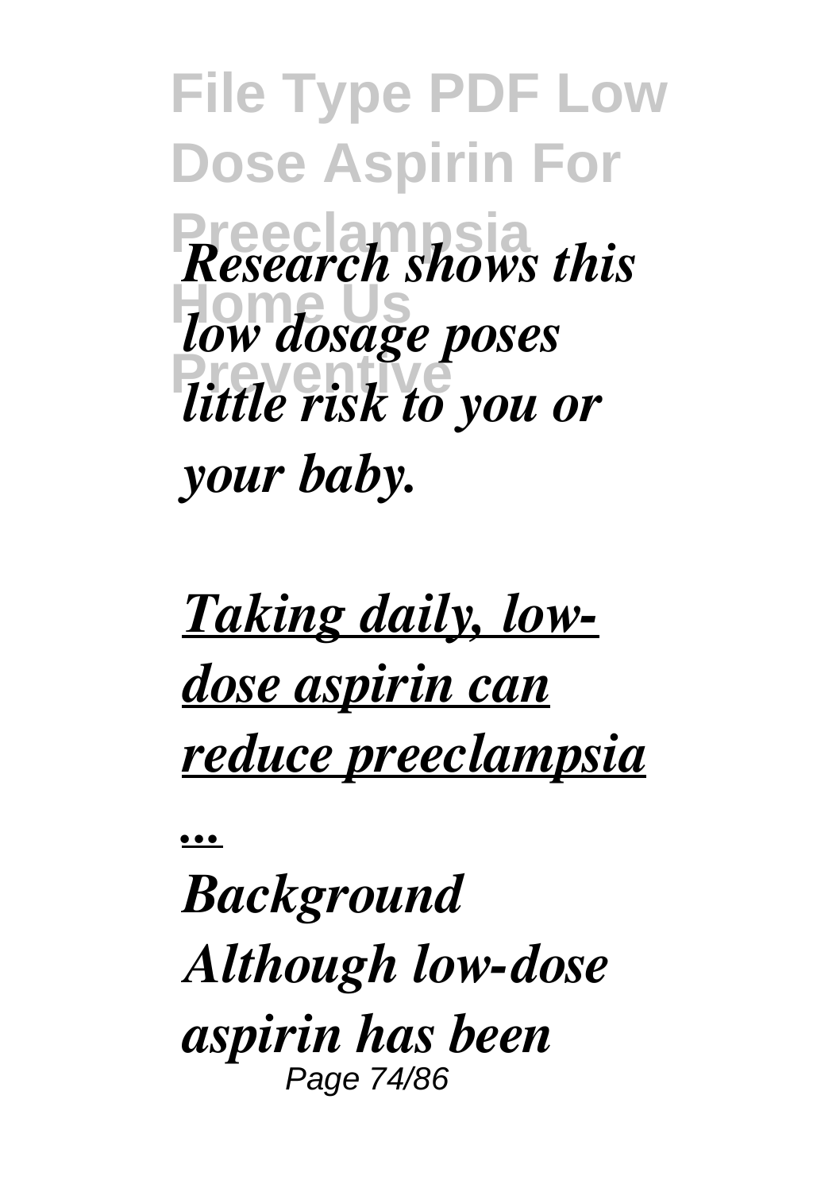*Research shows this low dosage poses little risk to you or your baby.*

*Taking daily, low-dose aspirin can reduce preeclampsia ...*

*Background Although low-dose aspirin has been*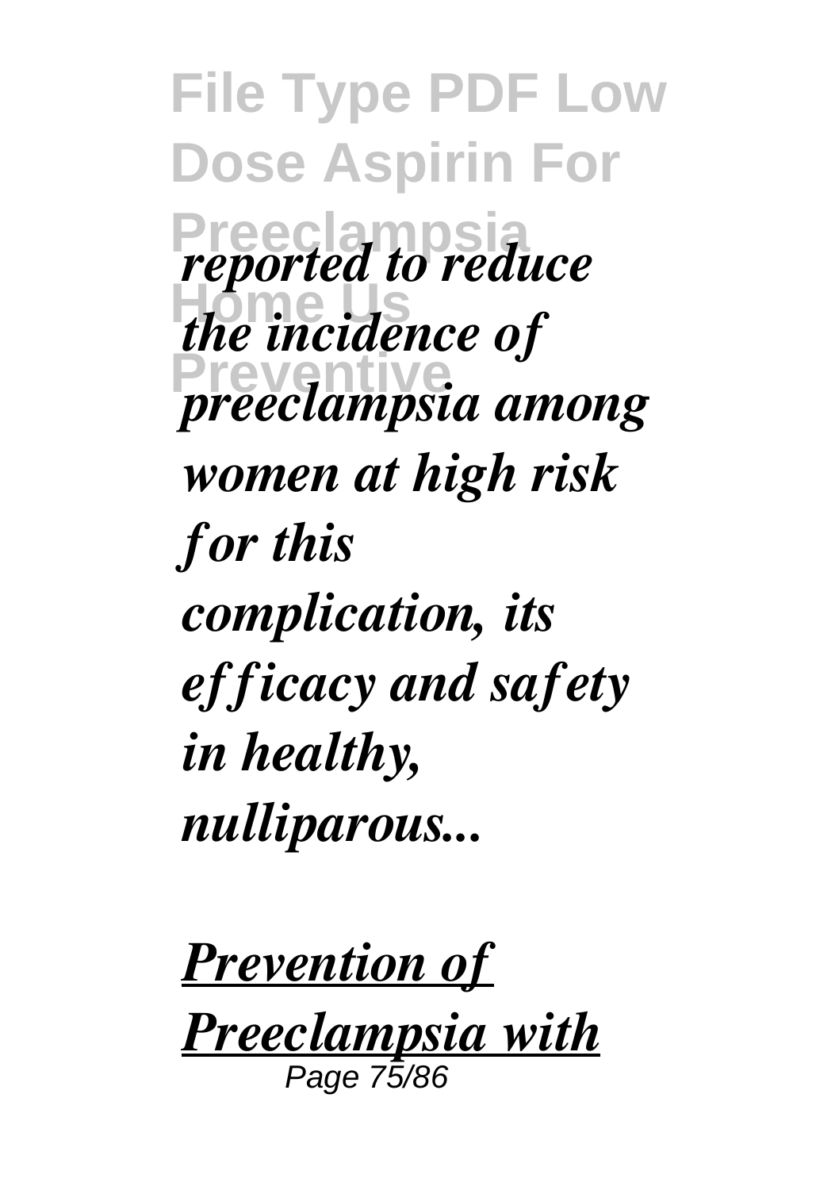*reported to reduce the incidence of preeclampsia among women at high risk for this complication, its efficacy and safety in healthy, nulliparous...*

***Prevention of Preeclampsia with***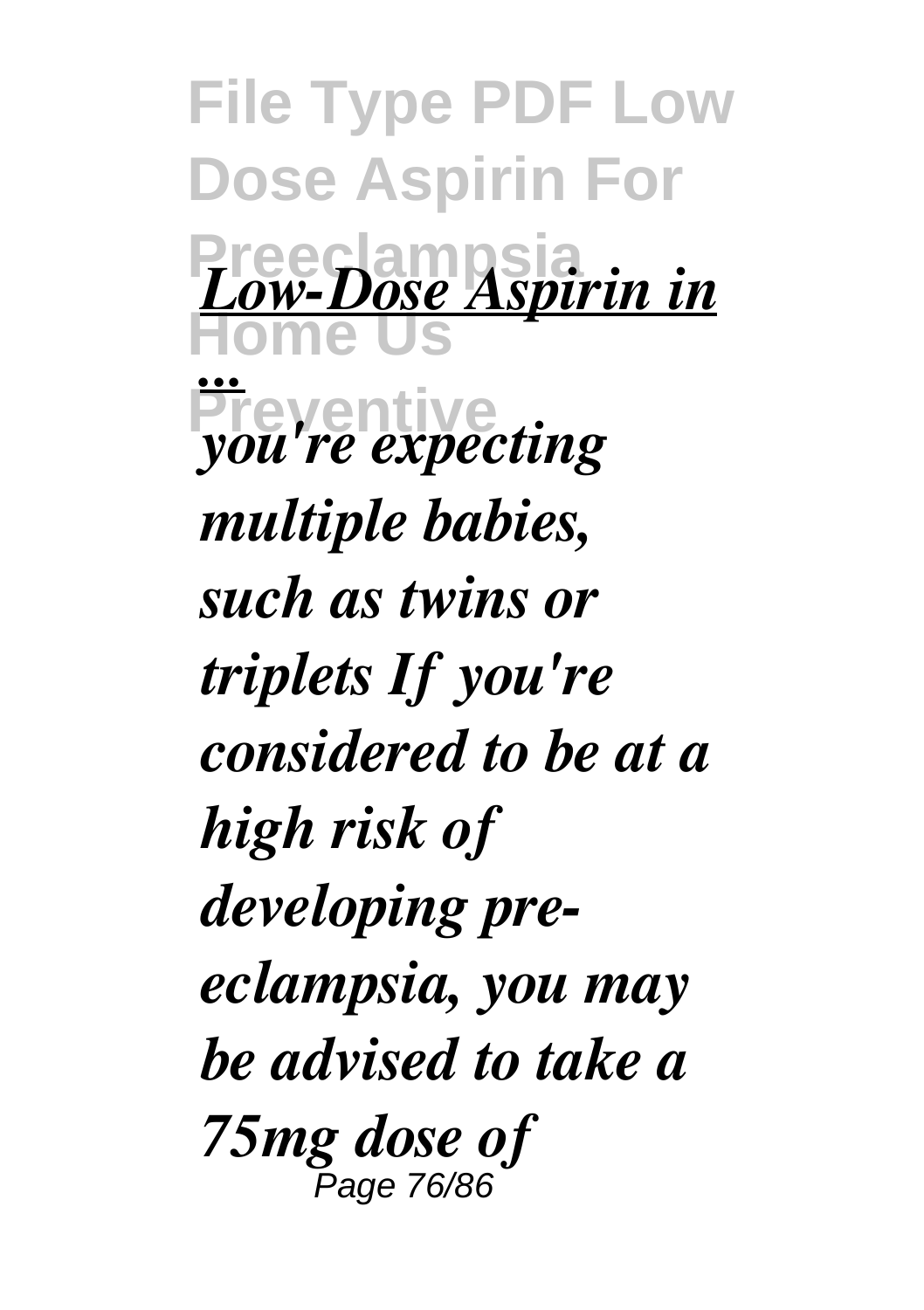***Low-Dose Aspirin in ...***

***you're expecting multiple babies, such as twins or triplets If you're considered to be at a high risk of developing pre-eclampsia, you may be advised to take a 75mg dose of***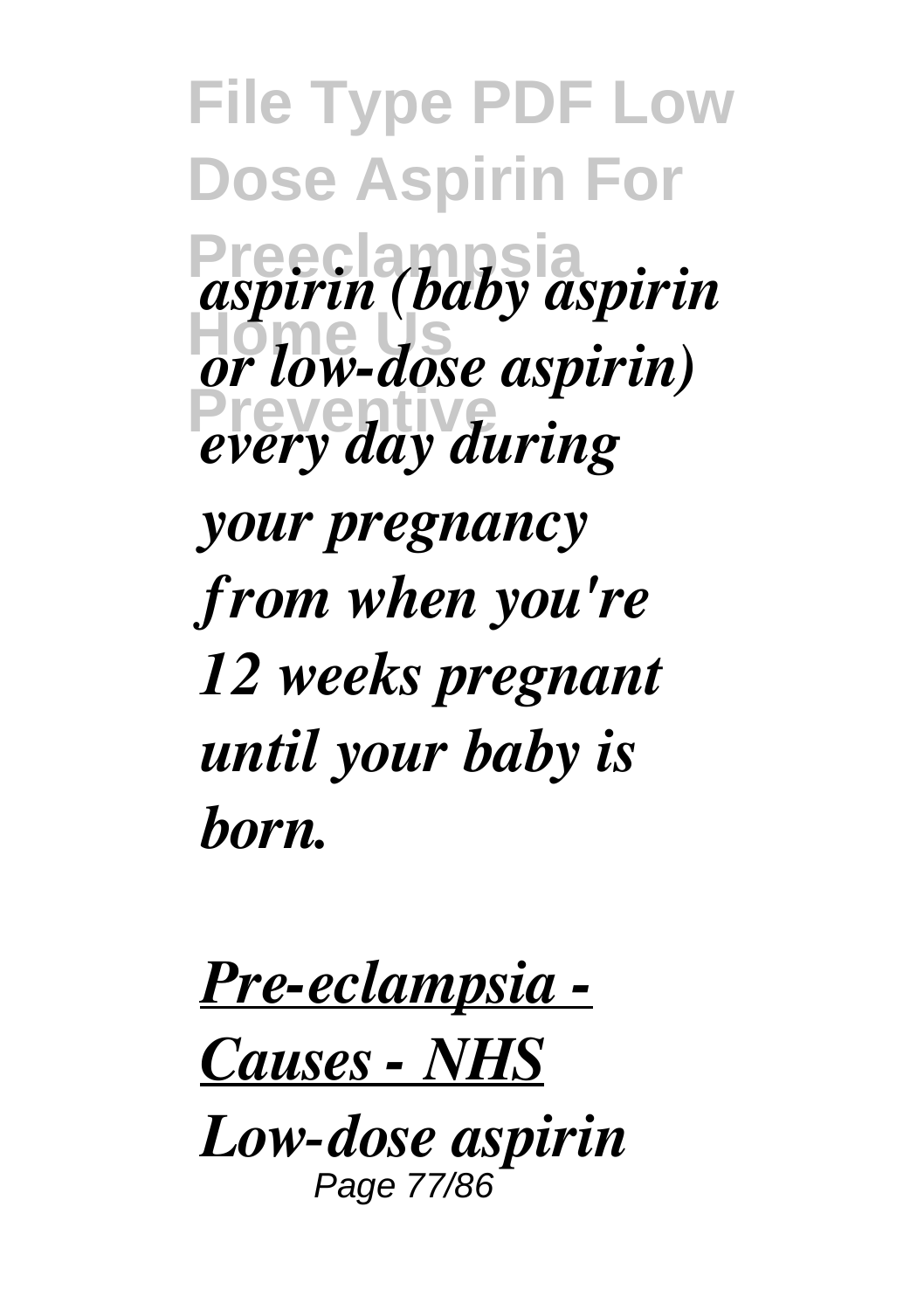*aspirin (baby aspirin or low-dose aspirin) every day during your pregnancy from when you're 12 weeks pregnant until your baby is born.*

*Pre-eclampsia - Causes - NHS*

*Low-dose aspirin*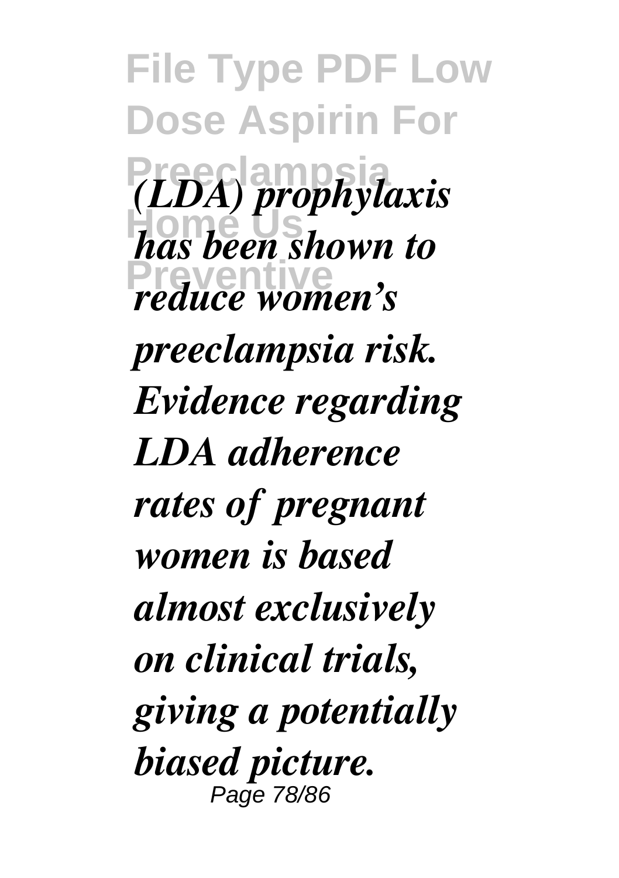*(LDA) prophylaxis has been shown to reduce women's preeclampsia risk. Evidence regarding LDA adherence rates of pregnant women is based almost exclusively on clinical trials, giving a potentially biased picture.*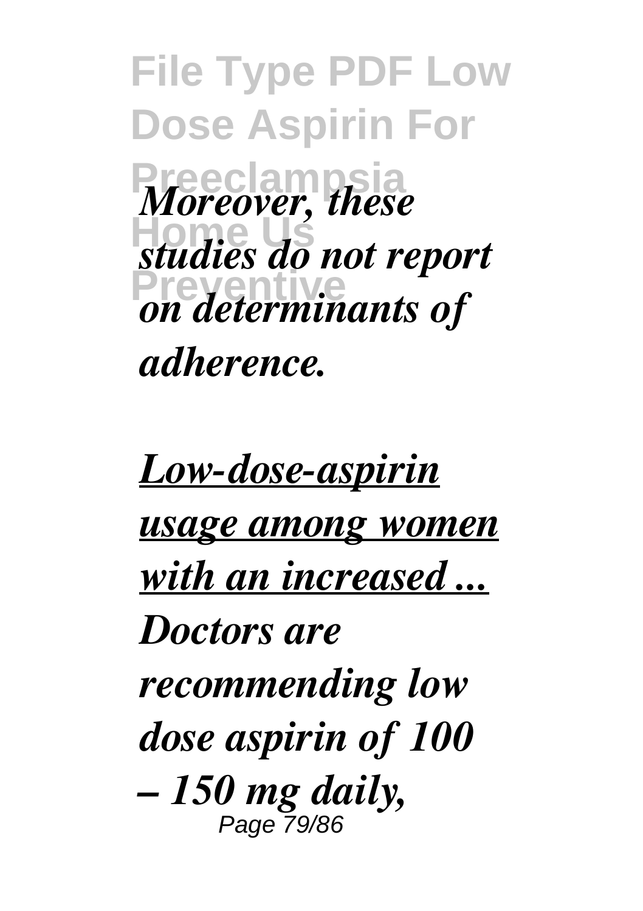*Moreover, these studies do not report on determinants of adherence.*

***Low-dose-aspirin usage among women with an increased ...***

***Doctors are recommending low dose aspirin of 100 – 150 mg daily,***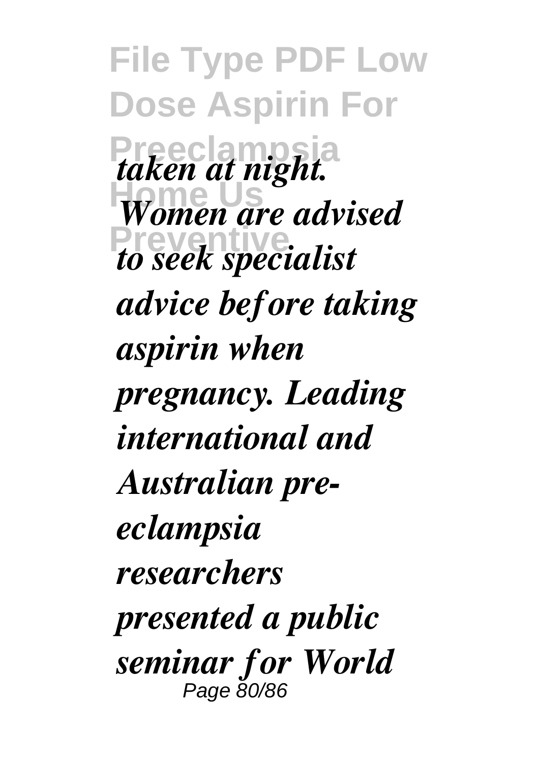*taken at night. Women are advised to seek specialist advice before taking aspirin when pregnancy. Leading international and Australian pre-eclampsia researchers presented a public seminar for World*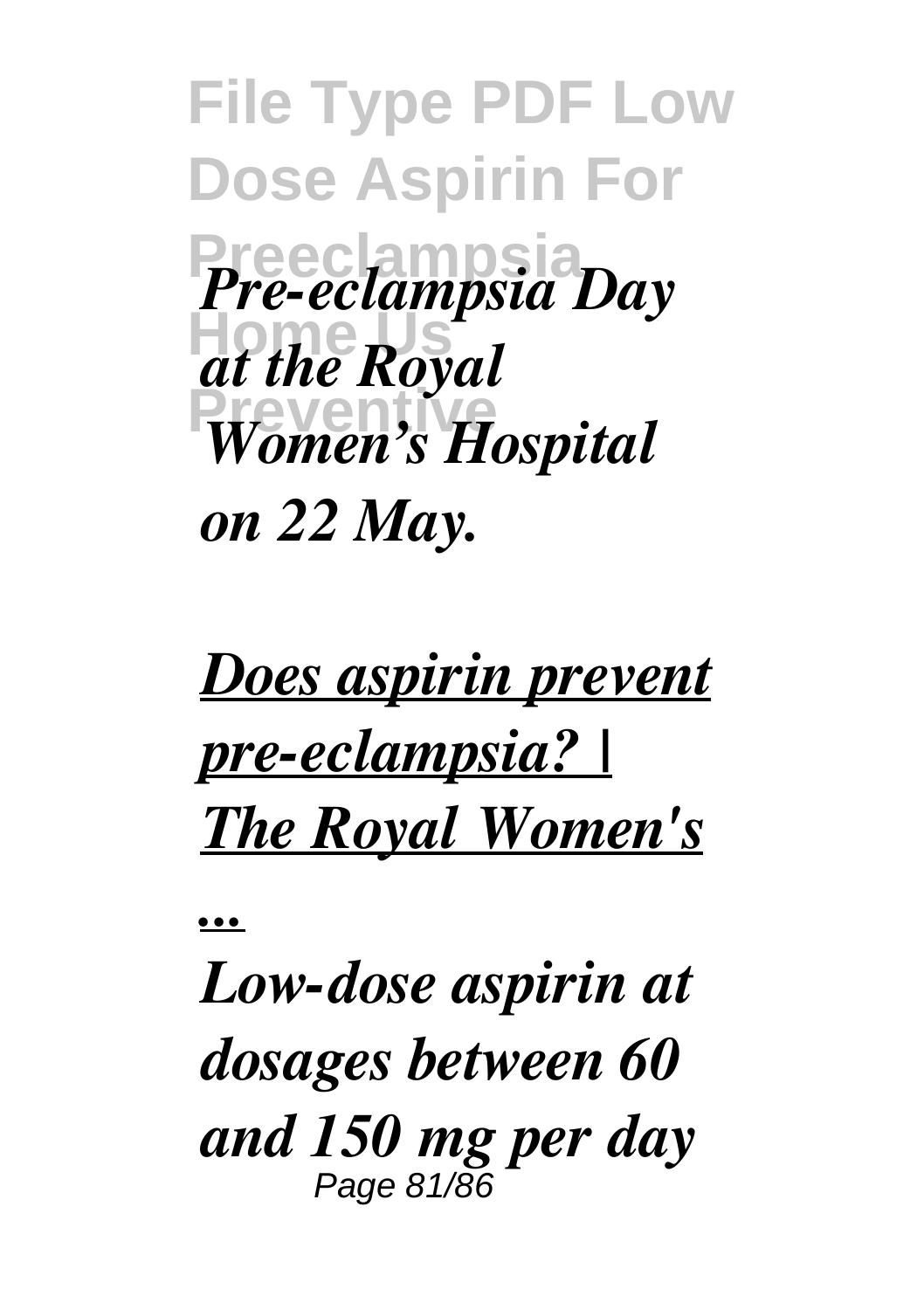*Pre-eclampsia Day at the Royal Women's Hospital on 22 May.*

## *Does aspirin prevent pre-eclampsia? | The Royal Women's ...*

*Low-dose aspirin at dosages between 60 and 150 mg per day*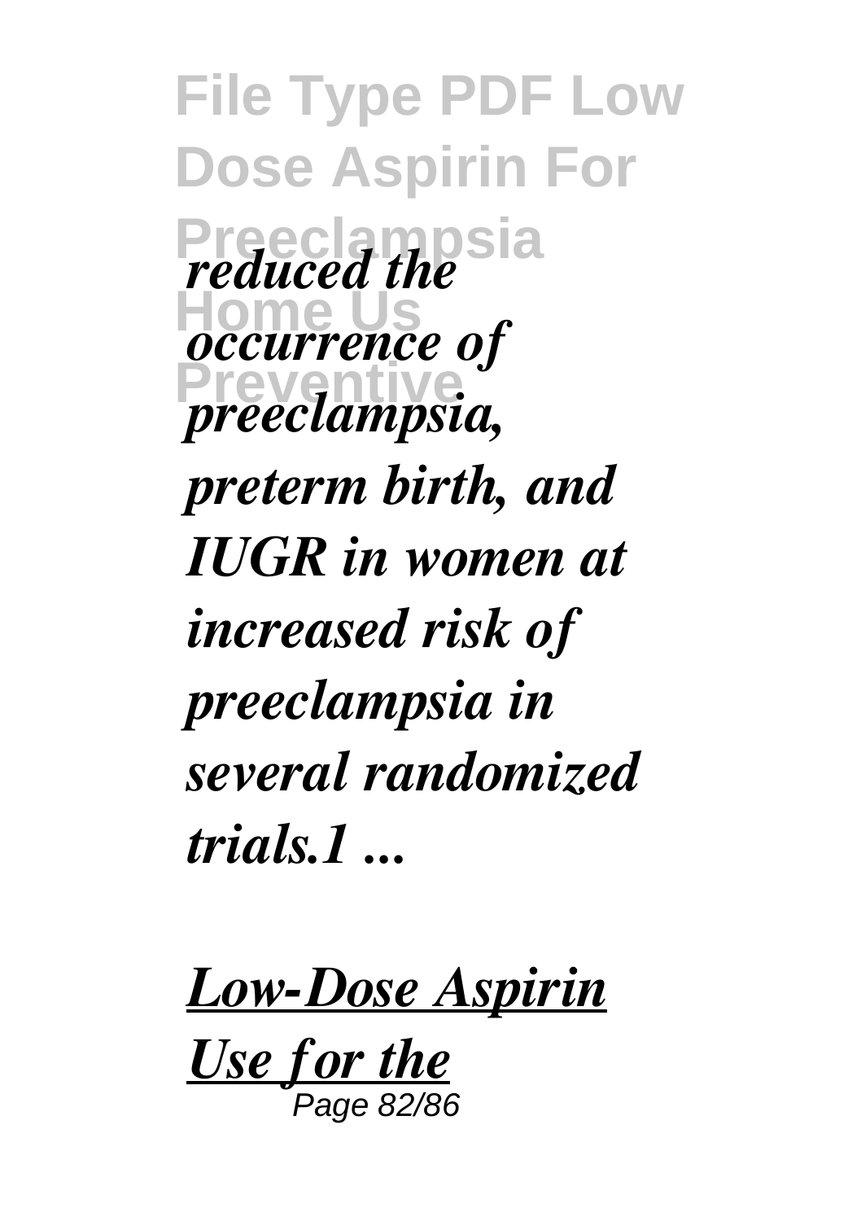*reduced the occurrence of preeclampsia, preterm birth, and IUGR in women at increased risk of preeclampsia in several randomized trials.1 ...*

***Low-Dose Aspirin Use for the***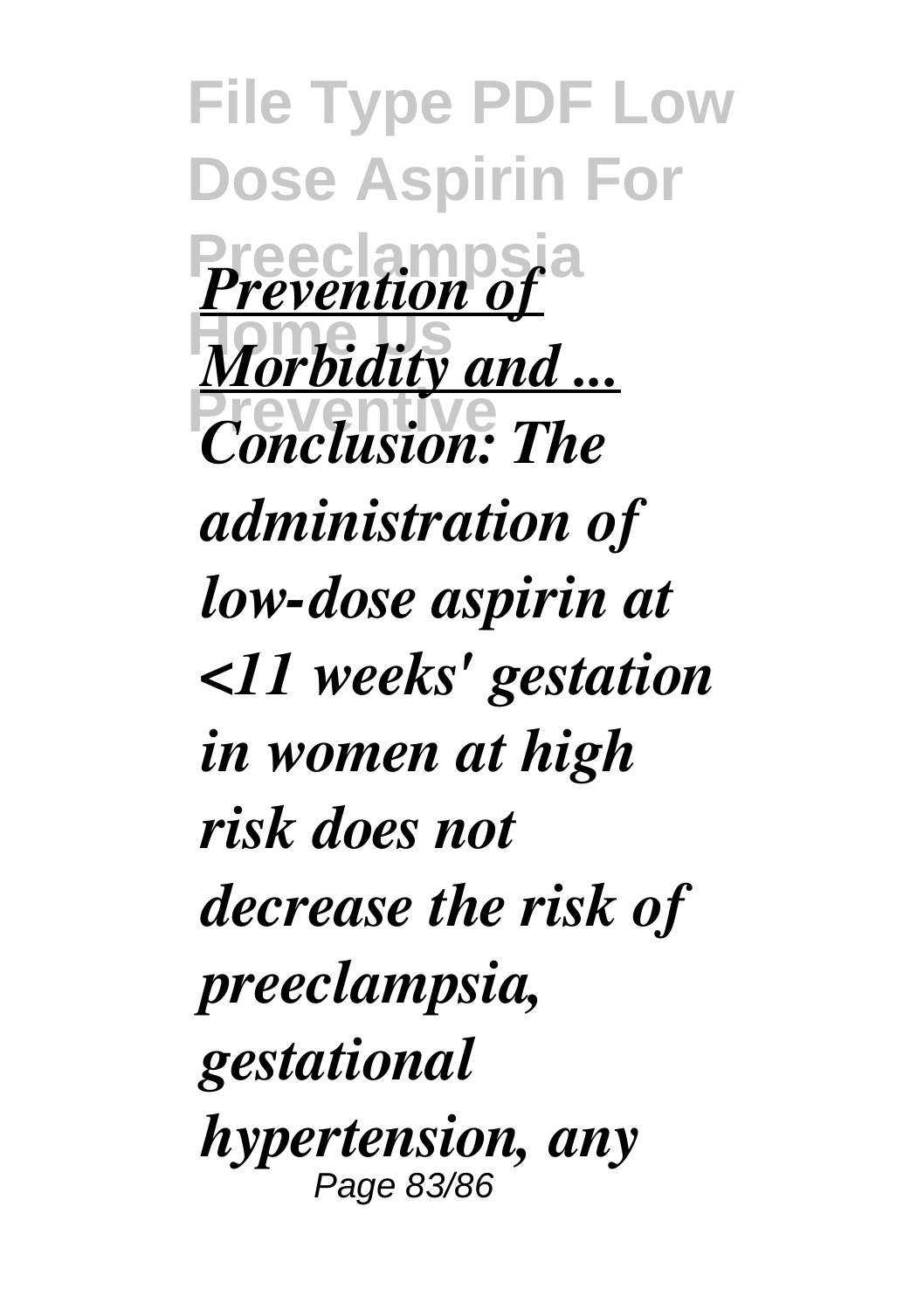*Prevention of Morbidity and ...*

*Conclusion: The administration of low-dose aspirin at <11 weeks' gestation in women at high risk does not decrease the risk of preeclampsia, gestational hypertension, any*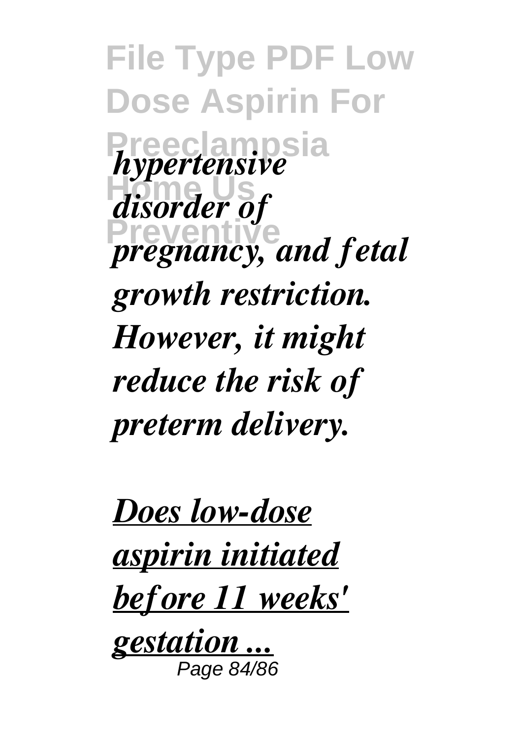*hypertensive disorder of pregnancy, and fetal growth restriction. However, it might reduce the risk of preterm delivery.*

***Does low-dose aspirin initiated before 11 weeks' gestation ...***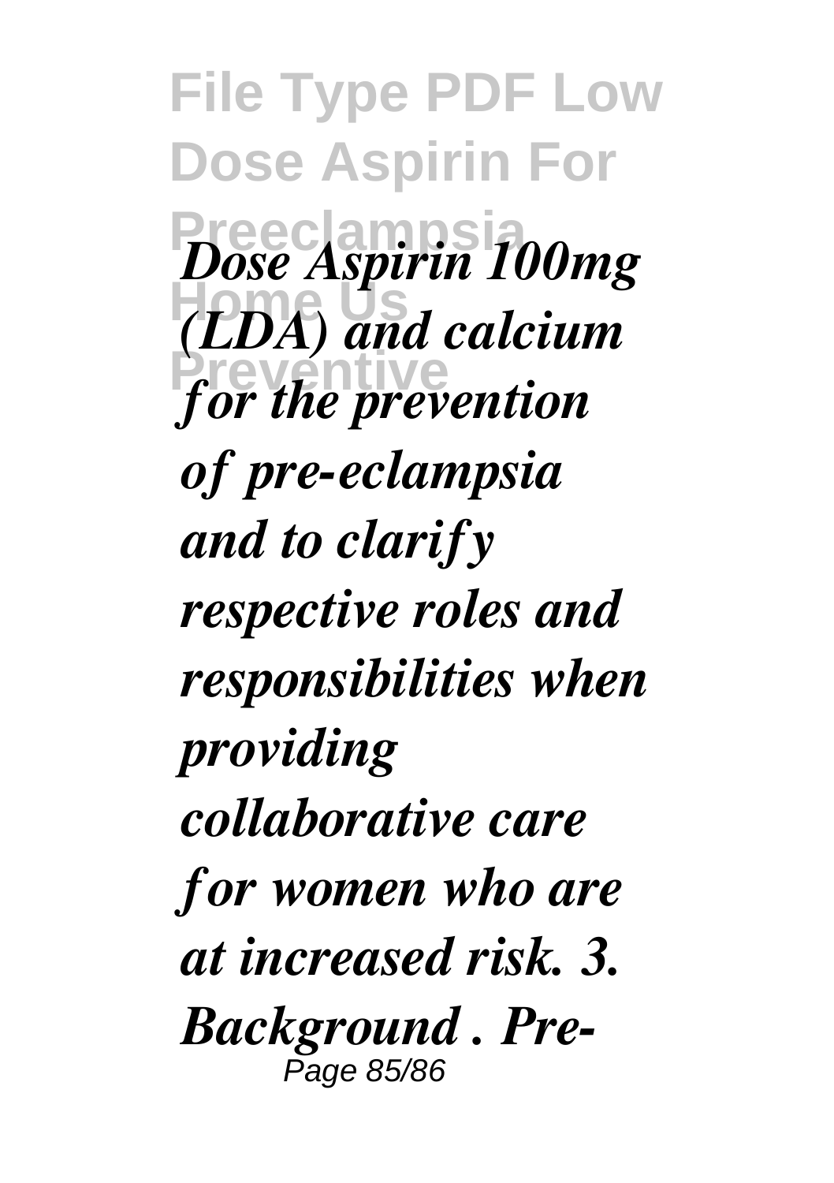*Dose Aspirin 100mg (LDA) and calcium for the prevention of pre-eclampsia and to clarify respective roles and responsibilities when providing collaborative care for women who are at increased risk. 3. Background . Pre-*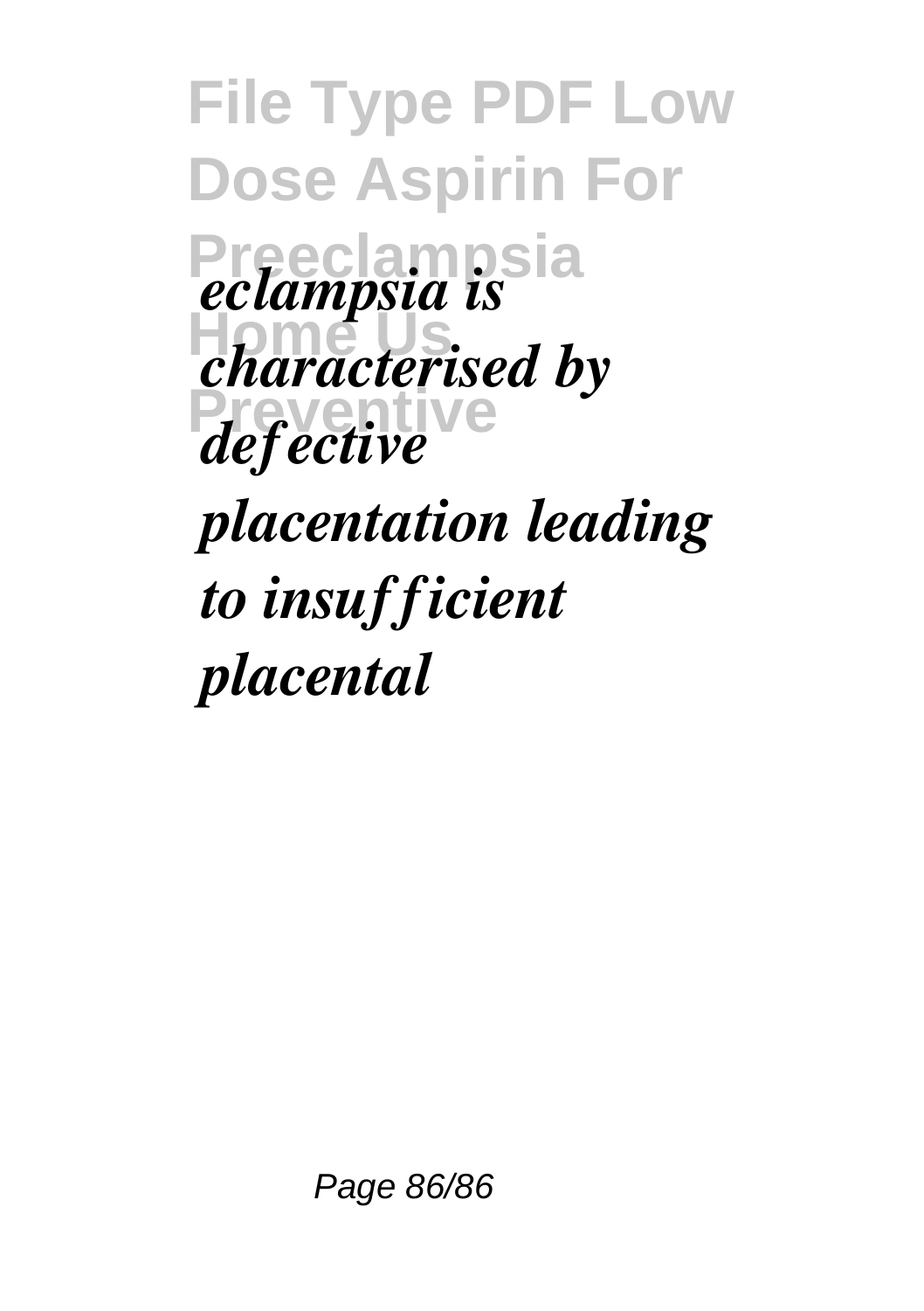*eclampsia is characterised by defective placentation leading to insufficient placental*